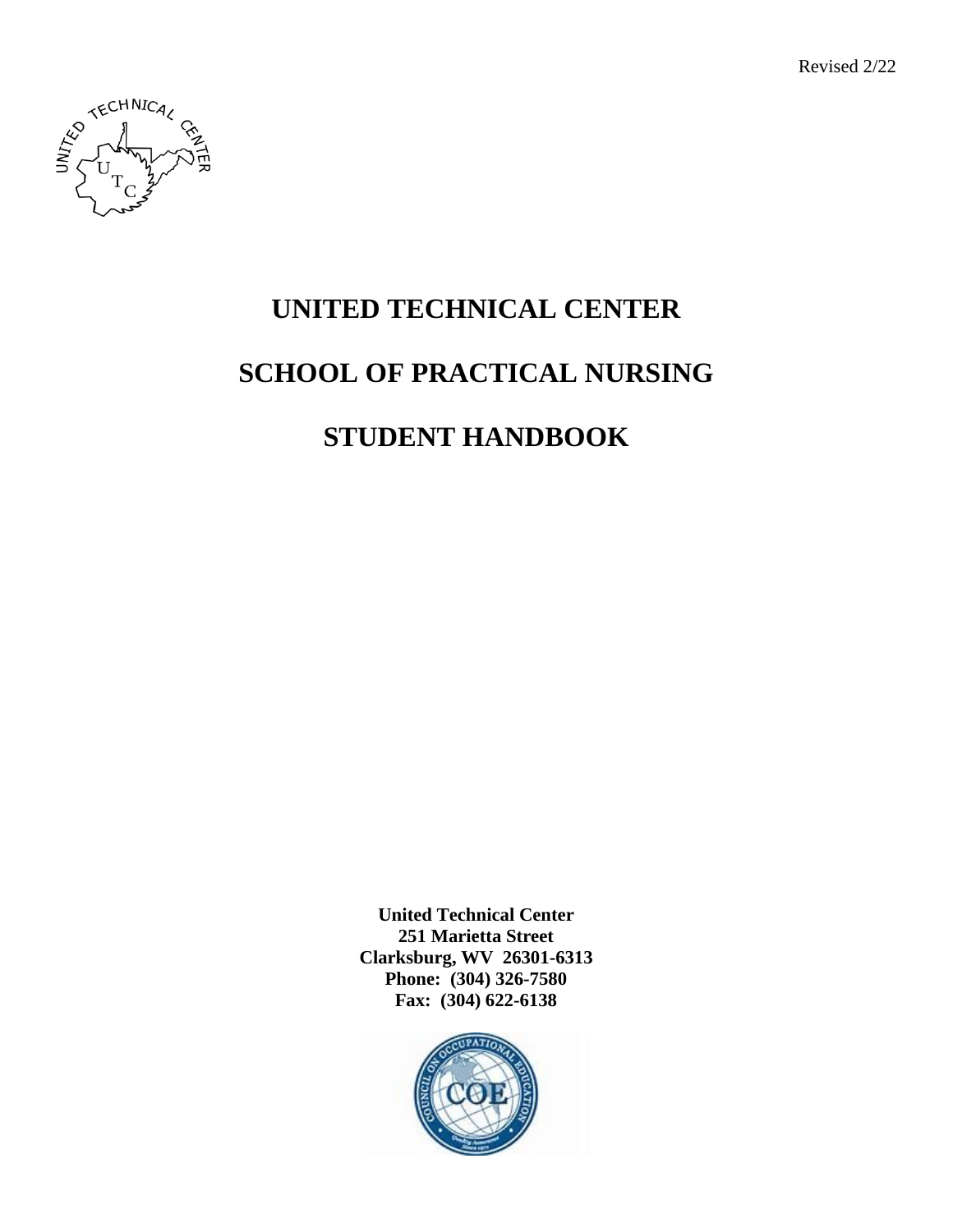Revised 2/22

# UNITED TECHNICAL CENTER

# SCHOOL OF PRACTICAL NURSING

# STUDENT HANDBOOK

**United Technical Center**
**251 Marietta Street**
**Clarksburg, WV 26301-6313**
**Phone: (304) 326-7580**
**Fax: (304) 622-6138**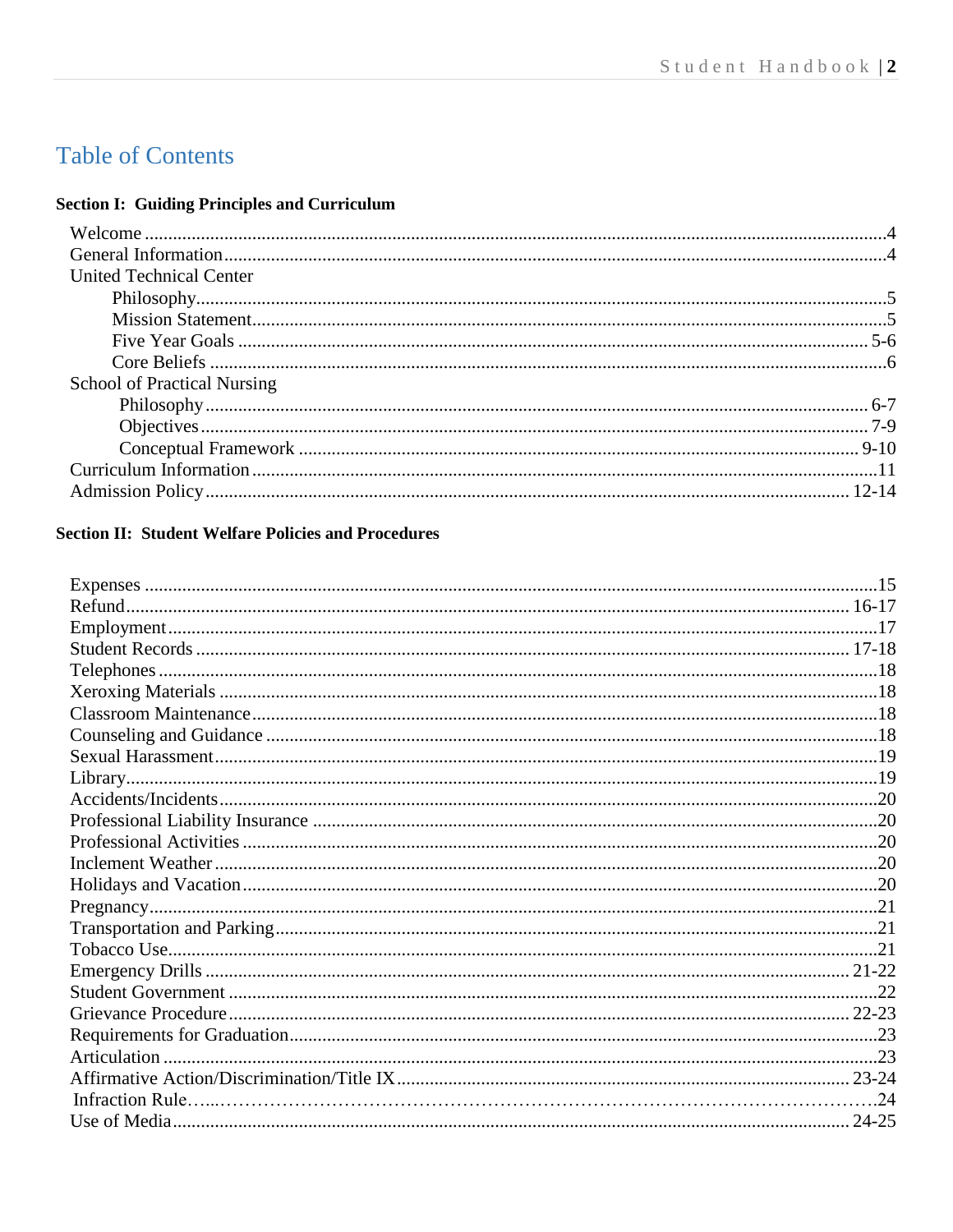# Table of Contents

**Section I: Guiding Principles and Curriculum**

- Welcome ........................................................................ 4
- General Information ........................................................................ 4
- United Technical Center
  - Philosophy ........................................................................ 5
  - Mission Statement ........................................................................ 5
  - Five Year Goals ........................................................................ 5-6
  - Core Beliefs ........................................................................ 6
- School of Practical Nursing
  - Philosophy ........................................................................ 6-7
  - Objectives ........................................................................ 7-9
  - Conceptual Framework ........................................................................ 9-10
- Curriculum Information ........................................................................ 11
- Admission Policy ........................................................................ 12-14

**Section II: Student Welfare Policies and Procedures**

- Expenses ........................................................................ 15
- Refund ........................................................................ 16-17
- Employment ........................................................................ 17
- Student Records ........................................................................ 17-18
- Telephones ........................................................................ 18
- Xeroxing Materials ........................................................................ 18
- Classroom Maintenance ........................................................................ 18
- Counseling and Guidance ........................................................................ 18
- Sexual Harassment ........................................................................ 19
- Library ........................................................................ 19
- Accidents/Incidents ........................................................................ 20
- Professional Liability Insurance ........................................................................ 20
- Professional Activities ........................................................................ 20
- Inclement Weather ........................................................................ 20
- Holidays and Vacation ........................................................................ 20
- Pregnancy ........................................................................ 21
- Transportation and Parking ........................................................................ 21
- Tobacco Use ........................................................................ 21
- Emergency Drills ........................................................................ 21-22
- Student Government ........................................................................ 22
- Grievance Procedure ........................................................................ 22-23
- Requirements for Graduation ........................................................................ 23
- Articulation ........................................................................ 23
- Affirmative Action/Discrimination/Title IX ........................................................................ 23-24
- Infraction Rule ........................................................................ 24
- Use of Media ........................................................................ 24-25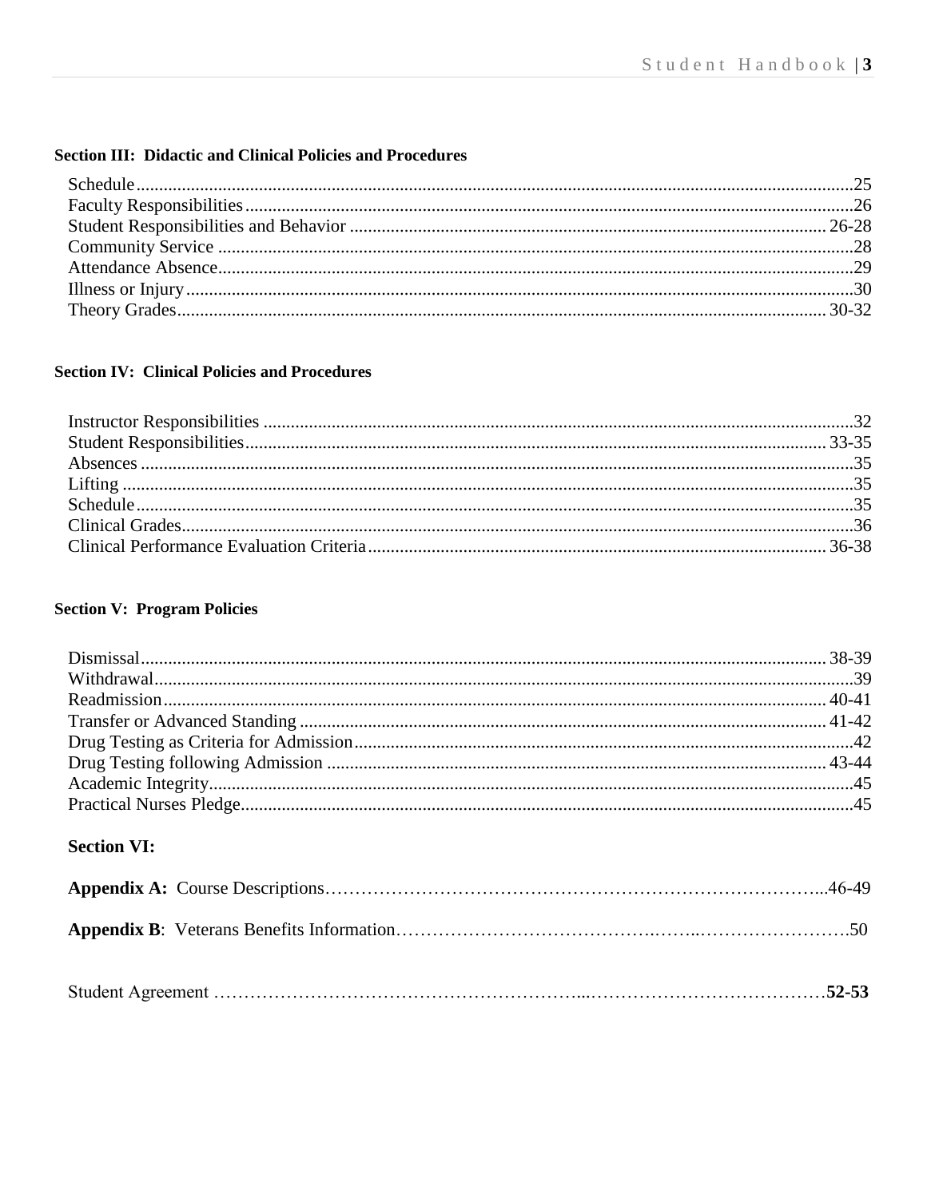### Section III: Didactic and Clinical Policies and Procedures

| | |
|---|---|
| Schedule | 25 |
| Faculty Responsibilities | 26 |
| Student Responsibilities and Behavior | 26-28 |
| Community Service | 28 |
| Attendance Absence | 29 |
| Illness or Injury | 30 |
| Theory Grades | 30-32 |

### Section IV: Clinical Policies and Procedures

| | |
|---|---|
| Instructor Responsibilities | 32 |
| Student Responsibilities | 33-35 |
| Absences | 35 |
| Lifting | 35 |
| Schedule | 35 |
| Clinical Grades | 36 |
| Clinical Performance Evaluation Criteria | 36-38 |

### Section V: Program Policies

| | |
|---|---|
| Dismissal | 38-39 |
| Withdrawal | 39 |
| Readmission | 40-41 |
| Transfer or Advanced Standing | 41-42 |
| Drug Testing as Criteria for Admission | 42 |
| Drug Testing following Admission | 43-44 |
| Academic Integrity | 45 |
| Practical Nurses Pledge | 45 |

### Section VI:

| | |
|---|---|
| **Appendix A:** Course Descriptions | 46-49 |
| **Appendix B**: Veterans Benefits Information | 50 |
| Student Agreement | **52-53** |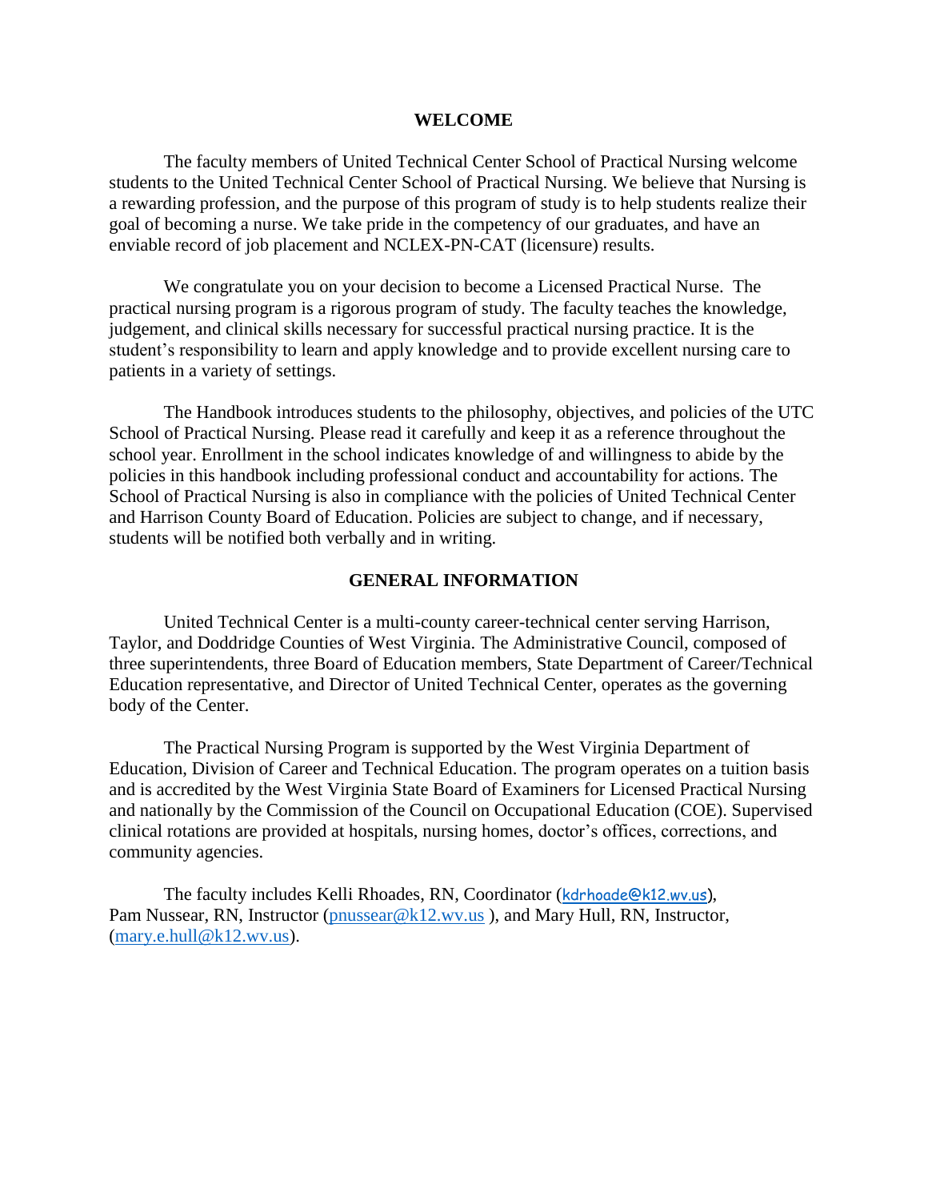## WELCOME

The faculty members of United Technical Center School of Practical Nursing welcome students to the United Technical Center School of Practical Nursing. We believe that Nursing is a rewarding profession, and the purpose of this program of study is to help students realize their goal of becoming a nurse. We take pride in the competency of our graduates, and have an enviable record of job placement and NCLEX-PN-CAT (licensure) results.

We congratulate you on your decision to become a Licensed Practical Nurse. The practical nursing program is a rigorous program of study. The faculty teaches the knowledge, judgement, and clinical skills necessary for successful practical nursing practice. It is the student's responsibility to learn and apply knowledge and to provide excellent nursing care to patients in a variety of settings.

The Handbook introduces students to the philosophy, objectives, and policies of the UTC School of Practical Nursing. Please read it carefully and keep it as a reference throughout the school year. Enrollment in the school indicates knowledge of and willingness to abide by the policies in this handbook including professional conduct and accountability for actions. The School of Practical Nursing is also in compliance with the policies of United Technical Center and Harrison County Board of Education. Policies are subject to change, and if necessary, students will be notified both verbally and in writing.

## GENERAL INFORMATION

United Technical Center is a multi-county career-technical center serving Harrison, Taylor, and Doddridge Counties of West Virginia. The Administrative Council, composed of three superintendents, three Board of Education members, State Department of Career/Technical Education representative, and Director of United Technical Center, operates as the governing body of the Center.

The Practical Nursing Program is supported by the West Virginia Department of Education, Division of Career and Technical Education. The program operates on a tuition basis and is accredited by the West Virginia State Board of Examiners for Licensed Practical Nursing and nationally by the Commission of the Council on Occupational Education (COE). Supervised clinical rotations are provided at hospitals, nursing homes, doctor's offices, corrections, and community agencies.

The faculty includes Kelli Rhoades, RN, Coordinator (kdrhoade@k12.wv.us), Pam Nussear, RN, Instructor (pnussear@k12.wv.us ), and Mary Hull, RN, Instructor, (mary.e.hull@k12.wv.us).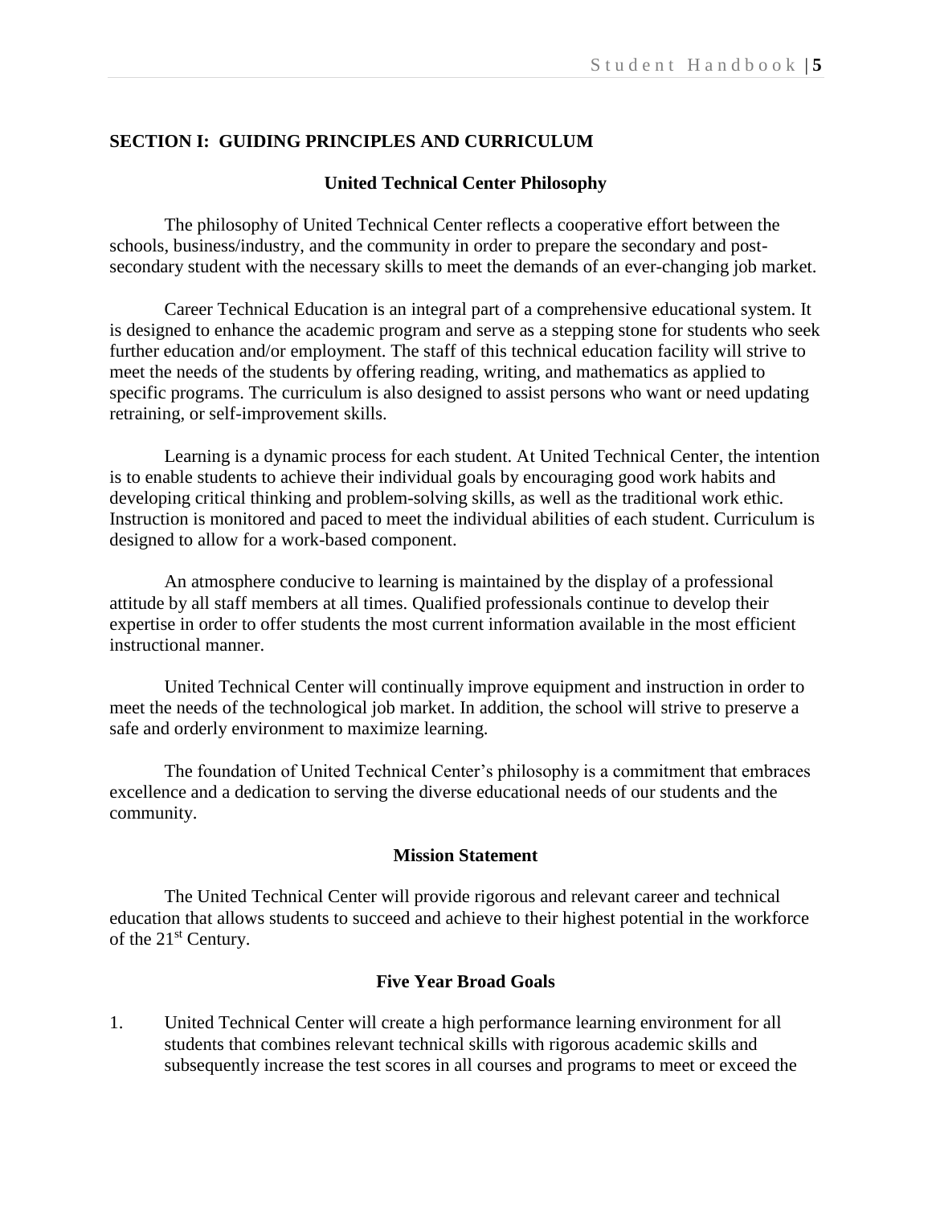## SECTION I: GUIDING PRINCIPLES AND CURRICULUM

### United Technical Center Philosophy

The philosophy of United Technical Center reflects a cooperative effort between the schools, business/industry, and the community in order to prepare the secondary and post-secondary student with the necessary skills to meet the demands of an ever-changing job market.

Career Technical Education is an integral part of a comprehensive educational system. It is designed to enhance the academic program and serve as a stepping stone for students who seek further education and/or employment. The staff of this technical education facility will strive to meet the needs of the students by offering reading, writing, and mathematics as applied to specific programs. The curriculum is also designed to assist persons who want or need updating retraining, or self-improvement skills.

Learning is a dynamic process for each student. At United Technical Center, the intention is to enable students to achieve their individual goals by encouraging good work habits and developing critical thinking and problem-solving skills, as well as the traditional work ethic. Instruction is monitored and paced to meet the individual abilities of each student. Curriculum is designed to allow for a work-based component.

An atmosphere conducive to learning is maintained by the display of a professional attitude by all staff members at all times. Qualified professionals continue to develop their expertise in order to offer students the most current information available in the most efficient instructional manner.

United Technical Center will continually improve equipment and instruction in order to meet the needs of the technological job market. In addition, the school will strive to preserve a safe and orderly environment to maximize learning.

The foundation of United Technical Center's philosophy is a commitment that embraces excellence and a dedication to serving the diverse educational needs of our students and the community.

### Mission Statement

The United Technical Center will provide rigorous and relevant career and technical education that allows students to succeed and achieve to their highest potential in the workforce of the 21st Century.

### Five Year Broad Goals

1. United Technical Center will create a high performance learning environment for all students that combines relevant technical skills with rigorous academic skills and subsequently increase the test scores in all courses and programs to meet or exceed the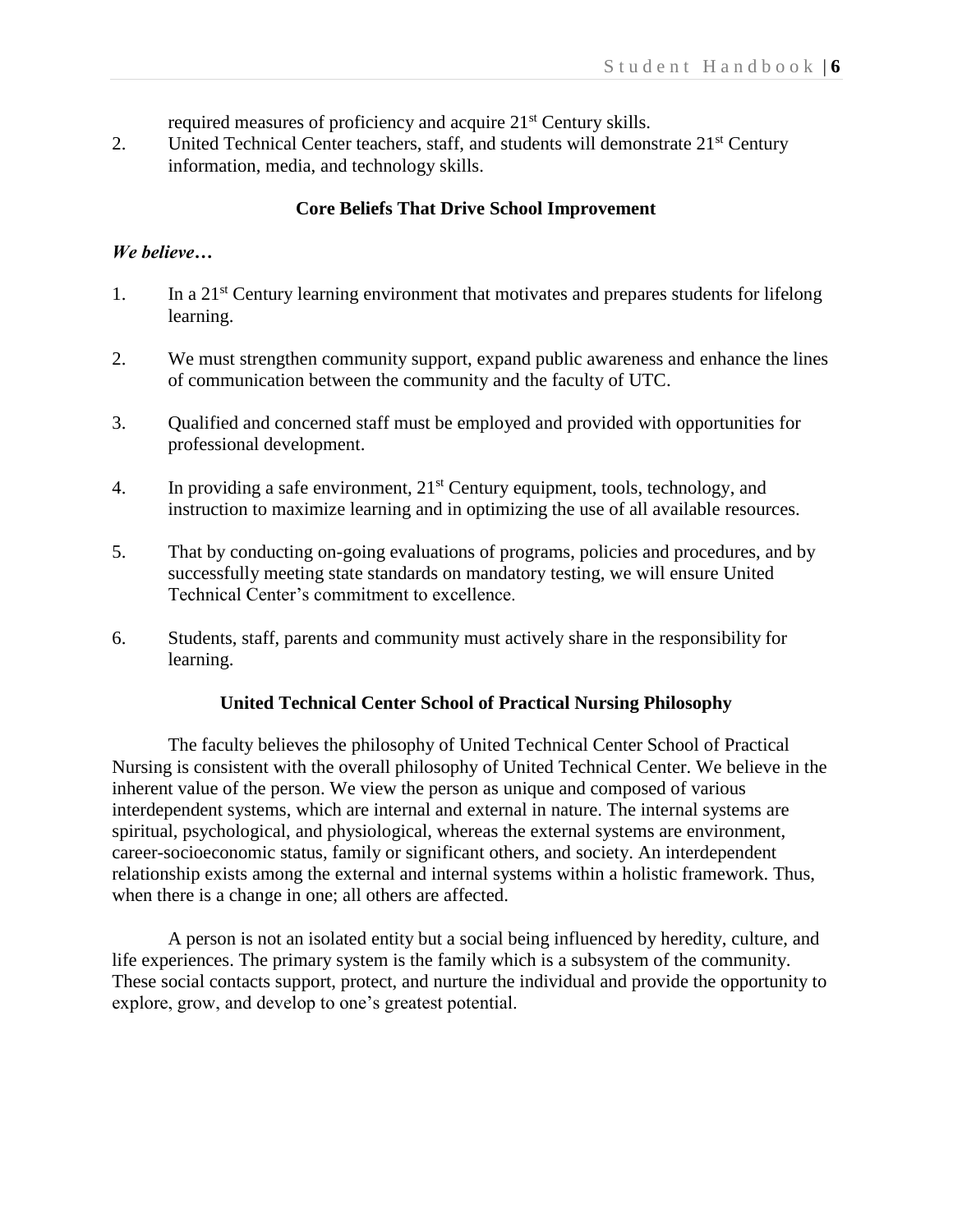required measures of proficiency and acquire 21st Century skills.

2. United Technical Center teachers, staff, and students will demonstrate 21st Century information, media, and technology skills.

### Core Beliefs That Drive School Improvement

***We believe…***

1. In a 21st Century learning environment that motivates and prepares students for lifelong learning.

2. We must strengthen community support, expand public awareness and enhance the lines of communication between the community and the faculty of UTC.

3. Qualified and concerned staff must be employed and provided with opportunities for professional development.

4. In providing a safe environment, 21st Century equipment, tools, technology, and instruction to maximize learning and in optimizing the use of all available resources.

5. That by conducting on-going evaluations of programs, policies and procedures, and by successfully meeting state standards on mandatory testing, we will ensure United Technical Center's commitment to excellence.

6. Students, staff, parents and community must actively share in the responsibility for learning.

### United Technical Center School of Practical Nursing Philosophy

The faculty believes the philosophy of United Technical Center School of Practical Nursing is consistent with the overall philosophy of United Technical Center. We believe in the inherent value of the person. We view the person as unique and composed of various interdependent systems, which are internal and external in nature. The internal systems are spiritual, psychological, and physiological, whereas the external systems are environment, career-socioeconomic status, family or significant others, and society. An interdependent relationship exists among the external and internal systems within a holistic framework. Thus, when there is a change in one; all others are affected.

A person is not an isolated entity but a social being influenced by heredity, culture, and life experiences. The primary system is the family which is a subsystem of the community. These social contacts support, protect, and nurture the individual and provide the opportunity to explore, grow, and develop to one's greatest potential.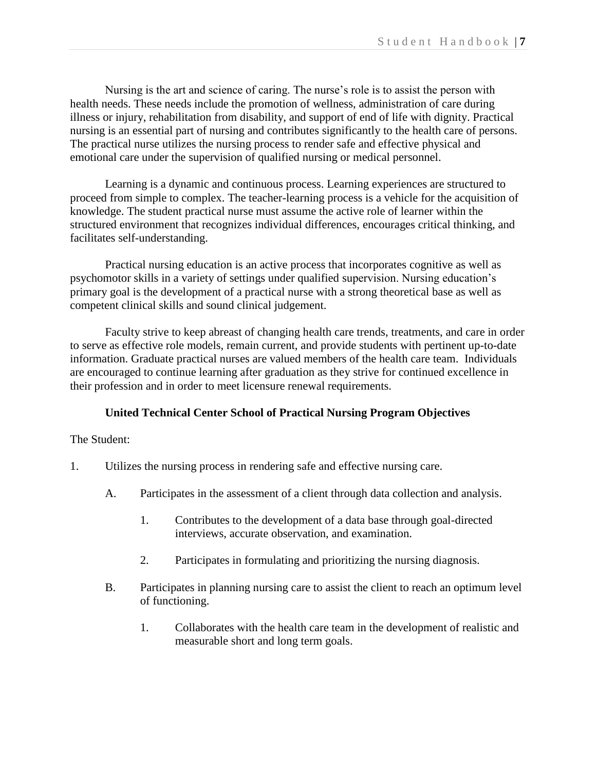Nursing is the art and science of caring. The nurse's role is to assist the person with health needs. These needs include the promotion of wellness, administration of care during illness or injury, rehabilitation from disability, and support of end of life with dignity. Practical nursing is an essential part of nursing and contributes significantly to the health care of persons. The practical nurse utilizes the nursing process to render safe and effective physical and emotional care under the supervision of qualified nursing or medical personnel.

Learning is a dynamic and continuous process. Learning experiences are structured to proceed from simple to complex. The teacher-learning process is a vehicle for the acquisition of knowledge. The student practical nurse must assume the active role of learner within the structured environment that recognizes individual differences, encourages critical thinking, and facilitates self-understanding.

Practical nursing education is an active process that incorporates cognitive as well as psychomotor skills in a variety of settings under qualified supervision. Nursing education's primary goal is the development of a practical nurse with a strong theoretical base as well as competent clinical skills and sound clinical judgement.

Faculty strive to keep abreast of changing health care trends, treatments, and care in order to serve as effective role models, remain current, and provide students with pertinent up-to-date information. Graduate practical nurses are valued members of the health care team. Individuals are encouraged to continue learning after graduation as they strive for continued excellence in their profession and in order to meet licensure renewal requirements.

**United Technical Center School of Practical Nursing Program Objectives**

The Student:

1. Utilizes the nursing process in rendering safe and effective nursing care.

    A. Participates in the assessment of a client through data collection and analysis.

        1. Contributes to the development of a data base through goal-directed interviews, accurate observation, and examination.

        2. Participates in formulating and prioritizing the nursing diagnosis.

    B. Participates in planning nursing care to assist the client to reach an optimum level of functioning.

        1. Collaborates with the health care team in the development of realistic and measurable short and long term goals.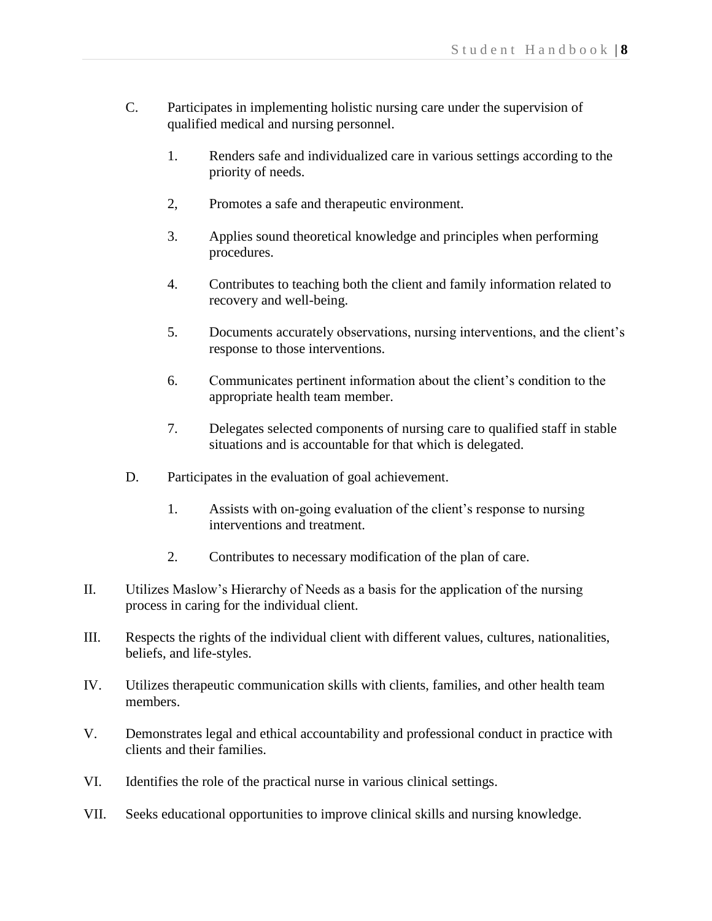C. Participates in implementing holistic nursing care under the supervision of qualified medical and nursing personnel.

   1. Renders safe and individualized care in various settings according to the priority of needs.

   2, Promotes a safe and therapeutic environment.

   3. Applies sound theoretical knowledge and principles when performing procedures.

   4. Contributes to teaching both the client and family information related to recovery and well-being.

   5. Documents accurately observations, nursing interventions, and the client's response to those interventions.

   6. Communicates pertinent information about the client's condition to the appropriate health team member.

   7. Delegates selected components of nursing care to qualified staff in stable situations and is accountable for that which is delegated.

D. Participates in the evaluation of goal achievement.

   1. Assists with on-going evaluation of the client's response to nursing interventions and treatment.

   2. Contributes to necessary modification of the plan of care.

II. Utilizes Maslow's Hierarchy of Needs as a basis for the application of the nursing process in caring for the individual client.

III. Respects the rights of the individual client with different values, cultures, nationalities, beliefs, and life-styles.

IV. Utilizes therapeutic communication skills with clients, families, and other health team members.

V. Demonstrates legal and ethical accountability and professional conduct in practice with clients and their families.

VI. Identifies the role of the practical nurse in various clinical settings.

VII. Seeks educational opportunities to improve clinical skills and nursing knowledge.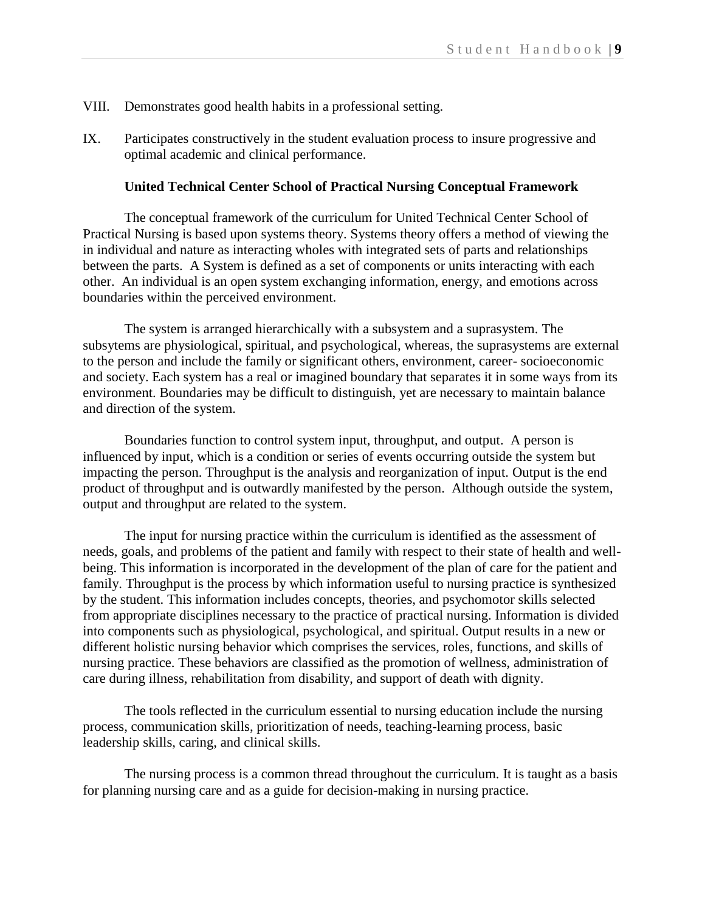VIII. Demonstrates good health habits in a professional setting.

IX. Participates constructively in the student evaluation process to insure progressive and optimal academic and clinical performance.

**United Technical Center School of Practical Nursing Conceptual Framework**

The conceptual framework of the curriculum for United Technical Center School of Practical Nursing is based upon systems theory. Systems theory offers a method of viewing the in individual and nature as interacting wholes with integrated sets of parts and relationships between the parts. A System is defined as a set of components or units interacting with each other. An individual is an open system exchanging information, energy, and emotions across boundaries within the perceived environment.

The system is arranged hierarchically with a subsystem and a suprasystem. The subsytems are physiological, spiritual, and psychological, whereas, the suprasystems are external to the person and include the family or significant others, environment, career- socioeconomic and society. Each system has a real or imagined boundary that separates it in some ways from its environment. Boundaries may be difficult to distinguish, yet are necessary to maintain balance and direction of the system.

Boundaries function to control system input, throughput, and output. A person is influenced by input, which is a condition or series of events occurring outside the system but impacting the person. Throughput is the analysis and reorganization of input. Output is the end product of throughput and is outwardly manifested by the person. Although outside the system, output and throughput are related to the system.

The input for nursing practice within the curriculum is identified as the assessment of needs, goals, and problems of the patient and family with respect to their state of health and well-being. This information is incorporated in the development of the plan of care for the patient and family. Throughput is the process by which information useful to nursing practice is synthesized by the student. This information includes concepts, theories, and psychomotor skills selected from appropriate disciplines necessary to the practice of practical nursing. Information is divided into components such as physiological, psychological, and spiritual. Output results in a new or different holistic nursing behavior which comprises the services, roles, functions, and skills of nursing practice. These behaviors are classified as the promotion of wellness, administration of care during illness, rehabilitation from disability, and support of death with dignity.

The tools reflected in the curriculum essential to nursing education include the nursing process, communication skills, prioritization of needs, teaching-learning process, basic leadership skills, caring, and clinical skills.

The nursing process is a common thread throughout the curriculum. It is taught as a basis for planning nursing care and as a guide for decision-making in nursing practice.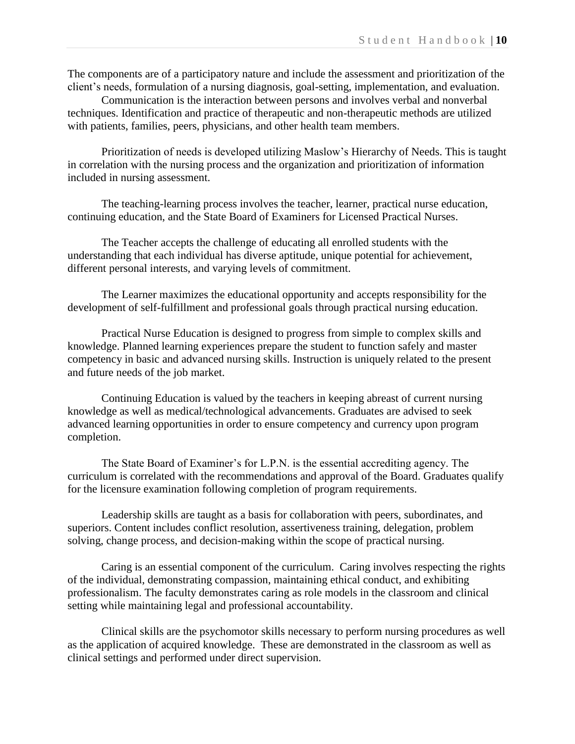The components are of a participatory nature and include the assessment and prioritization of the client's needs, formulation of a nursing diagnosis, goal-setting, implementation, and evaluation.

Communication is the interaction between persons and involves verbal and nonverbal techniques. Identification and practice of therapeutic and non-therapeutic methods are utilized with patients, families, peers, physicians, and other health team members.

Prioritization of needs is developed utilizing Maslow's Hierarchy of Needs. This is taught in correlation with the nursing process and the organization and prioritization of information included in nursing assessment.

The teaching-learning process involves the teacher, learner, practical nurse education, continuing education, and the State Board of Examiners for Licensed Practical Nurses.

The Teacher accepts the challenge of educating all enrolled students with the understanding that each individual has diverse aptitude, unique potential for achievement, different personal interests, and varying levels of commitment.

The Learner maximizes the educational opportunity and accepts responsibility for the development of self-fulfillment and professional goals through practical nursing education.

Practical Nurse Education is designed to progress from simple to complex skills and knowledge. Planned learning experiences prepare the student to function safely and master competency in basic and advanced nursing skills. Instruction is uniquely related to the present and future needs of the job market.

Continuing Education is valued by the teachers in keeping abreast of current nursing knowledge as well as medical/technological advancements. Graduates are advised to seek advanced learning opportunities in order to ensure competency and currency upon program completion.

The State Board of Examiner's for L.P.N. is the essential accrediting agency. The curriculum is correlated with the recommendations and approval of the Board. Graduates qualify for the licensure examination following completion of program requirements.

Leadership skills are taught as a basis for collaboration with peers, subordinates, and superiors. Content includes conflict resolution, assertiveness training, delegation, problem solving, change process, and decision-making within the scope of practical nursing.

Caring is an essential component of the curriculum. Caring involves respecting the rights of the individual, demonstrating compassion, maintaining ethical conduct, and exhibiting professionalism. The faculty demonstrates caring as role models in the classroom and clinical setting while maintaining legal and professional accountability.

Clinical skills are the psychomotor skills necessary to perform nursing procedures as well as the application of acquired knowledge. These are demonstrated in the classroom as well as clinical settings and performed under direct supervision.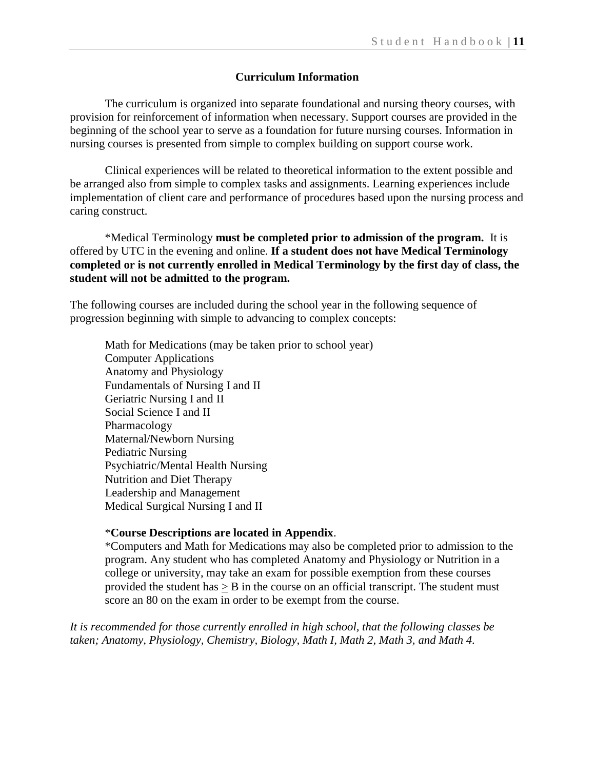## Curriculum Information

The curriculum is organized into separate foundational and nursing theory courses, with provision for reinforcement of information when necessary. Support courses are provided in the beginning of the school year to serve as a foundation for future nursing courses. Information in nursing courses is presented from simple to complex building on support course work.

Clinical experiences will be related to theoretical information to the extent possible and be arranged also from simple to complex tasks and assignments. Learning experiences include implementation of client care and performance of procedures based upon the nursing process and caring construct.

*Medical Terminology **must be completed prior to admission of the program.** It is offered by UTC in the evening and online. **If a student does not have Medical Terminology completed or is not currently enrolled in Medical Terminology by the first day of class, the student will not be admitted to the program.**

The following courses are included during the school year in the following sequence of progression beginning with simple to advancing to complex concepts:

Math for Medications (may be taken prior to school year)
Computer Applications
Anatomy and Physiology
Fundamentals of Nursing I and II
Geriatric Nursing I and II
Social Science I and II
Pharmacology
Maternal/Newborn Nursing
Pediatric Nursing
Psychiatric/Mental Health Nursing
Nutrition and Diet Therapy
Leadership and Management
Medical Surgical Nursing I and II

***Course Descriptions are located in Appendix**.
*Computers and Math for Medications may also be completed prior to admission to the program. Any student who has completed Anatomy and Physiology or Nutrition in a college or university, may take an exam for possible exemption from these courses provided the student has ≥ B in the course on an official transcript. The student must score an 80 on the exam in order to be exempt from the course.

*It is recommended for those currently enrolled in high school, that the following classes be taken; Anatomy, Physiology, Chemistry, Biology, Math I, Math 2, Math 3, and Math 4.*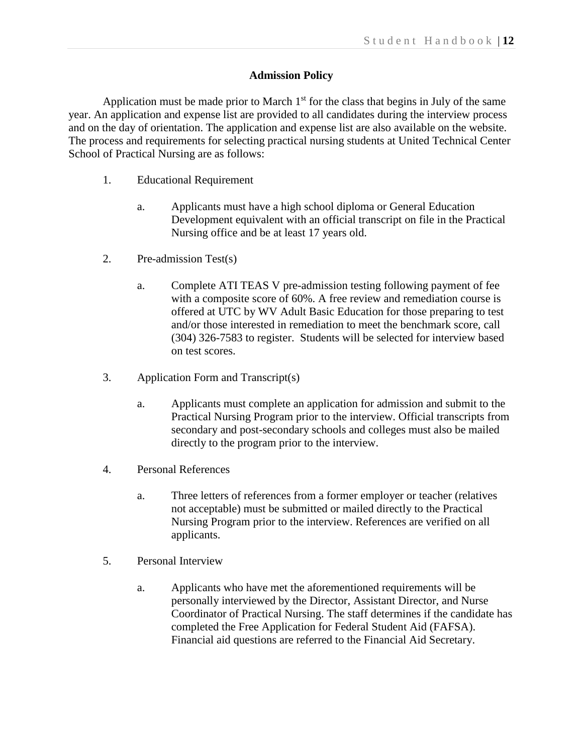## Admission Policy

Application must be made prior to March 1st for the class that begins in July of the same year. An application and expense list are provided to all candidates during the interview process and on the day of orientation. The application and expense list are also available on the website. The process and requirements for selecting practical nursing students at United Technical Center School of Practical Nursing are as follows:

1. Educational Requirement

    a. Applicants must have a high school diploma or General Education Development equivalent with an official transcript on file in the Practical Nursing office and be at least 17 years old.

2. Pre-admission Test(s)

    a. Complete ATI TEAS V pre-admission testing following payment of fee with a composite score of 60%. A free review and remediation course is offered at UTC by WV Adult Basic Education for those preparing to test and/or those interested in remediation to meet the benchmark score, call (304) 326-7583 to register. Students will be selected for interview based on test scores.

3. Application Form and Transcript(s)

    a. Applicants must complete an application for admission and submit to the Practical Nursing Program prior to the interview. Official transcripts from secondary and post-secondary schools and colleges must also be mailed directly to the program prior to the interview.

4. Personal References

    a. Three letters of references from a former employer or teacher (relatives not acceptable) must be submitted or mailed directly to the Practical Nursing Program prior to the interview. References are verified on all applicants.

5. Personal Interview

    a. Applicants who have met the aforementioned requirements will be personally interviewed by the Director, Assistant Director, and Nurse Coordinator of Practical Nursing. The staff determines if the candidate has completed the Free Application for Federal Student Aid (FAFSA). Financial aid questions are referred to the Financial Aid Secretary.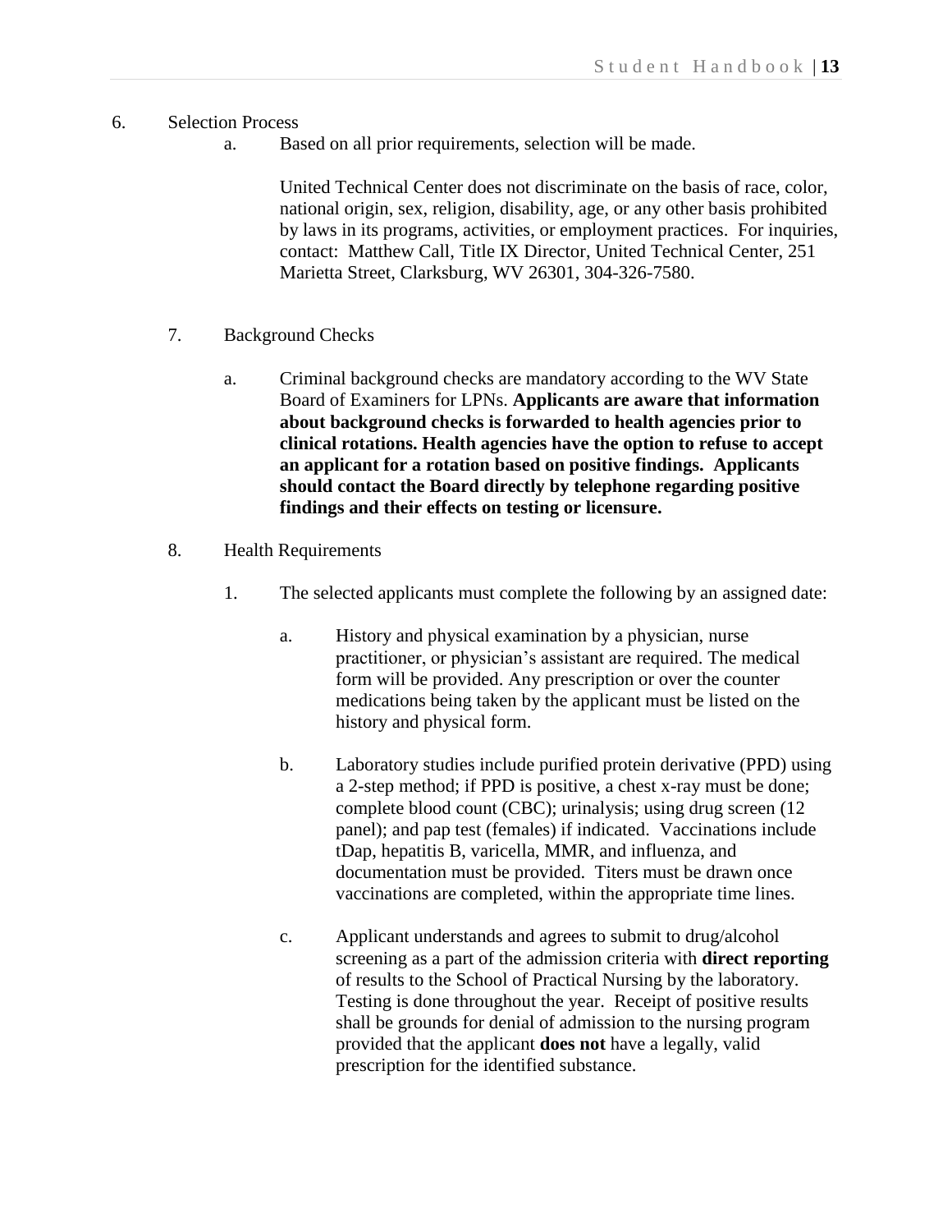6. Selection Process

   a. Based on all prior requirements, selection will be made.

      United Technical Center does not discriminate on the basis of race, color, national origin, sex, religion, disability, age, or any other basis prohibited by laws in its programs, activities, or employment practices. For inquiries, contact: Matthew Call, Title IX Director, United Technical Center, 251 Marietta Street, Clarksburg, WV 26301, 304-326-7580.

7. Background Checks

   a. Criminal background checks are mandatory according to the WV State Board of Examiners for LPNs. **Applicants are aware that information about background checks is forwarded to health agencies prior to clinical rotations. Health agencies have the option to refuse to accept an applicant for a rotation based on positive findings. Applicants should contact the Board directly by telephone regarding positive findings and their effects on testing or licensure.**

8. Health Requirements

   1. The selected applicants must complete the following by an assigned date:

      a. History and physical examination by a physician, nurse practitioner, or physician's assistant are required. The medical form will be provided. Any prescription or over the counter medications being taken by the applicant must be listed on the history and physical form.

      b. Laboratory studies include purified protein derivative (PPD) using a 2-step method; if PPD is positive, a chest x-ray must be done; complete blood count (CBC); urinalysis; using drug screen (12 panel); and pap test (females) if indicated. Vaccinations include tDap, hepatitis B, varicella, MMR, and influenza, and documentation must be provided. Titers must be drawn once vaccinations are completed, within the appropriate time lines.

      c. Applicant understands and agrees to submit to drug/alcohol screening as a part of the admission criteria with **direct reporting** of results to the School of Practical Nursing by the laboratory. Testing is done throughout the year. Receipt of positive results shall be grounds for denial of admission to the nursing program provided that the applicant **does not** have a legally, valid prescription for the identified substance.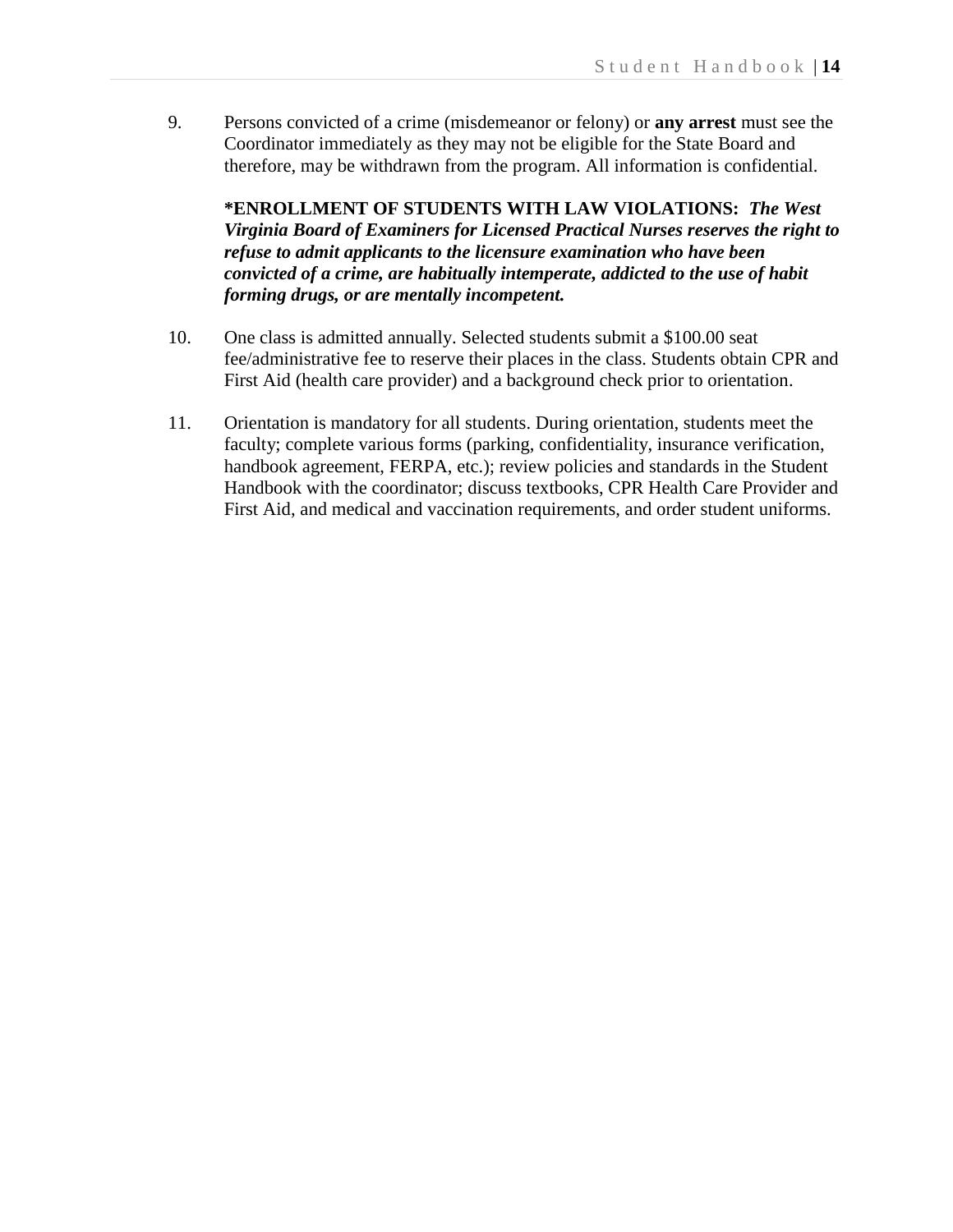9. Persons convicted of a crime (misdemeanor or felony) or **any arrest** must see the Coordinator immediately as they may not be eligible for the State Board and therefore, may be withdrawn from the program. All information is confidential.

   ***ENROLLMENT OF STUDENTS WITH LAW VIOLATIONS:** ***The West Virginia Board of Examiners for Licensed Practical Nurses reserves the right to refuse to admit applicants to the licensure examination who have been convicted of a crime, are habitually intemperate, addicted to the use of habit forming drugs, or are mentally incompetent.***

10. One class is admitted annually. Selected students submit a $100.00 seat fee/administrative fee to reserve their places in the class. Students obtain CPR and First Aid (health care provider) and a background check prior to orientation.

11. Orientation is mandatory for all students. During orientation, students meet the faculty; complete various forms (parking, confidentiality, insurance verification, handbook agreement, FERPA, etc.); review policies and standards in the Student Handbook with the coordinator; discuss textbooks, CPR Health Care Provider and First Aid, and medical and vaccination requirements, and order student uniforms.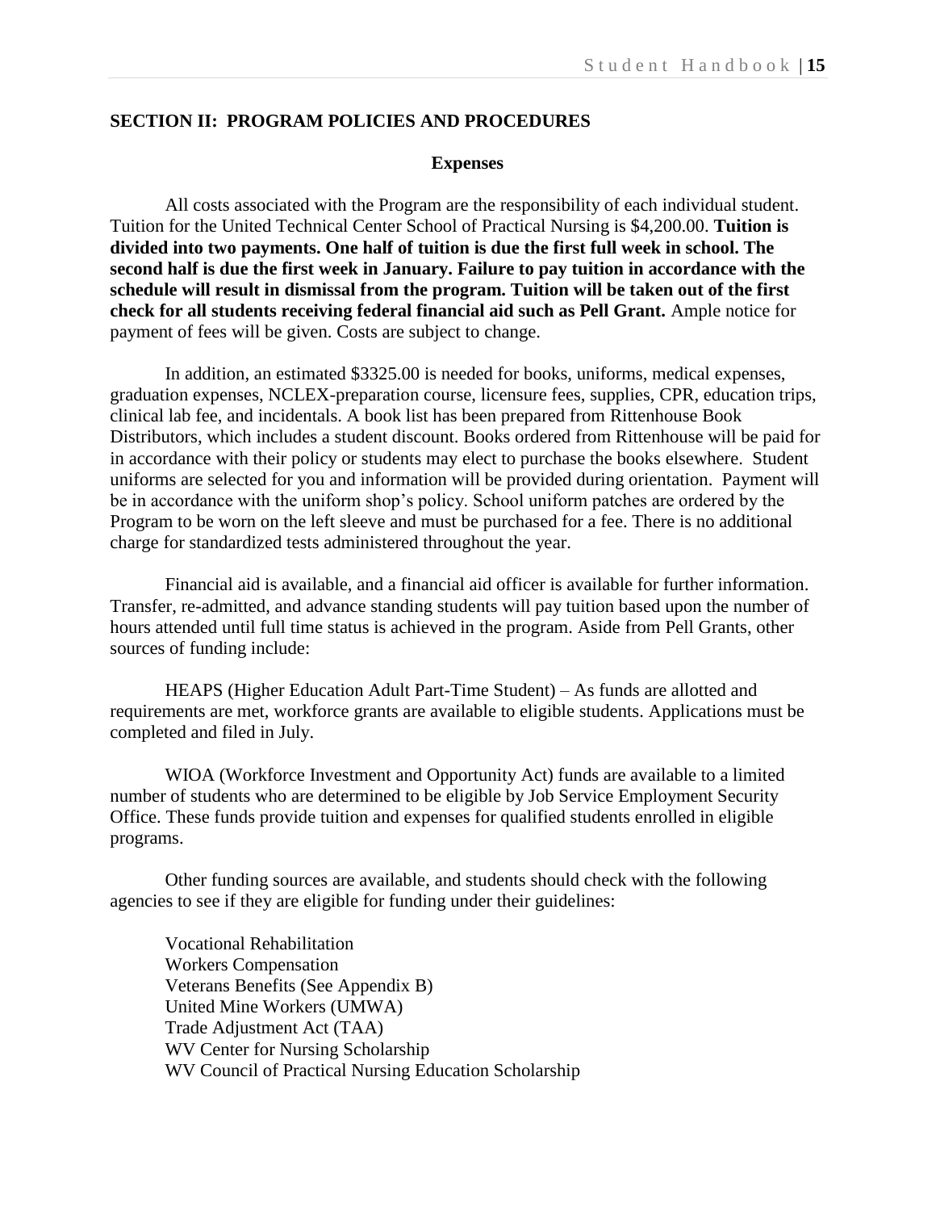## SECTION II: PROGRAM POLICIES AND PROCEDURES

### Expenses

All costs associated with the Program are the responsibility of each individual student. Tuition for the United Technical Center School of Practical Nursing is $4,200.00. **Tuition is divided into two payments. One half of tuition is due the first full week in school. The second half is due the first week in January. Failure to pay tuition in accordance with the schedule will result in dismissal from the program. Tuition will be taken out of the first check for all students receiving federal financial aid such as Pell Grant.** Ample notice for payment of fees will be given. Costs are subject to change.

In addition, an estimated $3325.00 is needed for books, uniforms, medical expenses, graduation expenses, NCLEX-preparation course, licensure fees, supplies, CPR, education trips, clinical lab fee, and incidentals. A book list has been prepared from Rittenhouse Book Distributors, which includes a student discount. Books ordered from Rittenhouse will be paid for in accordance with their policy or students may elect to purchase the books elsewhere. Student uniforms are selected for you and information will be provided during orientation. Payment will be in accordance with the uniform shop's policy. School uniform patches are ordered by the Program to be worn on the left sleeve and must be purchased for a fee. There is no additional charge for standardized tests administered throughout the year.

Financial aid is available, and a financial aid officer is available for further information. Transfer, re-admitted, and advance standing students will pay tuition based upon the number of hours attended until full time status is achieved in the program. Aside from Pell Grants, other sources of funding include:

HEAPS (Higher Education Adult Part-Time Student) – As funds are allotted and requirements are met, workforce grants are available to eligible students. Applications must be completed and filed in July.

WIOA (Workforce Investment and Opportunity Act) funds are available to a limited number of students who are determined to be eligible by Job Service Employment Security Office. These funds provide tuition and expenses for qualified students enrolled in eligible programs.

Other funding sources are available, and students should check with the following agencies to see if they are eligible for funding under their guidelines:

- Vocational Rehabilitation
- Workers Compensation
- Veterans Benefits (See Appendix B)
- United Mine Workers (UMWA)
- Trade Adjustment Act (TAA)
- WV Center for Nursing Scholarship
- WV Council of Practical Nursing Education Scholarship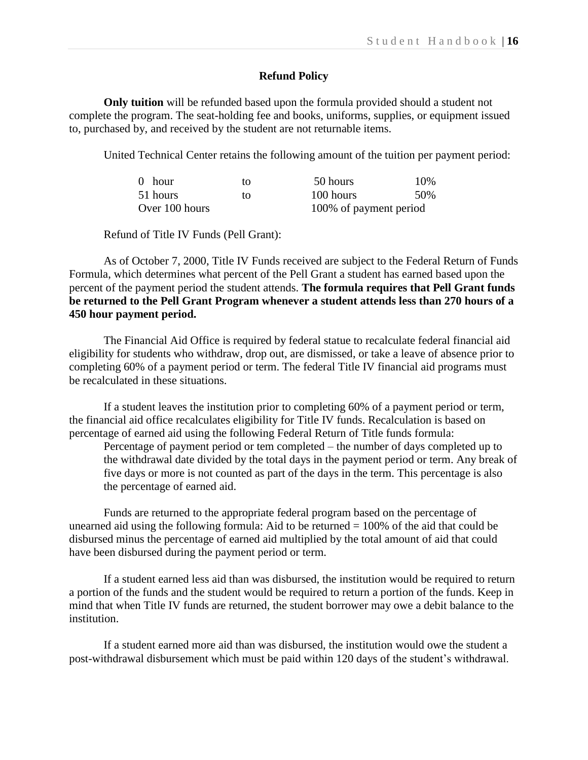## Refund Policy

**Only tuition** will be refunded based upon the formula provided should a student not complete the program. The seat-holding fee and books, uniforms, supplies, or equipment issued to, purchased by, and received by the student are not returnable items.

United Technical Center retains the following amount of the tuition per payment period:

| | | | |
|---|---|---|---|
| 0 hour | to | 50 hours | 10% |
| 51 hours | to | 100 hours | 50% |
| Over 100 hours | | 100% of payment period | |

Refund of Title IV Funds (Pell Grant):

As of October 7, 2000, Title IV Funds received are subject to the Federal Return of Funds Formula, which determines what percent of the Pell Grant a student has earned based upon the percent of the payment period the student attends. **The formula requires that Pell Grant funds be returned to the Pell Grant Program whenever a student attends less than 270 hours of a 450 hour payment period.**

The Financial Aid Office is required by federal statue to recalculate federal financial aid eligibility for students who withdraw, drop out, are dismissed, or take a leave of absence prior to completing 60% of a payment period or term. The federal Title IV financial aid programs must be recalculated in these situations.

If a student leaves the institution prior to completing 60% of a payment period or term, the financial aid office recalculates eligibility for Title IV funds. Recalculation is based on percentage of earned aid using the following Federal Return of Title funds formula:

> Percentage of payment period or tem completed – the number of days completed up to the withdrawal date divided by the total days in the payment period or term. Any break of five days or more is not counted as part of the days in the term. This percentage is also the percentage of earned aid.

Funds are returned to the appropriate federal program based on the percentage of unearned aid using the following formula: Aid to be returned = 100% of the aid that could be disbursed minus the percentage of earned aid multiplied by the total amount of aid that could have been disbursed during the payment period or term.

If a student earned less aid than was disbursed, the institution would be required to return a portion of the funds and the student would be required to return a portion of the funds. Keep in mind that when Title IV funds are returned, the student borrower may owe a debit balance to the institution.

If a student earned more aid than was disbursed, the institution would owe the student a post-withdrawal disbursement which must be paid within 120 days of the student's withdrawal.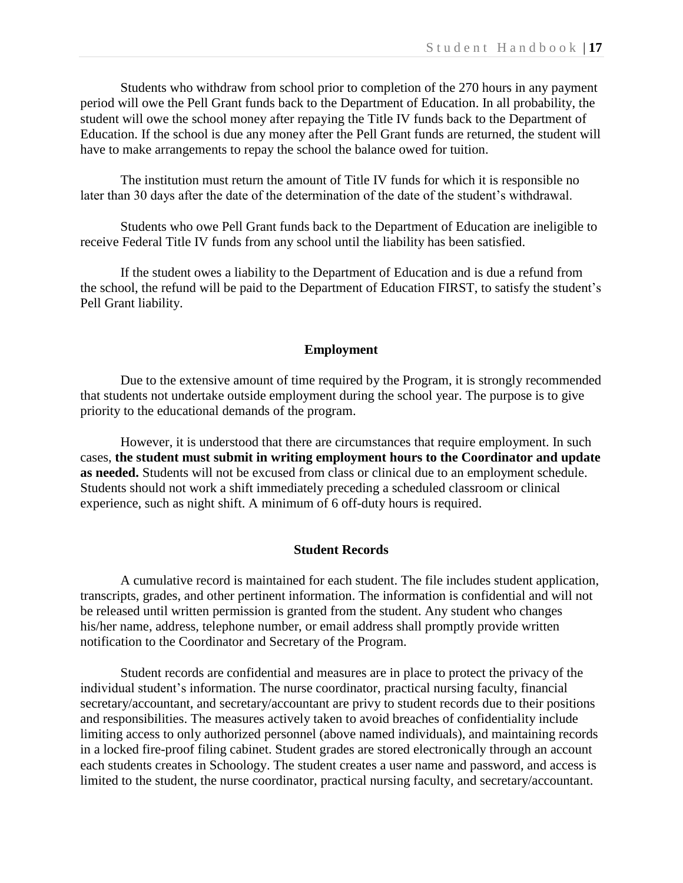Students who withdraw from school prior to completion of the 270 hours in any payment period will owe the Pell Grant funds back to the Department of Education. In all probability, the student will owe the school money after repaying the Title IV funds back to the Department of Education. If the school is due any money after the Pell Grant funds are returned, the student will have to make arrangements to repay the school the balance owed for tuition.

The institution must return the amount of Title IV funds for which it is responsible no later than 30 days after the date of the determination of the date of the student's withdrawal.

Students who owe Pell Grant funds back to the Department of Education are ineligible to receive Federal Title IV funds from any school until the liability has been satisfied.

If the student owes a liability to the Department of Education and is due a refund from the school, the refund will be paid to the Department of Education FIRST, to satisfy the student's Pell Grant liability.

## Employment

Due to the extensive amount of time required by the Program, it is strongly recommended that students not undertake outside employment during the school year. The purpose is to give priority to the educational demands of the program.

However, it is understood that there are circumstances that require employment. In such cases, **the student must submit in writing employment hours to the Coordinator and update as needed.** Students will not be excused from class or clinical due to an employment schedule. Students should not work a shift immediately preceding a scheduled classroom or clinical experience, such as night shift. A minimum of 6 off-duty hours is required.

## Student Records

A cumulative record is maintained for each student. The file includes student application, transcripts, grades, and other pertinent information. The information is confidential and will not be released until written permission is granted from the student. Any student who changes his/her name, address, telephone number, or email address shall promptly provide written notification to the Coordinator and Secretary of the Program.

Student records are confidential and measures are in place to protect the privacy of the individual student's information. The nurse coordinator, practical nursing faculty, financial secretary/accountant, and secretary/accountant are privy to student records due to their positions and responsibilities. The measures actively taken to avoid breaches of confidentiality include limiting access to only authorized personnel (above named individuals), and maintaining records in a locked fire-proof filing cabinet. Student grades are stored electronically through an account each students creates in Schoology. The student creates a user name and password, and access is limited to the student, the nurse coordinator, practical nursing faculty, and secretary/accountant.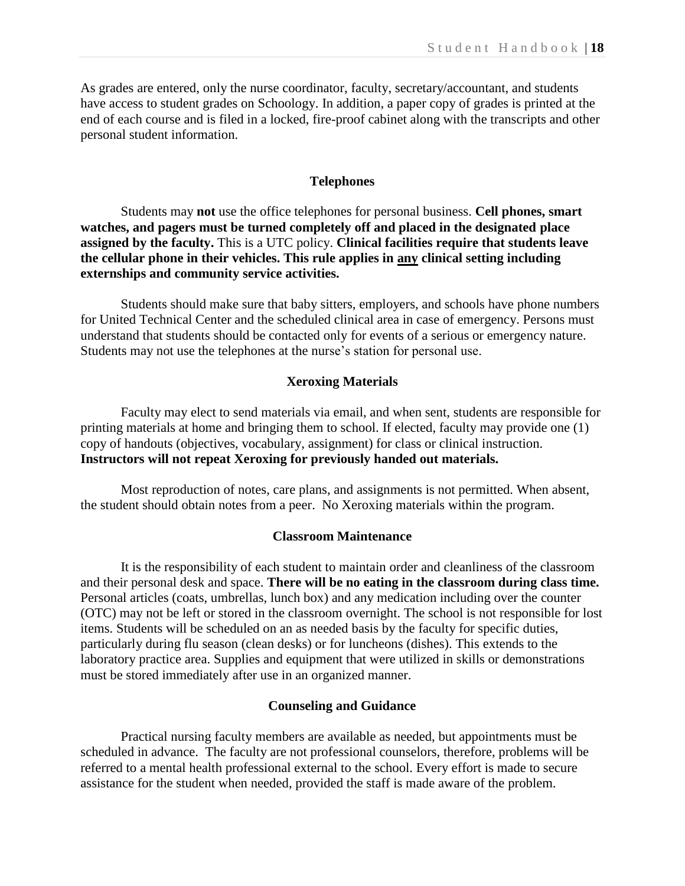As grades are entered, only the nurse coordinator, faculty, secretary/accountant, and students have access to student grades on Schoology. In addition, a paper copy of grades is printed at the end of each course and is filed in a locked, fire-proof cabinet along with the transcripts and other personal student information.

## Telephones

Students may **not** use the office telephones for personal business. **Cell phones, smart watches, and pagers must be turned completely off and placed in the designated place assigned by the faculty.** This is a UTC policy. **Clinical facilities require that students leave the cellular phone in their vehicles. This rule applies in <u>any</u> clinical setting including externships and community service activities.**

Students should make sure that baby sitters, employers, and schools have phone numbers for United Technical Center and the scheduled clinical area in case of emergency. Persons must understand that students should be contacted only for events of a serious or emergency nature. Students may not use the telephones at the nurse's station for personal use.

## Xeroxing Materials

Faculty may elect to send materials via email, and when sent, students are responsible for printing materials at home and bringing them to school. If elected, faculty may provide one (1) copy of handouts (objectives, vocabulary, assignment) for class or clinical instruction. **Instructors will not repeat Xeroxing for previously handed out materials.**

Most reproduction of notes, care plans, and assignments is not permitted. When absent, the student should obtain notes from a peer. No Xeroxing materials within the program.

## Classroom Maintenance

It is the responsibility of each student to maintain order and cleanliness of the classroom and their personal desk and space. **There will be no eating in the classroom during class time.** Personal articles (coats, umbrellas, lunch box) and any medication including over the counter (OTC) may not be left or stored in the classroom overnight. The school is not responsible for lost items. Students will be scheduled on an as needed basis by the faculty for specific duties, particularly during flu season (clean desks) or for luncheons (dishes). This extends to the laboratory practice area. Supplies and equipment that were utilized in skills or demonstrations must be stored immediately after use in an organized manner.

## Counseling and Guidance

Practical nursing faculty members are available as needed, but appointments must be scheduled in advance. The faculty are not professional counselors, therefore, problems will be referred to a mental health professional external to the school. Every effort is made to secure assistance for the student when needed, provided the staff is made aware of the problem.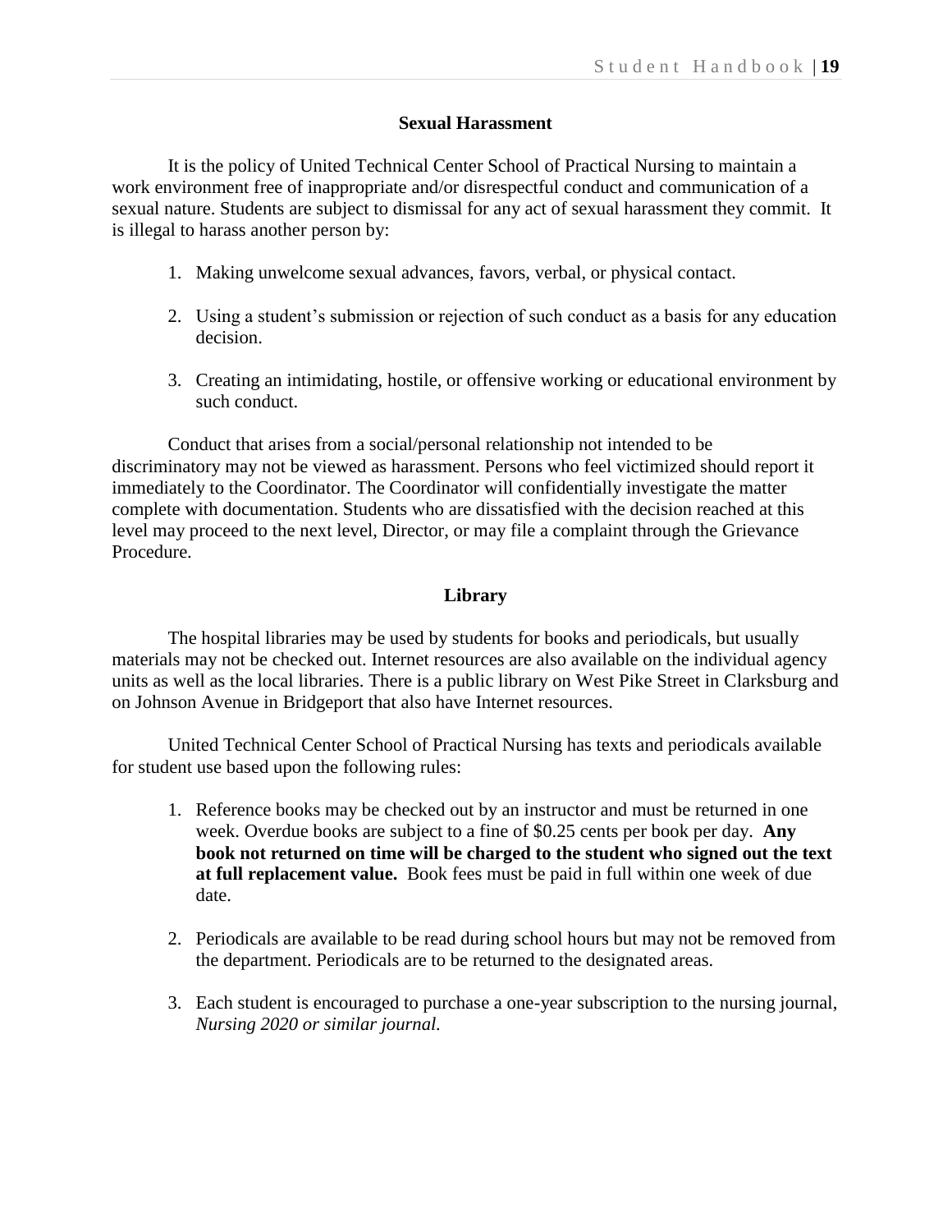## Sexual Harassment

It is the policy of United Technical Center School of Practical Nursing to maintain a work environment free of inappropriate and/or disrespectful conduct and communication of a sexual nature. Students are subject to dismissal for any act of sexual harassment they commit. It is illegal to harass another person by:

1. Making unwelcome sexual advances, favors, verbal, or physical contact.
2. Using a student's submission or rejection of such conduct as a basis for any education decision.
3. Creating an intimidating, hostile, or offensive working or educational environment by such conduct.

Conduct that arises from a social/personal relationship not intended to be discriminatory may not be viewed as harassment. Persons who feel victimized should report it immediately to the Coordinator. The Coordinator will confidentially investigate the matter complete with documentation. Students who are dissatisfied with the decision reached at this level may proceed to the next level, Director, or may file a complaint through the Grievance Procedure.

## Library

The hospital libraries may be used by students for books and periodicals, but usually materials may not be checked out. Internet resources are also available on the individual agency units as well as the local libraries. There is a public library on West Pike Street in Clarksburg and on Johnson Avenue in Bridgeport that also have Internet resources.

United Technical Center School of Practical Nursing has texts and periodicals available for student use based upon the following rules:

1. Reference books may be checked out by an instructor and must be returned in one week. Overdue books are subject to a fine of $0.25 cents per book per day. **Any book not returned on time will be charged to the student who signed out the text at full replacement value.** Book fees must be paid in full within one week of due date.
2. Periodicals are available to be read during school hours but may not be removed from the department. Periodicals are to be returned to the designated areas.
3. Each student is encouraged to purchase a one-year subscription to the nursing journal, *Nursing 2020 or similar journal.*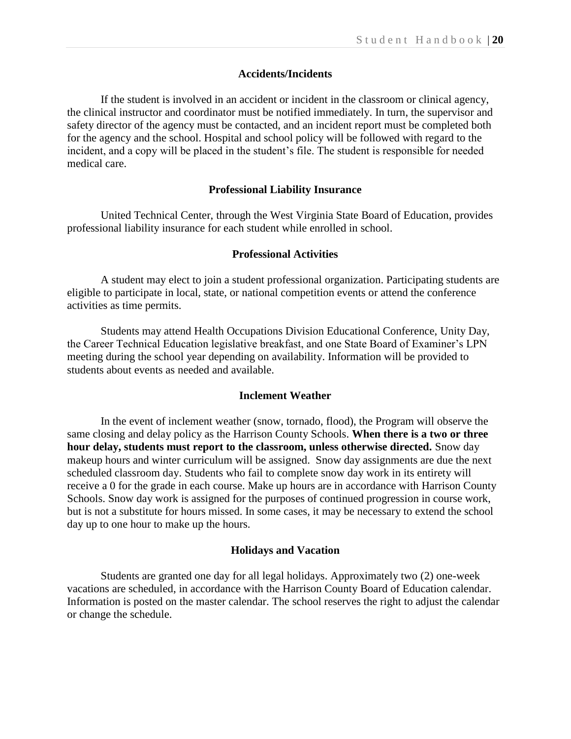## Accidents/Incidents

If the student is involved in an accident or incident in the classroom or clinical agency, the clinical instructor and coordinator must be notified immediately. In turn, the supervisor and safety director of the agency must be contacted, and an incident report must be completed both for the agency and the school. Hospital and school policy will be followed with regard to the incident, and a copy will be placed in the student's file. The student is responsible for needed medical care.

## Professional Liability Insurance

United Technical Center, through the West Virginia State Board of Education, provides professional liability insurance for each student while enrolled in school.

## Professional Activities

A student may elect to join a student professional organization. Participating students are eligible to participate in local, state, or national competition events or attend the conference activities as time permits.

Students may attend Health Occupations Division Educational Conference, Unity Day, the Career Technical Education legislative breakfast, and one State Board of Examiner's LPN meeting during the school year depending on availability. Information will be provided to students about events as needed and available.

## Inclement Weather

In the event of inclement weather (snow, tornado, flood), the Program will observe the same closing and delay policy as the Harrison County Schools. **When there is a two or three hour delay, students must report to the classroom, unless otherwise directed.** Snow day makeup hours and winter curriculum will be assigned. Snow day assignments are due the next scheduled classroom day. Students who fail to complete snow day work in its entirety will receive a 0 for the grade in each course. Make up hours are in accordance with Harrison County Schools. Snow day work is assigned for the purposes of continued progression in course work, but is not a substitute for hours missed. In some cases, it may be necessary to extend the school day up to one hour to make up the hours.

## Holidays and Vacation

Students are granted one day for all legal holidays. Approximately two (2) one-week vacations are scheduled, in accordance with the Harrison County Board of Education calendar. Information is posted on the master calendar. The school reserves the right to adjust the calendar or change the schedule.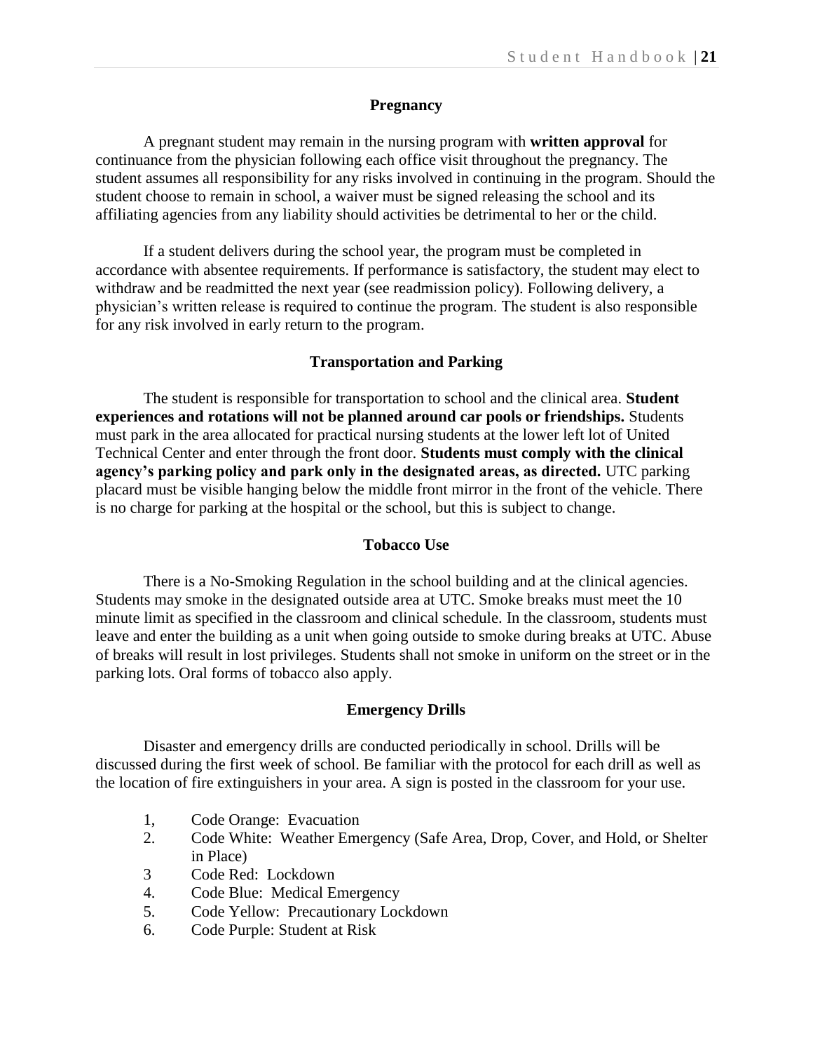## Pregnancy

A pregnant student may remain in the nursing program with **written approval** for continuance from the physician following each office visit throughout the pregnancy. The student assumes all responsibility for any risks involved in continuing in the program. Should the student choose to remain in school, a waiver must be signed releasing the school and its affiliating agencies from any liability should activities be detrimental to her or the child.

If a student delivers during the school year, the program must be completed in accordance with absentee requirements. If performance is satisfactory, the student may elect to withdraw and be readmitted the next year (see readmission policy). Following delivery, a physician's written release is required to continue the program. The student is also responsible for any risk involved in early return to the program.

## Transportation and Parking

The student is responsible for transportation to school and the clinical area. **Student experiences and rotations will not be planned around car pools or friendships.** Students must park in the area allocated for practical nursing students at the lower left lot of United Technical Center and enter through the front door. **Students must comply with the clinical agency's parking policy and park only in the designated areas, as directed.** UTC parking placard must be visible hanging below the middle front mirror in the front of the vehicle. There is no charge for parking at the hospital or the school, but this is subject to change.

## Tobacco Use

There is a No-Smoking Regulation in the school building and at the clinical agencies. Students may smoke in the designated outside area at UTC. Smoke breaks must meet the 10 minute limit as specified in the classroom and clinical schedule. In the classroom, students must leave and enter the building as a unit when going outside to smoke during breaks at UTC. Abuse of breaks will result in lost privileges. Students shall not smoke in uniform on the street or in the parking lots. Oral forms of tobacco also apply.

## Emergency Drills

Disaster and emergency drills are conducted periodically in school. Drills will be discussed during the first week of school. Be familiar with the protocol for each drill as well as the location of fire extinguishers in your area. A sign is posted in the classroom for your use.

1. Code Orange: Evacuation
2. Code White: Weather Emergency (Safe Area, Drop, Cover, and Hold, or Shelter in Place)
3. Code Red: Lockdown
4. Code Blue: Medical Emergency
5. Code Yellow: Precautionary Lockdown
6. Code Purple: Student at Risk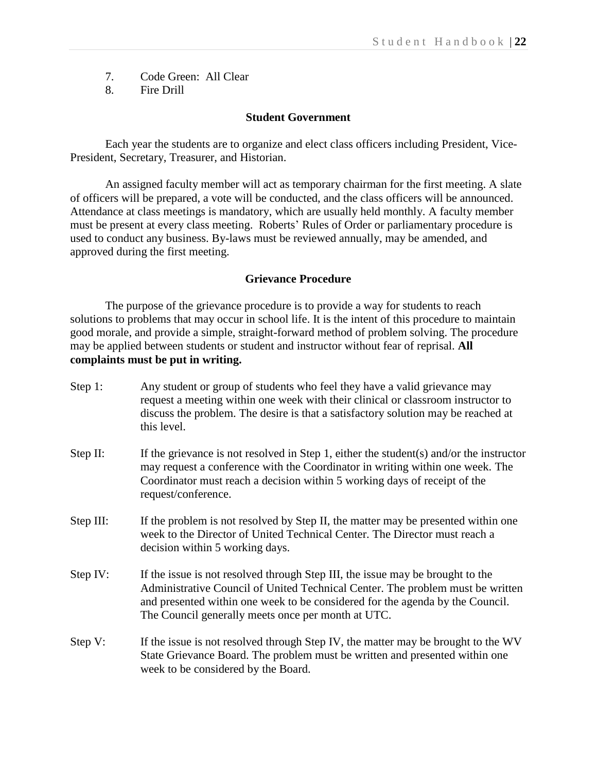7. Code Green: All Clear
8. Fire Drill

## Student Government

Each year the students are to organize and elect class officers including President, Vice-President, Secretary, Treasurer, and Historian.

An assigned faculty member will act as temporary chairman for the first meeting. A slate of officers will be prepared, a vote will be conducted, and the class officers will be announced. Attendance at class meetings is mandatory, which are usually held monthly. A faculty member must be present at every class meeting. Roberts' Rules of Order or parliamentary procedure is used to conduct any business. By-laws must be reviewed annually, may be amended, and approved during the first meeting.

## Grievance Procedure

The purpose of the grievance procedure is to provide a way for students to reach solutions to problems that may occur in school life. It is the intent of this procedure to maintain good morale, and provide a simple, straight-forward method of problem solving. The procedure may be applied between students or student and instructor without fear of reprisal. **All complaints must be put in writing.**

Step 1: Any student or group of students who feel they have a valid grievance may request a meeting within one week with their clinical or classroom instructor to discuss the problem. The desire is that a satisfactory solution may be reached at this level.

Step II: If the grievance is not resolved in Step 1, either the student(s) and/or the instructor may request a conference with the Coordinator in writing within one week. The Coordinator must reach a decision within 5 working days of receipt of the request/conference.

Step III: If the problem is not resolved by Step II, the matter may be presented within one week to the Director of United Technical Center. The Director must reach a decision within 5 working days.

Step IV: If the issue is not resolved through Step III, the issue may be brought to the Administrative Council of United Technical Center. The problem must be written and presented within one week to be considered for the agenda by the Council. The Council generally meets once per month at UTC.

Step V: If the issue is not resolved through Step IV, the matter may be brought to the WV State Grievance Board. The problem must be written and presented within one week to be considered by the Board.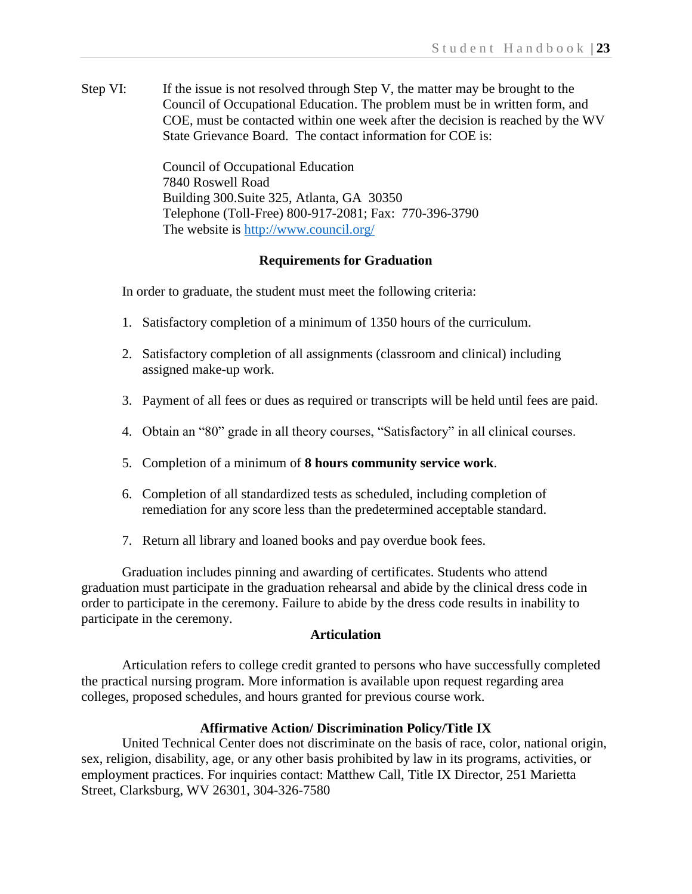Step VI: If the issue is not resolved through Step V, the matter may be brought to the Council of Occupational Education. The problem must be in written form, and COE, must be contacted within one week after the decision is reached by the WV State Grievance Board. The contact information for COE is:

Council of Occupational Education  
7840 Roswell Road  
Building 300.Suite 325, Atlanta, GA 30350  
Telephone (Toll-Free) 800-917-2081; Fax: 770-396-3790  
The website is http://www.council.org/

## Requirements for Graduation

In order to graduate, the student must meet the following criteria:

1. Satisfactory completion of a minimum of 1350 hours of the curriculum.
2. Satisfactory completion of all assignments (classroom and clinical) including assigned make-up work.
3. Payment of all fees or dues as required or transcripts will be held until fees are paid.
4. Obtain an "80" grade in all theory courses, "Satisfactory" in all clinical courses.
5. Completion of a minimum of **8 hours community service work**.
6. Completion of all standardized tests as scheduled, including completion of remediation for any score less than the predetermined acceptable standard.
7. Return all library and loaned books and pay overdue book fees.

Graduation includes pinning and awarding of certificates. Students who attend graduation must participate in the graduation rehearsal and abide by the clinical dress code in order to participate in the ceremony. Failure to abide by the dress code results in inability to participate in the ceremony.

## Articulation

Articulation refers to college credit granted to persons who have successfully completed the practical nursing program. More information is available upon request regarding area colleges, proposed schedules, and hours granted for previous course work.

## Affirmative Action/ Discrimination Policy/Title IX

United Technical Center does not discriminate on the basis of race, color, national origin, sex, religion, disability, age, or any other basis prohibited by law in its programs, activities, or employment practices. For inquiries contact: Matthew Call, Title IX Director, 251 Marietta Street, Clarksburg, WV 26301, 304-326-7580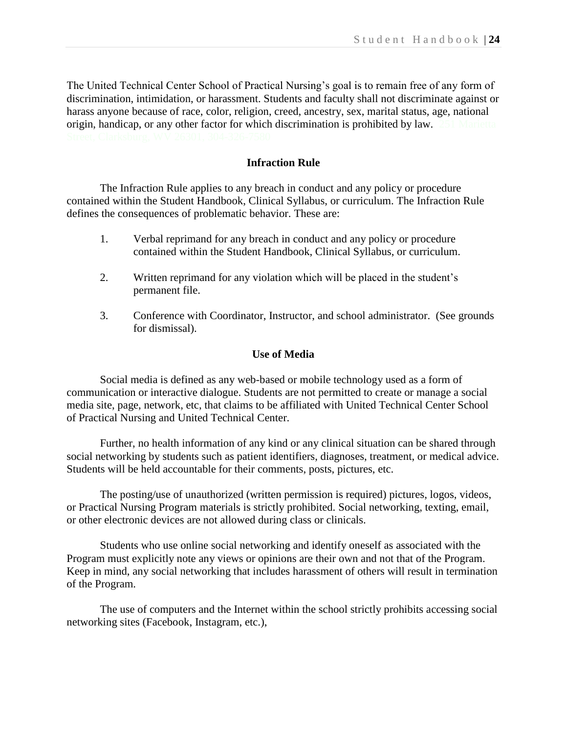The United Technical Center School of Practical Nursing's goal is to remain free of any form of discrimination, intimidation, or harassment. Students and faculty shall not discriminate against or harass anyone because of race, color, religion, creed, ancestry, sex, marital status, age, national origin, handicap, or any other factor for which discrimination is prohibited by law. 251 Marietta Street, Clarksburg, WV 26301; 304-326-7580

### Infraction Rule

The Infraction Rule applies to any breach in conduct and any policy or procedure contained within the Student Handbook, Clinical Syllabus, or curriculum. The Infraction Rule defines the consequences of problematic behavior. These are:

1. Verbal reprimand for any breach in conduct and any policy or procedure contained within the Student Handbook, Clinical Syllabus, or curriculum.

2. Written reprimand for any violation which will be placed in the student's permanent file.

3. Conference with Coordinator, Instructor, and school administrator. (See grounds for dismissal).

### Use of Media

Social media is defined as any web-based or mobile technology used as a form of communication or interactive dialogue. Students are not permitted to create or manage a social media site, page, network, etc, that claims to be affiliated with United Technical Center School of Practical Nursing and United Technical Center.

Further, no health information of any kind or any clinical situation can be shared through social networking by students such as patient identifiers, diagnoses, treatment, or medical advice. Students will be held accountable for their comments, posts, pictures, etc.

The posting/use of unauthorized (written permission is required) pictures, logos, videos, or Practical Nursing Program materials is strictly prohibited. Social networking, texting, email, or other electronic devices are not allowed during class or clinicals.

Students who use online social networking and identify oneself as associated with the Program must explicitly note any views or opinions are their own and not that of the Program. Keep in mind, any social networking that includes harassment of others will result in termination of the Program.

The use of computers and the Internet within the school strictly prohibits accessing social networking sites (Facebook, Instagram, etc.),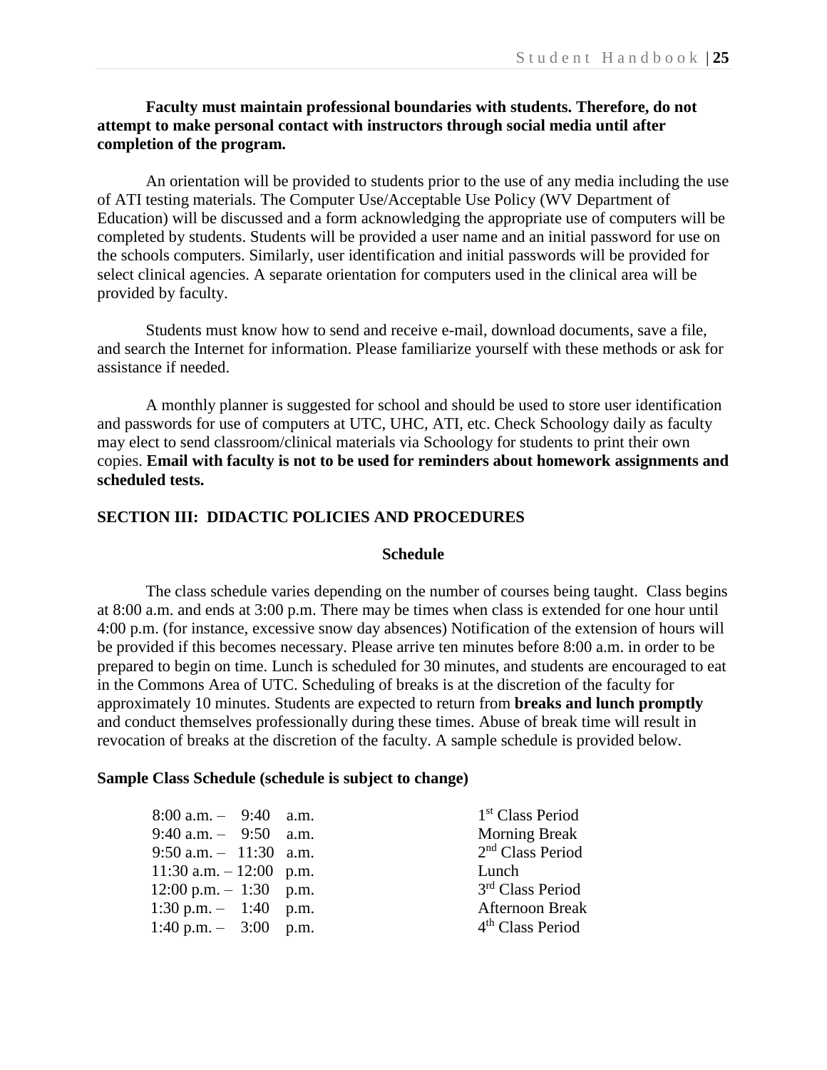**Faculty must maintain professional boundaries with students. Therefore, do not attempt to make personal contact with instructors through social media until after completion of the program.**

An orientation will be provided to students prior to the use of any media including the use of ATI testing materials. The Computer Use/Acceptable Use Policy (WV Department of Education) will be discussed and a form acknowledging the appropriate use of computers will be completed by students. Students will be provided a user name and an initial password for use on the schools computers. Similarly, user identification and initial passwords will be provided for select clinical agencies. A separate orientation for computers used in the clinical area will be provided by faculty.

Students must know how to send and receive e-mail, download documents, save a file, and search the Internet for information. Please familiarize yourself with these methods or ask for assistance if needed.

A monthly planner is suggested for school and should be used to store user identification and passwords for use of computers at UTC, UHC, ATI, etc. Check Schoology daily as faculty may elect to send classroom/clinical materials via Schoology for students to print their own copies. **Email with faculty is not to be used for reminders about homework assignments and scheduled tests.**

## SECTION III: DIDACTIC POLICIES AND PROCEDURES

### Schedule

The class schedule varies depending on the number of courses being taught. Class begins at 8:00 a.m. and ends at 3:00 p.m. There may be times when class is extended for one hour until 4:00 p.m. (for instance, excessive snow day absences) Notification of the extension of hours will be provided if this becomes necessary. Please arrive ten minutes before 8:00 a.m. in order to be prepared to begin on time. Lunch is scheduled for 30 minutes, and students are encouraged to eat in the Commons Area of UTC. Scheduling of breaks is at the discretion of the faculty for approximately 10 minutes. Students are expected to return from **breaks and lunch promptly** and conduct themselves professionally during these times. Abuse of break time will result in revocation of breaks at the discretion of the faculty. A sample schedule is provided below.

**Sample Class Schedule (schedule is subject to change)**

| Time | Period |
|---|---|
| 8:00 a.m. – 9:40 a.m. | 1st Class Period |
| 9:40 a.m. – 9:50 a.m. | Morning Break |
| 9:50 a.m. – 11:30 a.m. | 2nd Class Period |
| 11:30 a.m. – 12:00 p.m. | Lunch |
| 12:00 p.m. – 1:30 p.m. | 3rd Class Period |
| 1:30 p.m. – 1:40 p.m. | Afternoon Break |
| 1:40 p.m. – 3:00 p.m. | 4th Class Period |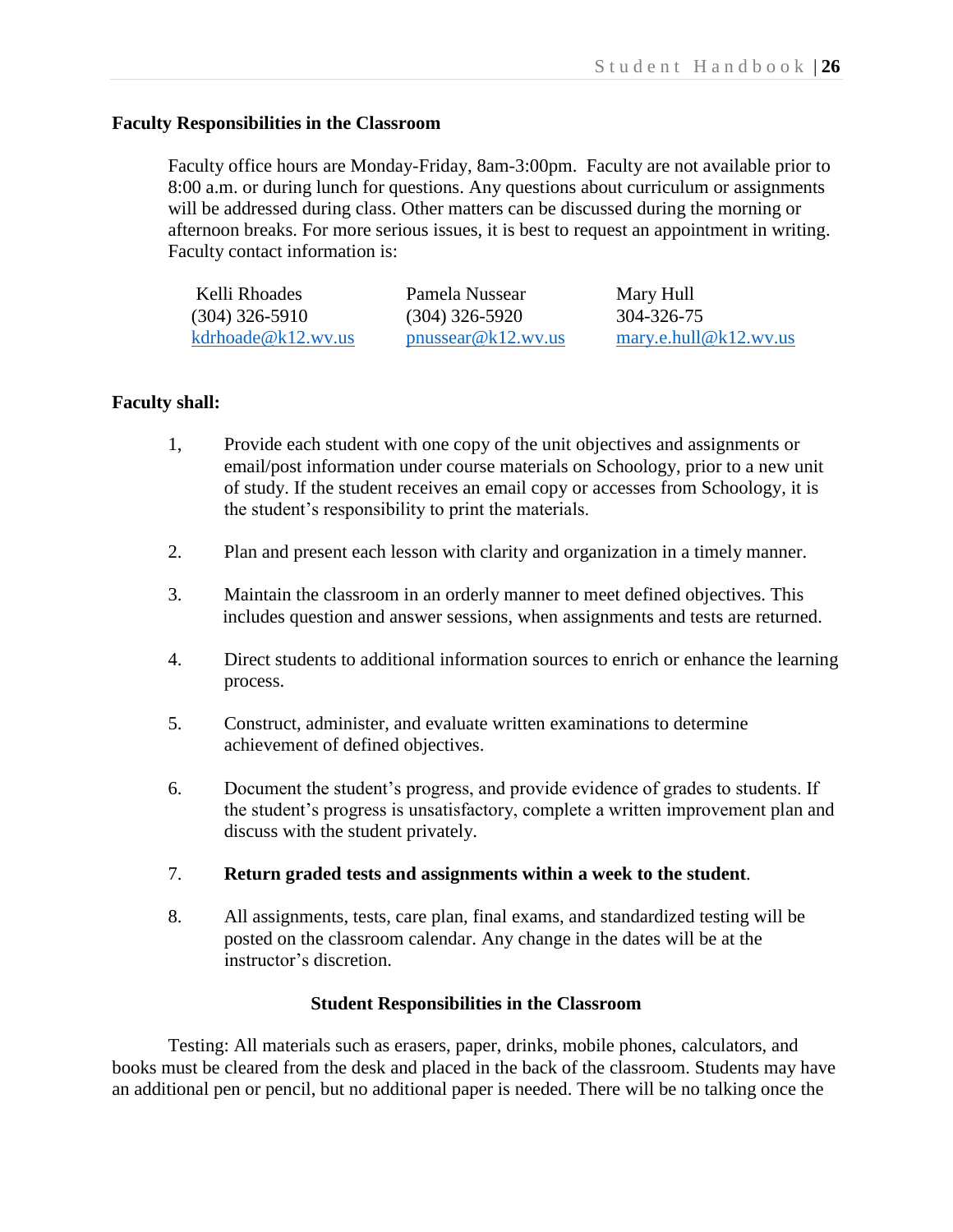### Faculty Responsibilities in the Classroom

Faculty office hours are Monday-Friday, 8am-3:00pm. Faculty are not available prior to 8:00 a.m. or during lunch for questions. Any questions about curriculum or assignments will be addressed during class. Other matters can be discussed during the morning or afternoon breaks. For more serious issues, it is best to request an appointment in writing. Faculty contact information is:

| Kelli Rhoades | Pamela Nussear | Mary Hull |
|---|---|---|
| (304) 326-5910 | (304) 326-5920 | 304-326-75 |
| kdrhoade@k12.wv.us | pnussear@k12.wv.us | mary.e.hull@k12.wv.us |

### Faculty shall:

1, Provide each student with one copy of the unit objectives and assignments or email/post information under course materials on Schoology, prior to a new unit of study. If the student receives an email copy or accesses from Schoology, it is the student's responsibility to print the materials.

2. Plan and present each lesson with clarity and organization in a timely manner.

3. Maintain the classroom in an orderly manner to meet defined objectives. This includes question and answer sessions, when assignments and tests are returned.

4. Direct students to additional information sources to enrich or enhance the learning process.

5. Construct, administer, and evaluate written examinations to determine achievement of defined objectives.

6. Document the student's progress, and provide evidence of grades to students. If the student's progress is unsatisfactory, complete a written improvement plan and discuss with the student privately.

7. **Return graded tests and assignments within a week to the student**.

8. All assignments, tests, care plan, final exams, and standardized testing will be posted on the classroom calendar. Any change in the dates will be at the instructor's discretion.

### Student Responsibilities in the Classroom

Testing: All materials such as erasers, paper, drinks, mobile phones, calculators, and books must be cleared from the desk and placed in the back of the classroom. Students may have an additional pen or pencil, but no additional paper is needed. There will be no talking once the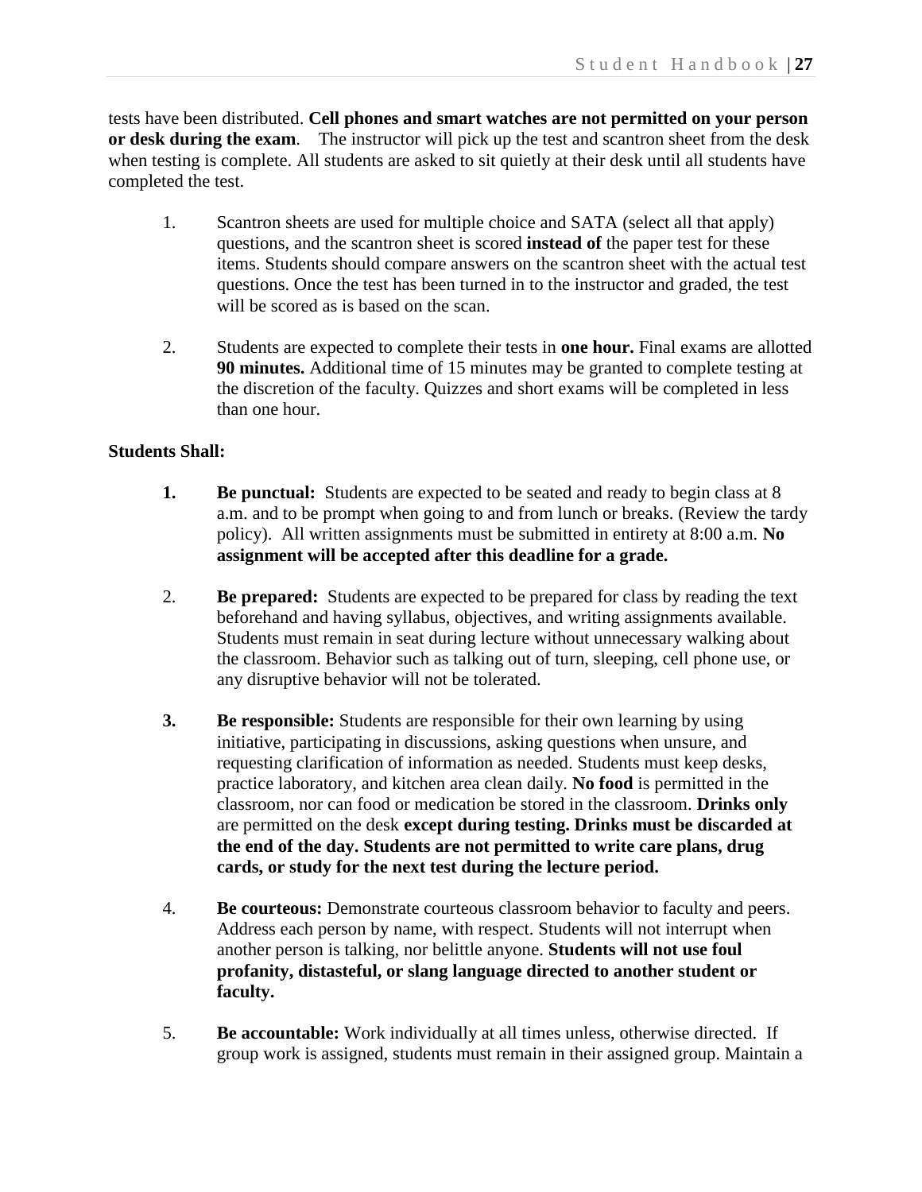tests have been distributed. **Cell phones and smart watches are not permitted on your person or desk during the exam**. The instructor will pick up the test and scantron sheet from the desk when testing is complete. All students are asked to sit quietly at their desk until all students have completed the test.

1. Scantron sheets are used for multiple choice and SATA (select all that apply) questions, and the scantron sheet is scored **instead of** the paper test for these items. Students should compare answers on the scantron sheet with the actual test questions. Once the test has been turned in to the instructor and graded, the test will be scored as is based on the scan.

2. Students are expected to complete their tests in **one hour.** Final exams are allotted **90 minutes.** Additional time of 15 minutes may be granted to complete testing at the discretion of the faculty. Quizzes and short exams will be completed in less than one hour.

**Students Shall:**

1. **Be punctual:** Students are expected to be seated and ready to begin class at 8 a.m. and to be prompt when going to and from lunch or breaks. (Review the tardy policy). All written assignments must be submitted in entirety at 8:00 a.m. **No assignment will be accepted after this deadline for a grade.**

2. **Be prepared:** Students are expected to be prepared for class by reading the text beforehand and having syllabus, objectives, and writing assignments available. Students must remain in seat during lecture without unnecessary walking about the classroom. Behavior such as talking out of turn, sleeping, cell phone use, or any disruptive behavior will not be tolerated.

3. **Be responsible:** Students are responsible for their own learning by using initiative, participating in discussions, asking questions when unsure, and requesting clarification of information as needed. Students must keep desks, practice laboratory, and kitchen area clean daily. **No food** is permitted in the classroom, nor can food or medication be stored in the classroom. **Drinks only** are permitted on the desk **except during testing. Drinks must be discarded at the end of the day. Students are not permitted to write care plans, drug cards, or study for the next test during the lecture period.**

4. **Be courteous:** Demonstrate courteous classroom behavior to faculty and peers. Address each person by name, with respect. Students will not interrupt when another person is talking, nor belittle anyone. **Students will not use foul profanity, distasteful, or slang language directed to another student or faculty.**

5. **Be accountable:** Work individually at all times unless, otherwise directed. If group work is assigned, students must remain in their assigned group. Maintain a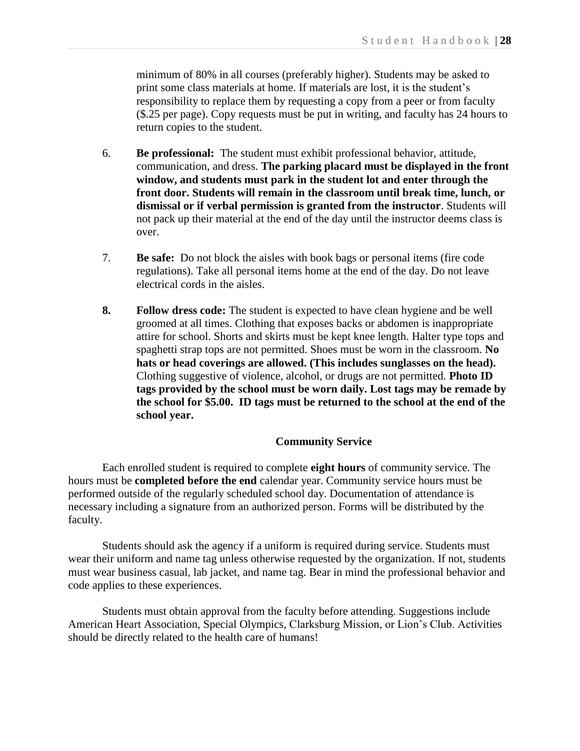minimum of 80% in all courses (preferably higher). Students may be asked to print some class materials at home. If materials are lost, it is the student's responsibility to replace them by requesting a copy from a peer or from faculty ($.25 per page). Copy requests must be put in writing, and faculty has 24 hours to return copies to the student.

6. **Be professional:** The student must exhibit professional behavior, attitude, communication, and dress. **The parking placard must be displayed in the front window, and students must park in the student lot and enter through the front door. Students will remain in the classroom until break time, lunch, or dismissal or if verbal permission is granted from the instructor**. Students will not pack up their material at the end of the day until the instructor deems class is over.

7. **Be safe:** Do not block the aisles with book bags or personal items (fire code regulations). Take all personal items home at the end of the day. Do not leave electrical cords in the aisles.

8. **Follow dress code:** The student is expected to have clean hygiene and be well groomed at all times. Clothing that exposes backs or abdomen is inappropriate attire for school. Shorts and skirts must be kept knee length. Halter type tops and spaghetti strap tops are not permitted. Shoes must be worn in the classroom. **No hats or head coverings are allowed. (This includes sunglasses on the head).** Clothing suggestive of violence, alcohol, or drugs are not permitted. **Photo ID tags provided by the school must be worn daily. Lost tags may be remade by the school for $5.00. ID tags must be returned to the school at the end of the school year.**

## Community Service

Each enrolled student is required to complete **eight hours** of community service. The hours must be **completed before the end** calendar year. Community service hours must be performed outside of the regularly scheduled school day. Documentation of attendance is necessary including a signature from an authorized person. Forms will be distributed by the faculty.

Students should ask the agency if a uniform is required during service. Students must wear their uniform and name tag unless otherwise requested by the organization. If not, students must wear business casual, lab jacket, and name tag. Bear in mind the professional behavior and code applies to these experiences.

Students must obtain approval from the faculty before attending. Suggestions include American Heart Association, Special Olympics, Clarksburg Mission, or Lion's Club. Activities should be directly related to the health care of humans!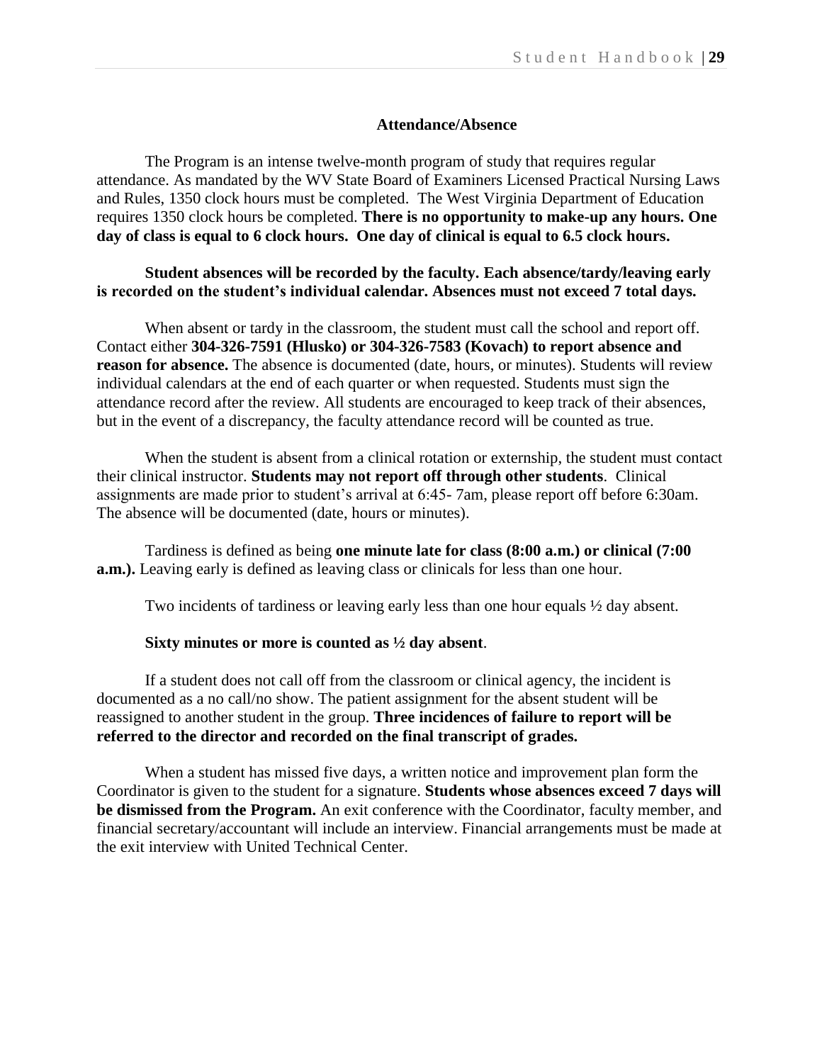## Attendance/Absence

The Program is an intense twelve-month program of study that requires regular attendance. As mandated by the WV State Board of Examiners Licensed Practical Nursing Laws and Rules, 1350 clock hours must be completed. The West Virginia Department of Education requires 1350 clock hours be completed. **There is no opportunity to make-up any hours. One day of class is equal to 6 clock hours. One day of clinical is equal to 6.5 clock hours.**

**Student absences will be recorded by the faculty. Each absence/tardy/leaving early is recorded on the student's individual calendar. Absences must not exceed 7 total days.**

When absent or tardy in the classroom, the student must call the school and report off. Contact either **304-326-7591 (Hlusko) or 304-326-7583 (Kovach) to report absence and reason for absence.** The absence is documented (date, hours, or minutes). Students will review individual calendars at the end of each quarter or when requested. Students must sign the attendance record after the review. All students are encouraged to keep track of their absences, but in the event of a discrepancy, the faculty attendance record will be counted as true.

When the student is absent from a clinical rotation or externship, the student must contact their clinical instructor. **Students may not report off through other students**. Clinical assignments are made prior to student's arrival at 6:45- 7am, please report off before 6:30am. The absence will be documented (date, hours or minutes).

Tardiness is defined as being **one minute late for class (8:00 a.m.) or clinical (7:00 a.m.).** Leaving early is defined as leaving class or clinicals for less than one hour.

Two incidents of tardiness or leaving early less than one hour equals ½ day absent.

**Sixty minutes or more is counted as ½ day absent**.

If a student does not call off from the classroom or clinical agency, the incident is documented as a no call/no show. The patient assignment for the absent student will be reassigned to another student in the group. **Three incidences of failure to report will be referred to the director and recorded on the final transcript of grades.**

When a student has missed five days, a written notice and improvement plan form the Coordinator is given to the student for a signature. **Students whose absences exceed 7 days will be dismissed from the Program.** An exit conference with the Coordinator, faculty member, and financial secretary/accountant will include an interview. Financial arrangements must be made at the exit interview with United Technical Center.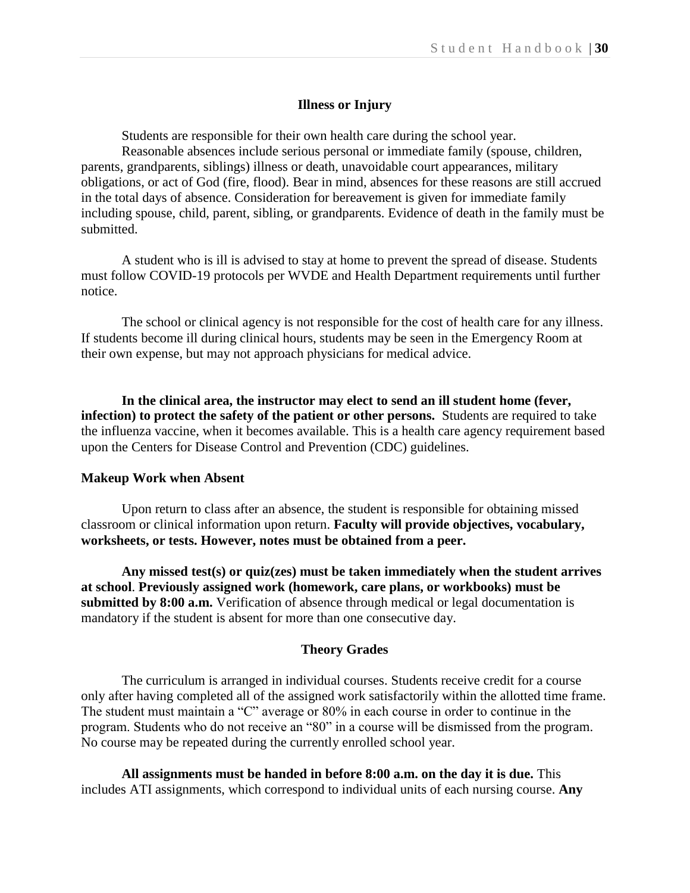## Illness or Injury

Students are responsible for their own health care during the school year.

Reasonable absences include serious personal or immediate family (spouse, children, parents, grandparents, siblings) illness or death, unavoidable court appearances, military obligations, or act of God (fire, flood). Bear in mind, absences for these reasons are still accrued in the total days of absence. Consideration for bereavement is given for immediate family including spouse, child, parent, sibling, or grandparents. Evidence of death in the family must be submitted.

A student who is ill is advised to stay at home to prevent the spread of disease. Students must follow COVID-19 protocols per WVDE and Health Department requirements until further notice.

The school or clinical agency is not responsible for the cost of health care for any illness. If students become ill during clinical hours, students may be seen in the Emergency Room at their own expense, but may not approach physicians for medical advice.

**In the clinical area, the instructor may elect to send an ill student home (fever, infection) to protect the safety of the patient or other persons.** Students are required to take the influenza vaccine, when it becomes available. This is a health care agency requirement based upon the Centers for Disease Control and Prevention (CDC) guidelines.

### Makeup Work when Absent

Upon return to class after an absence, the student is responsible for obtaining missed classroom or clinical information upon return. **Faculty will provide objectives, vocabulary, worksheets, or tests. However, notes must be obtained from a peer.**

**Any missed test(s) or quiz(zes) must be taken immediately when the student arrives at school**. **Previously assigned work (homework, care plans, or workbooks) must be submitted by 8:00 a.m.** Verification of absence through medical or legal documentation is mandatory if the student is absent for more than one consecutive day.

## Theory Grades

The curriculum is arranged in individual courses. Students receive credit for a course only after having completed all of the assigned work satisfactorily within the allotted time frame. The student must maintain a "C" average or 80% in each course in order to continue in the program. Students who do not receive an "80" in a course will be dismissed from the program. No course may be repeated during the currently enrolled school year.

**All assignments must be handed in before 8:00 a.m. on the day it is due.** This includes ATI assignments, which correspond to individual units of each nursing course. **Any**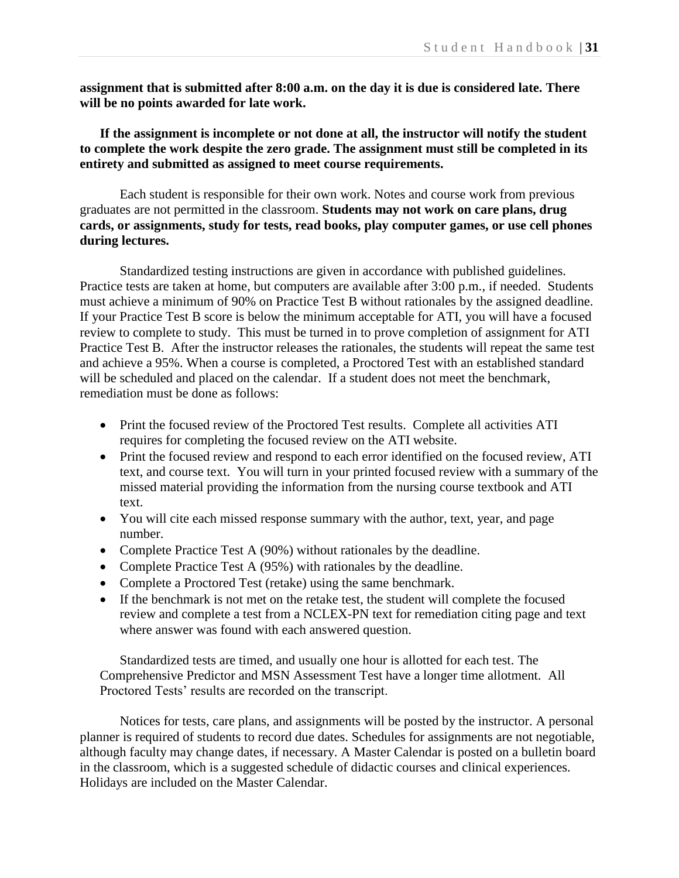**assignment that is submitted after 8:00 a.m. on the day it is due is considered late. There will be no points awarded for late work.**

**If the assignment is incomplete or not done at all, the instructor will notify the student to complete the work despite the zero grade. The assignment must still be completed in its entirety and submitted as assigned to meet course requirements.**

Each student is responsible for their own work. Notes and course work from previous graduates are not permitted in the classroom. **Students may not work on care plans, drug cards, or assignments, study for tests, read books, play computer games, or use cell phones during lectures.**

Standardized testing instructions are given in accordance with published guidelines. Practice tests are taken at home, but computers are available after 3:00 p.m., if needed. Students must achieve a minimum of 90% on Practice Test B without rationales by the assigned deadline. If your Practice Test B score is below the minimum acceptable for ATI, you will have a focused review to complete to study. This must be turned in to prove completion of assignment for ATI Practice Test B. After the instructor releases the rationales, the students will repeat the same test and achieve a 95%. When a course is completed, a Proctored Test with an established standard will be scheduled and placed on the calendar. If a student does not meet the benchmark, remediation must be done as follows:

- Print the focused review of the Proctored Test results. Complete all activities ATI requires for completing the focused review on the ATI website.
- Print the focused review and respond to each error identified on the focused review, ATI text, and course text. You will turn in your printed focused review with a summary of the missed material providing the information from the nursing course textbook and ATI text.
- You will cite each missed response summary with the author, text, year, and page number.
- Complete Practice Test A (90%) without rationales by the deadline.
- Complete Practice Test A (95%) with rationales by the deadline.
- Complete a Proctored Test (retake) using the same benchmark.
- If the benchmark is not met on the retake test, the student will complete the focused review and complete a test from a NCLEX-PN text for remediation citing page and text where answer was found with each answered question.

Standardized tests are timed, and usually one hour is allotted for each test. The Comprehensive Predictor and MSN Assessment Test have a longer time allotment. All Proctored Tests' results are recorded on the transcript.

Notices for tests, care plans, and assignments will be posted by the instructor. A personal planner is required of students to record due dates. Schedules for assignments are not negotiable, although faculty may change dates, if necessary. A Master Calendar is posted on a bulletin board in the classroom, which is a suggested schedule of didactic courses and clinical experiences. Holidays are included on the Master Calendar.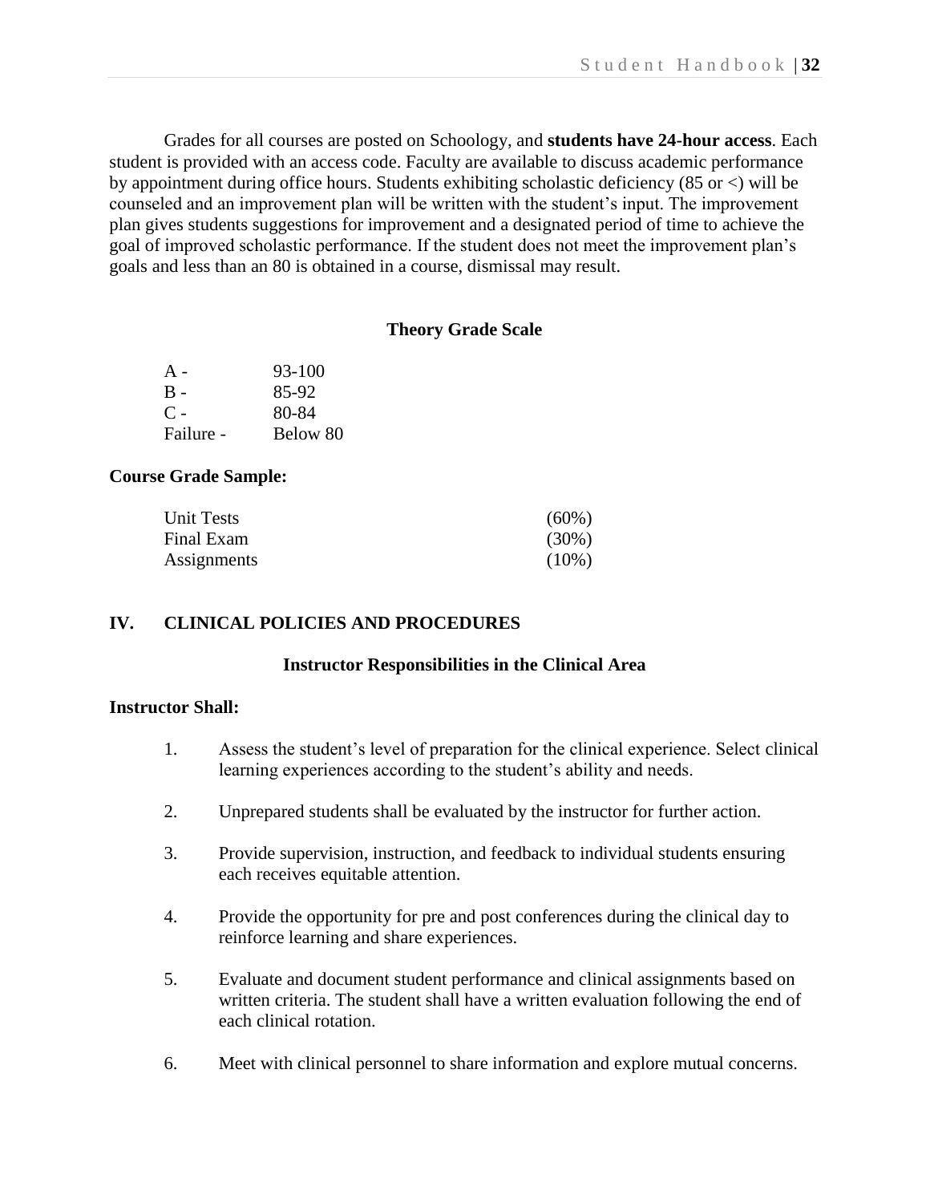Grades for all courses are posted on Schoology, and **students have 24-hour access**. Each student is provided with an access code. Faculty are available to discuss academic performance by appointment during office hours. Students exhibiting scholastic deficiency (85 or <) will be counseled and an improvement plan will be written with the student's input. The improvement plan gives students suggestions for improvement and a designated period of time to achieve the goal of improved scholastic performance. If the student does not meet the improvement plan's goals and less than an 80 is obtained in a course, dismissal may result.

### Theory Grade Scale

| | |
|---|---|
| A - | 93-100 |
| B - | 85-92 |
| C - | 80-84 |
| Failure - | Below 80 |

**Course Grade Sample:**

| | |
|---|---|
| Unit Tests | (60%) |
| Final Exam | (30%) |
| Assignments | (10%) |

## IV. CLINICAL POLICIES AND PROCEDURES

### Instructor Responsibilities in the Clinical Area

**Instructor Shall:**

1. Assess the student's level of preparation for the clinical experience. Select clinical learning experiences according to the student's ability and needs.
2. Unprepared students shall be evaluated by the instructor for further action.
3. Provide supervision, instruction, and feedback to individual students ensuring each receives equitable attention.
4. Provide the opportunity for pre and post conferences during the clinical day to reinforce learning and share experiences.
5. Evaluate and document student performance and clinical assignments based on written criteria. The student shall have a written evaluation following the end of each clinical rotation.
6. Meet with clinical personnel to share information and explore mutual concerns.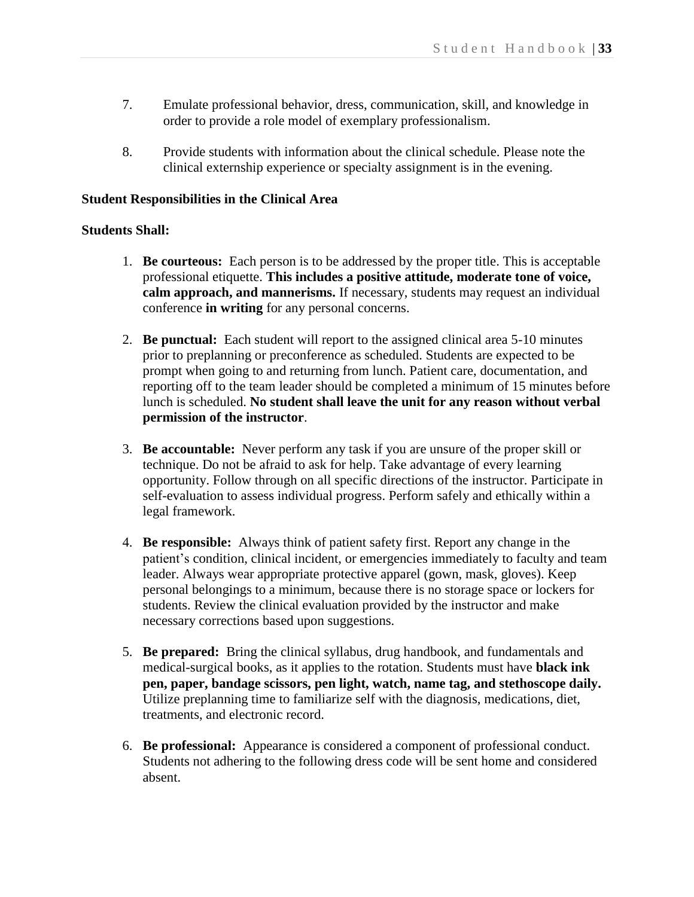7. Emulate professional behavior, dress, communication, skill, and knowledge in order to provide a role model of exemplary professionalism.

8. Provide students with information about the clinical schedule. Please note the clinical externship experience or specialty assignment is in the evening.

**Student Responsibilities in the Clinical Area**

**Students Shall:**

1. **Be courteous:** Each person is to be addressed by the proper title. This is acceptable professional etiquette. **This includes a positive attitude, moderate tone of voice, calm approach, and mannerisms.** If necessary, students may request an individual conference **in writing** for any personal concerns.

2. **Be punctual:** Each student will report to the assigned clinical area 5-10 minutes prior to preplanning or preconference as scheduled. Students are expected to be prompt when going to and returning from lunch. Patient care, documentation, and reporting off to the team leader should be completed a minimum of 15 minutes before lunch is scheduled. **No student shall leave the unit for any reason without verbal permission of the instructor**.

3. **Be accountable:** Never perform any task if you are unsure of the proper skill or technique. Do not be afraid to ask for help. Take advantage of every learning opportunity. Follow through on all specific directions of the instructor. Participate in self-evaluation to assess individual progress. Perform safely and ethically within a legal framework.

4. **Be responsible:** Always think of patient safety first. Report any change in the patient's condition, clinical incident, or emergencies immediately to faculty and team leader. Always wear appropriate protective apparel (gown, mask, gloves). Keep personal belongings to a minimum, because there is no storage space or lockers for students. Review the clinical evaluation provided by the instructor and make necessary corrections based upon suggestions.

5. **Be prepared:** Bring the clinical syllabus, drug handbook, and fundamentals and medical-surgical books, as it applies to the rotation. Students must have **black ink pen, paper, bandage scissors, pen light, watch, name tag, and stethoscope daily.** Utilize preplanning time to familiarize self with the diagnosis, medications, diet, treatments, and electronic record.

6. **Be professional:** Appearance is considered a component of professional conduct. Students not adhering to the following dress code will be sent home and considered absent.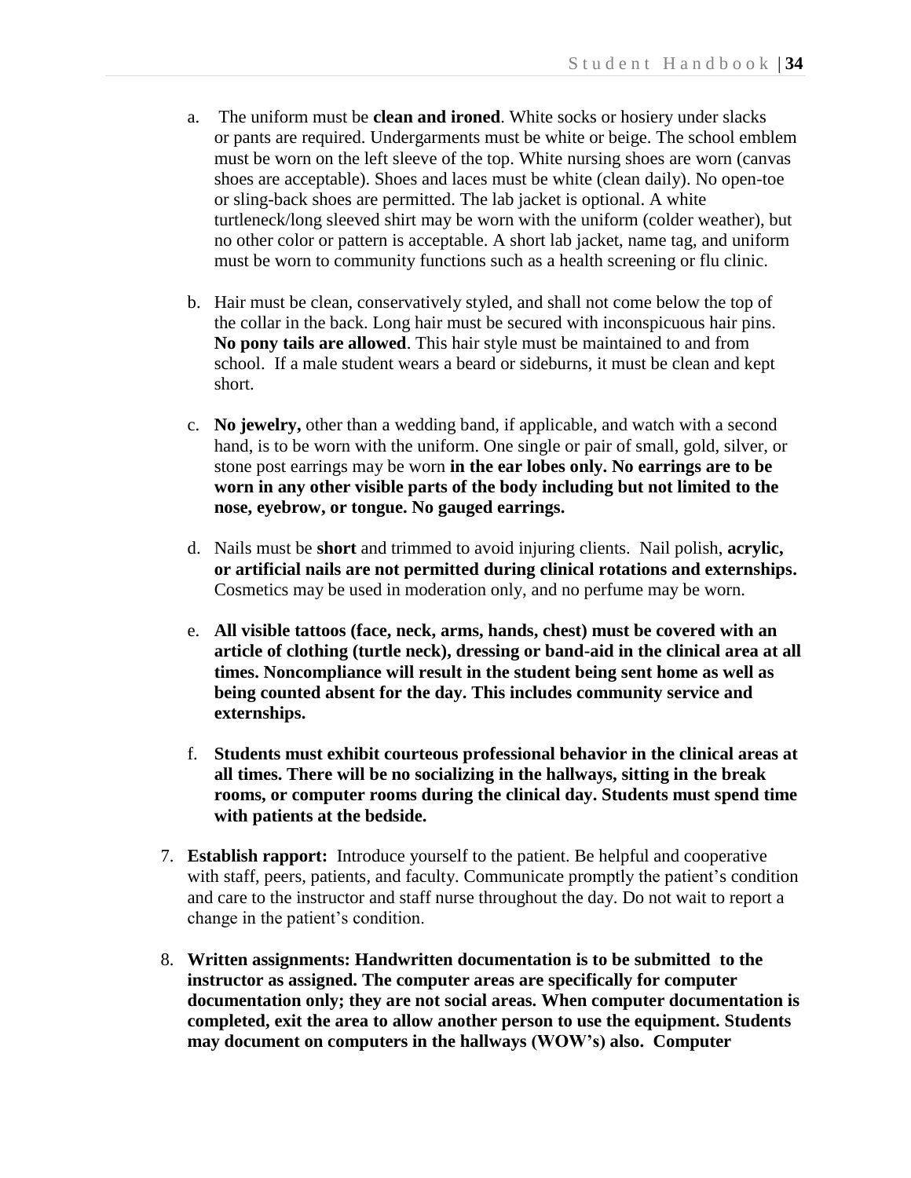a. The uniform must be **clean and ironed**. White socks or hosiery under slacks or pants are required. Undergarments must be white or beige. The school emblem must be worn on the left sleeve of the top. White nursing shoes are worn (canvas shoes are acceptable). Shoes and laces must be white (clean daily). No open-toe or sling-back shoes are permitted. The lab jacket is optional. A white turtleneck/long sleeved shirt may be worn with the uniform (colder weather), but no other color or pattern is acceptable. A short lab jacket, name tag, and uniform must be worn to community functions such as a health screening or flu clinic.

b. Hair must be clean, conservatively styled, and shall not come below the top of the collar in the back. Long hair must be secured with inconspicuous hair pins. **No pony tails are allowed**. This hair style must be maintained to and from school. If a male student wears a beard or sideburns, it must be clean and kept short.

c. **No jewelry,** other than a wedding band, if applicable, and watch with a second hand, is to be worn with the uniform. One single or pair of small, gold, silver, or stone post earrings may be worn **in the ear lobes only. No earrings are to be worn in any other visible parts of the body including but not limited to the nose, eyebrow, or tongue. No gauged earrings.**

d. Nails must be **short** and trimmed to avoid injuring clients. Nail polish, **acrylic, or artificial nails are not permitted during clinical rotations and externships.** Cosmetics may be used in moderation only, and no perfume may be worn.

e. **All visible tattoos (face, neck, arms, hands, chest) must be covered with an article of clothing (turtle neck), dressing or band-aid in the clinical area at all times. Noncompliance will result in the student being sent home as well as being counted absent for the day. This includes community service and externships.**

f. **Students must exhibit courteous professional behavior in the clinical areas at all times. There will be no socializing in the hallways, sitting in the break rooms, or computer rooms during the clinical day. Students must spend time with patients at the bedside.**

7. **Establish rapport:** Introduce yourself to the patient. Be helpful and cooperative with staff, peers, patients, and faculty. Communicate promptly the patient's condition and care to the instructor and staff nurse throughout the day. Do not wait to report a change in the patient's condition.

8. **Written assignments: Handwritten documentation is to be submitted to the instructor as assigned. The computer areas are specifically for computer documentation only; they are not social areas. When computer documentation is completed, exit the area to allow another person to use the equipment. Students may document on computers in the hallways (WOW's) also. Computer**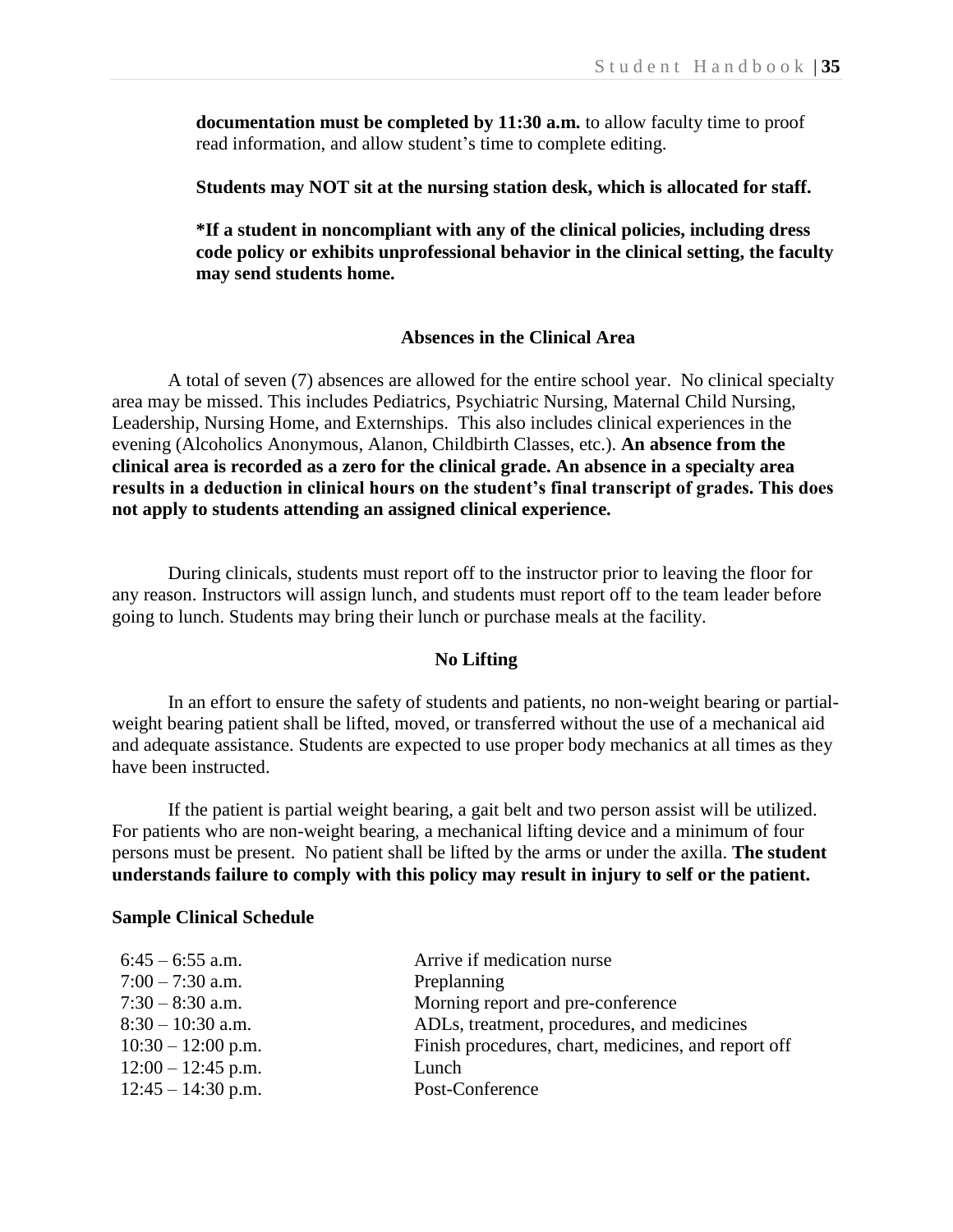**documentation must be completed by 11:30 a.m.** to allow faculty time to proof read information, and allow student's time to complete editing.

**Students may NOT sit at the nursing station desk, which is allocated for staff.**

**\*If a student in noncompliant with any of the clinical policies, including dress code policy or exhibits unprofessional behavior in the clinical setting, the faculty may send students home.**

## Absences in the Clinical Area

A total of seven (7) absences are allowed for the entire school year. No clinical specialty area may be missed. This includes Pediatrics, Psychiatric Nursing, Maternal Child Nursing, Leadership, Nursing Home, and Externships. This also includes clinical experiences in the evening (Alcoholics Anonymous, Alanon, Childbirth Classes, etc.). **An absence from the clinical area is recorded as a zero for the clinical grade. An absence in a specialty area results in a deduction in clinical hours on the student's final transcript of grades. This does not apply to students attending an assigned clinical experience.**

During clinicals, students must report off to the instructor prior to leaving the floor for any reason. Instructors will assign lunch, and students must report off to the team leader before going to lunch. Students may bring their lunch or purchase meals at the facility.

## No Lifting

In an effort to ensure the safety of students and patients, no non-weight bearing or partial-weight bearing patient shall be lifted, moved, or transferred without the use of a mechanical aid and adequate assistance. Students are expected to use proper body mechanics at all times as they have been instructed.

If the patient is partial weight bearing, a gait belt and two person assist will be utilized. For patients who are non-weight bearing, a mechanical lifting device and a minimum of four persons must be present. No patient shall be lifted by the arms or under the axilla. **The student understands failure to comply with this policy may result in injury to self or the patient.**

**Sample Clinical Schedule**

| | |
|---|---|
| 6:45 – 6:55 a.m. | Arrive if medication nurse |
| 7:00 – 7:30 a.m. | Preplanning |
| 7:30 – 8:30 a.m. | Morning report and pre-conference |
| 8:30 – 10:30 a.m. | ADLs, treatment, procedures, and medicines |
| 10:30 – 12:00 p.m. | Finish procedures, chart, medicines, and report off |
| 12:00 – 12:45 p.m. | Lunch |
| 12:45 – 14:30 p.m. | Post-Conference |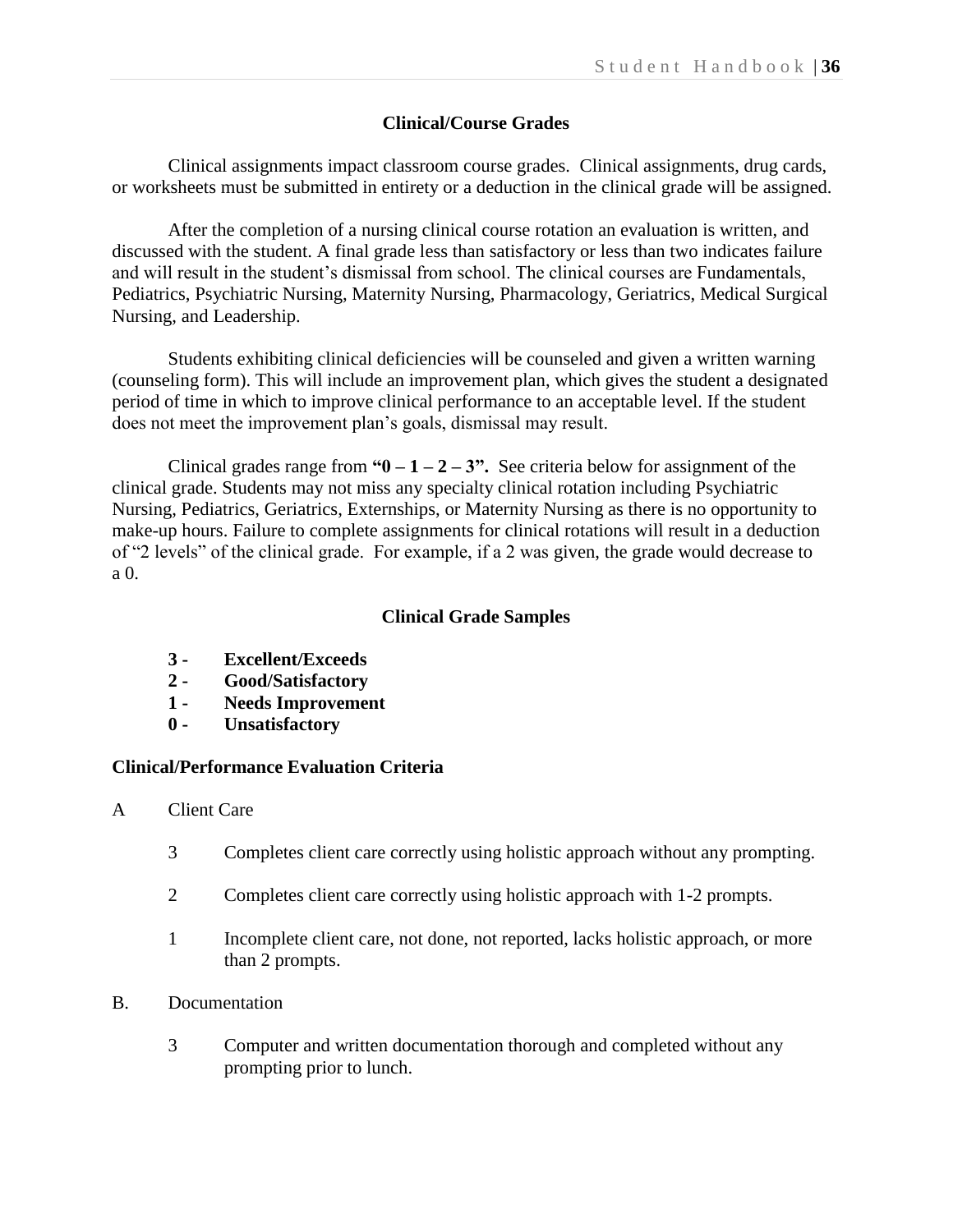## Clinical/Course Grades

Clinical assignments impact classroom course grades. Clinical assignments, drug cards, or worksheets must be submitted in entirety or a deduction in the clinical grade will be assigned.

After the completion of a nursing clinical course rotation an evaluation is written, and discussed with the student. A final grade less than satisfactory or less than two indicates failure and will result in the student's dismissal from school. The clinical courses are Fundamentals, Pediatrics, Psychiatric Nursing, Maternity Nursing, Pharmacology, Geriatrics, Medical Surgical Nursing, and Leadership.

Students exhibiting clinical deficiencies will be counseled and given a written warning (counseling form). This will include an improvement plan, which gives the student a designated period of time in which to improve clinical performance to an acceptable level. If the student does not meet the improvement plan's goals, dismissal may result.

Clinical grades range from **"0 – 1 – 2 – 3".** See criteria below for assignment of the clinical grade. Students may not miss any specialty clinical rotation including Psychiatric Nursing, Pediatrics, Geriatrics, Externships, or Maternity Nursing as there is no opportunity to make-up hours. Failure to complete assignments for clinical rotations will result in a deduction of "2 levels" of the clinical grade. For example, if a 2 was given, the grade would decrease to a 0.

## Clinical Grade Samples

- **3 - Excellent/Exceeds**
- **2 - Good/Satisfactory**
- **1 - Needs Improvement**
- **0 - Unsatisfactory**

**Clinical/Performance Evaluation Criteria**

A Client Care

- 3 Completes client care correctly using holistic approach without any prompting.
- 2 Completes client care correctly using holistic approach with 1-2 prompts.
- 1 Incomplete client care, not done, not reported, lacks holistic approach, or more than 2 prompts.

B. Documentation

- 3 Computer and written documentation thorough and completed without any prompting prior to lunch.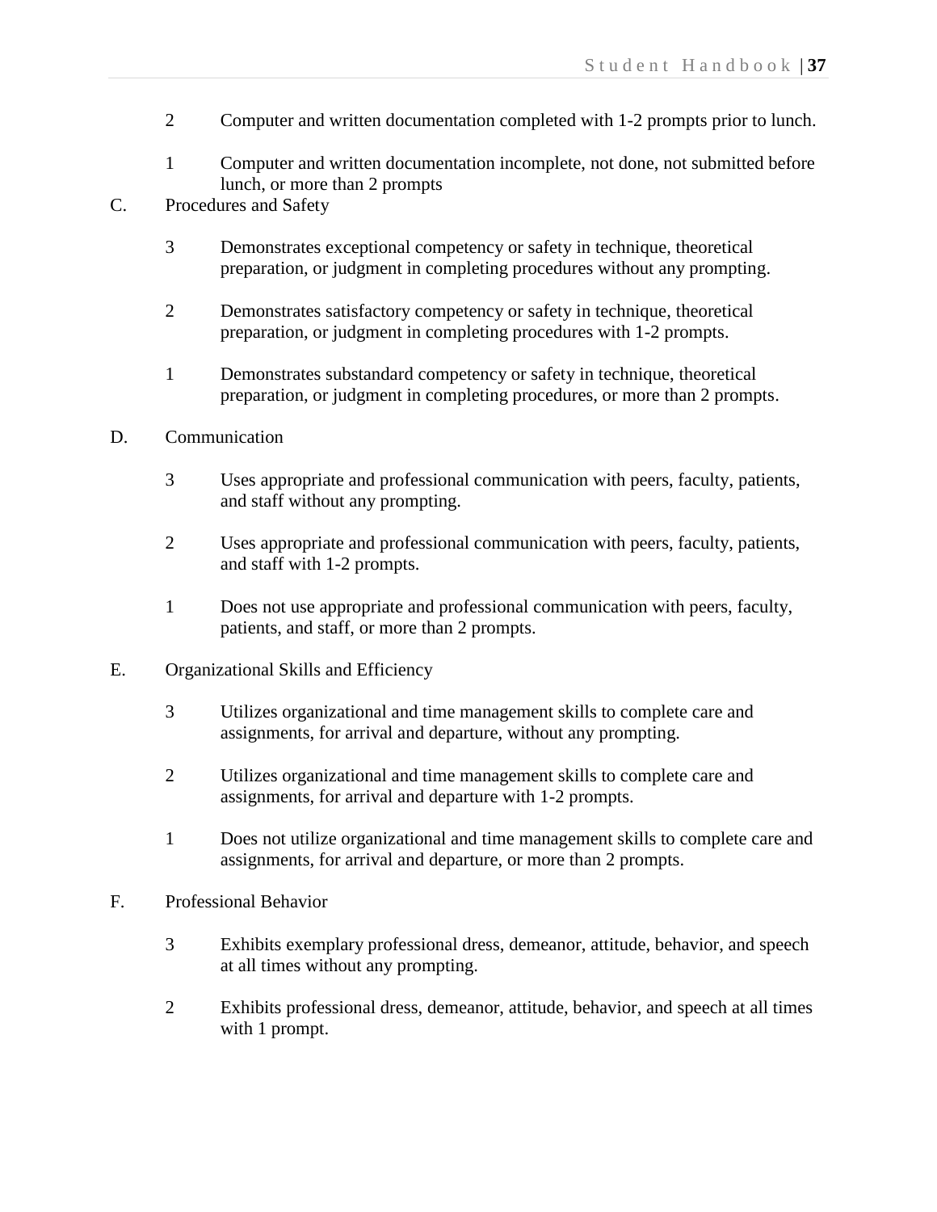2 Computer and written documentation completed with 1-2 prompts prior to lunch.

1 Computer and written documentation incomplete, not done, not submitted before lunch, or more than 2 prompts

C. Procedures and Safety

3 Demonstrates exceptional competency or safety in technique, theoretical preparation, or judgment in completing procedures without any prompting.

2 Demonstrates satisfactory competency or safety in technique, theoretical preparation, or judgment in completing procedures with 1-2 prompts.

1 Demonstrates substandard competency or safety in technique, theoretical preparation, or judgment in completing procedures, or more than 2 prompts.

D. Communication

3 Uses appropriate and professional communication with peers, faculty, patients, and staff without any prompting.

2 Uses appropriate and professional communication with peers, faculty, patients, and staff with 1-2 prompts.

1 Does not use appropriate and professional communication with peers, faculty, patients, and staff, or more than 2 prompts.

E. Organizational Skills and Efficiency

3 Utilizes organizational and time management skills to complete care and assignments, for arrival and departure, without any prompting.

2 Utilizes organizational and time management skills to complete care and assignments, for arrival and departure with 1-2 prompts.

1 Does not utilize organizational and time management skills to complete care and assignments, for arrival and departure, or more than 2 prompts.

F. Professional Behavior

3 Exhibits exemplary professional dress, demeanor, attitude, behavior, and speech at all times without any prompting.

2 Exhibits professional dress, demeanor, attitude, behavior, and speech at all times with 1 prompt.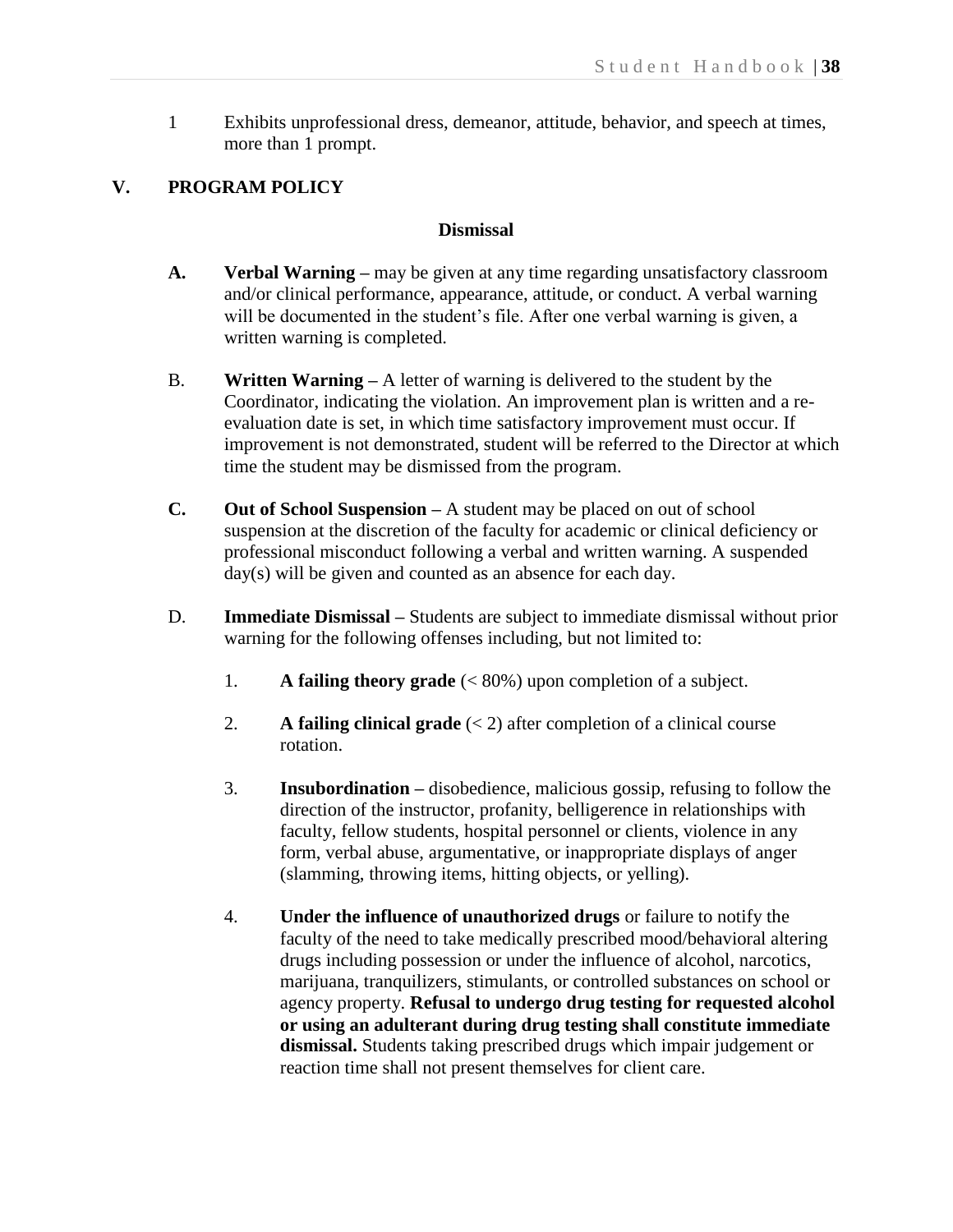1 Exhibits unprofessional dress, demeanor, attitude, behavior, and speech at times, more than 1 prompt.

## V. PROGRAM POLICY

### Dismissal

**A. Verbal Warning –** may be given at any time regarding unsatisfactory classroom and/or clinical performance, appearance, attitude, or conduct. A verbal warning will be documented in the student's file. After one verbal warning is given, a written warning is completed.

B. **Written Warning –** A letter of warning is delivered to the student by the Coordinator, indicating the violation. An improvement plan is written and a re-evaluation date is set, in which time satisfactory improvement must occur. If improvement is not demonstrated, student will be referred to the Director at which time the student may be dismissed from the program.

**C. Out of School Suspension –** A student may be placed on out of school suspension at the discretion of the faculty for academic or clinical deficiency or professional misconduct following a verbal and written warning. A suspended day(s) will be given and counted as an absence for each day.

D. **Immediate Dismissal –** Students are subject to immediate dismissal without prior warning for the following offenses including, but not limited to:

1. **A failing theory grade** (< 80%) upon completion of a subject.

2. **A failing clinical grade** (< 2) after completion of a clinical course rotation.

3. **Insubordination –** disobedience, malicious gossip, refusing to follow the direction of the instructor, profanity, belligerence in relationships with faculty, fellow students, hospital personnel or clients, violence in any form, verbal abuse, argumentative, or inappropriate displays of anger (slamming, throwing items, hitting objects, or yelling).

4. **Under the influence of unauthorized drugs** or failure to notify the faculty of the need to take medically prescribed mood/behavioral altering drugs including possession or under the influence of alcohol, narcotics, marijuana, tranquilizers, stimulants, or controlled substances on school or agency property. **Refusal to undergo drug testing for requested alcohol or using an adulterant during drug testing shall constitute immediate dismissal.** Students taking prescribed drugs which impair judgement or reaction time shall not present themselves for client care.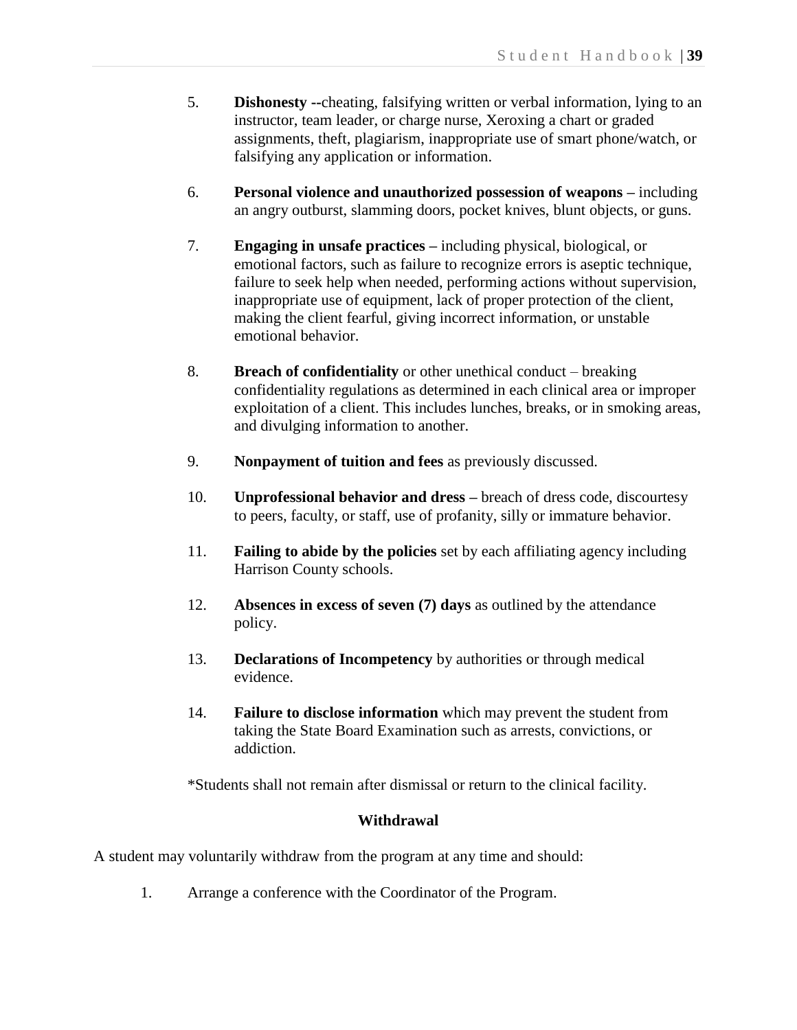5. **Dishonesty --**cheating, falsifying written or verbal information, lying to an instructor, team leader, or charge nurse, Xeroxing a chart or graded assignments, theft, plagiarism, inappropriate use of smart phone/watch, or falsifying any application or information.

6. **Personal violence and unauthorized possession of weapons –** including an angry outburst, slamming doors, pocket knives, blunt objects, or guns.

7. **Engaging in unsafe practices –** including physical, biological, or emotional factors, such as failure to recognize errors is aseptic technique, failure to seek help when needed, performing actions without supervision, inappropriate use of equipment, lack of proper protection of the client, making the client fearful, giving incorrect information, or unstable emotional behavior.

8. **Breach of confidentiality** or other unethical conduct – breaking confidentiality regulations as determined in each clinical area or improper exploitation of a client. This includes lunches, breaks, or in smoking areas, and divulging information to another.

9. **Nonpayment of tuition and fees** as previously discussed.

10. **Unprofessional behavior and dress –** breach of dress code, discourtesy to peers, faculty, or staff, use of profanity, silly or immature behavior.

11. **Failing to abide by the policies** set by each affiliating agency including Harrison County schools.

12. **Absences in excess of seven (7) days** as outlined by the attendance policy.

13. **Declarations of Incompetency** by authorities or through medical evidence.

14. **Failure to disclose information** which may prevent the student from taking the State Board Examination such as arrests, convictions, or addiction.

*Students shall not remain after dismissal or return to the clinical facility.

## Withdrawal

A student may voluntarily withdraw from the program at any time and should:

1. Arrange a conference with the Coordinator of the Program.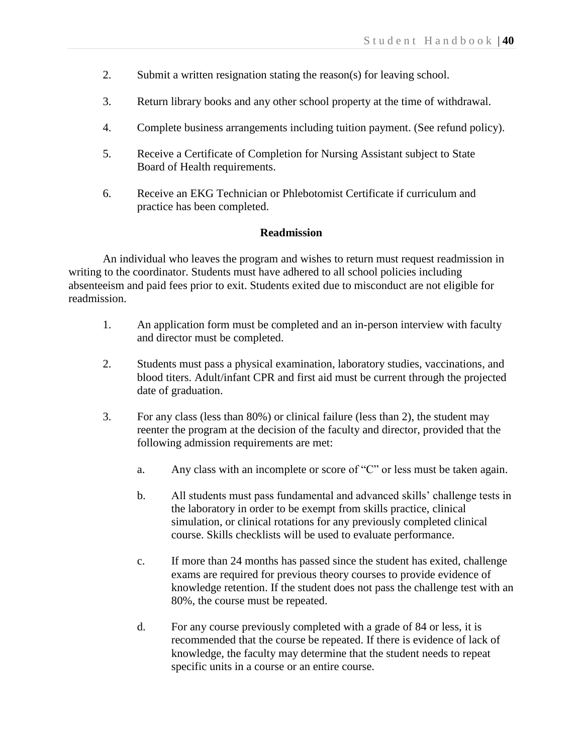2. Submit a written resignation stating the reason(s) for leaving school.

3. Return library books and any other school property at the time of withdrawal.

4. Complete business arrangements including tuition payment. (See refund policy).

5. Receive a Certificate of Completion for Nursing Assistant subject to State Board of Health requirements.

6. Receive an EKG Technician or Phlebotomist Certificate if curriculum and practice has been completed.

**Readmission**

An individual who leaves the program and wishes to return must request readmission in writing to the coordinator. Students must have adhered to all school policies including absenteeism and paid fees prior to exit. Students exited due to misconduct are not eligible for readmission.

1. An application form must be completed and an in-person interview with faculty and director must be completed.

2. Students must pass a physical examination, laboratory studies, vaccinations, and blood titers. Adult/infant CPR and first aid must be current through the projected date of graduation.

3. For any class (less than 80%) or clinical failure (less than 2), the student may reenter the program at the decision of the faculty and director, provided that the following admission requirements are met:

    a. Any class with an incomplete or score of “C” or less must be taken again.

    b. All students must pass fundamental and advanced skills’ challenge tests in the laboratory in order to be exempt from skills practice, clinical simulation, or clinical rotations for any previously completed clinical course. Skills checklists will be used to evaluate performance.

    c. If more than 24 months has passed since the student has exited, challenge exams are required for previous theory courses to provide evidence of knowledge retention. If the student does not pass the challenge test with an 80%, the course must be repeated.

    d. For any course previously completed with a grade of 84 or less, it is recommended that the course be repeated. If there is evidence of lack of knowledge, the faculty may determine that the student needs to repeat specific units in a course or an entire course.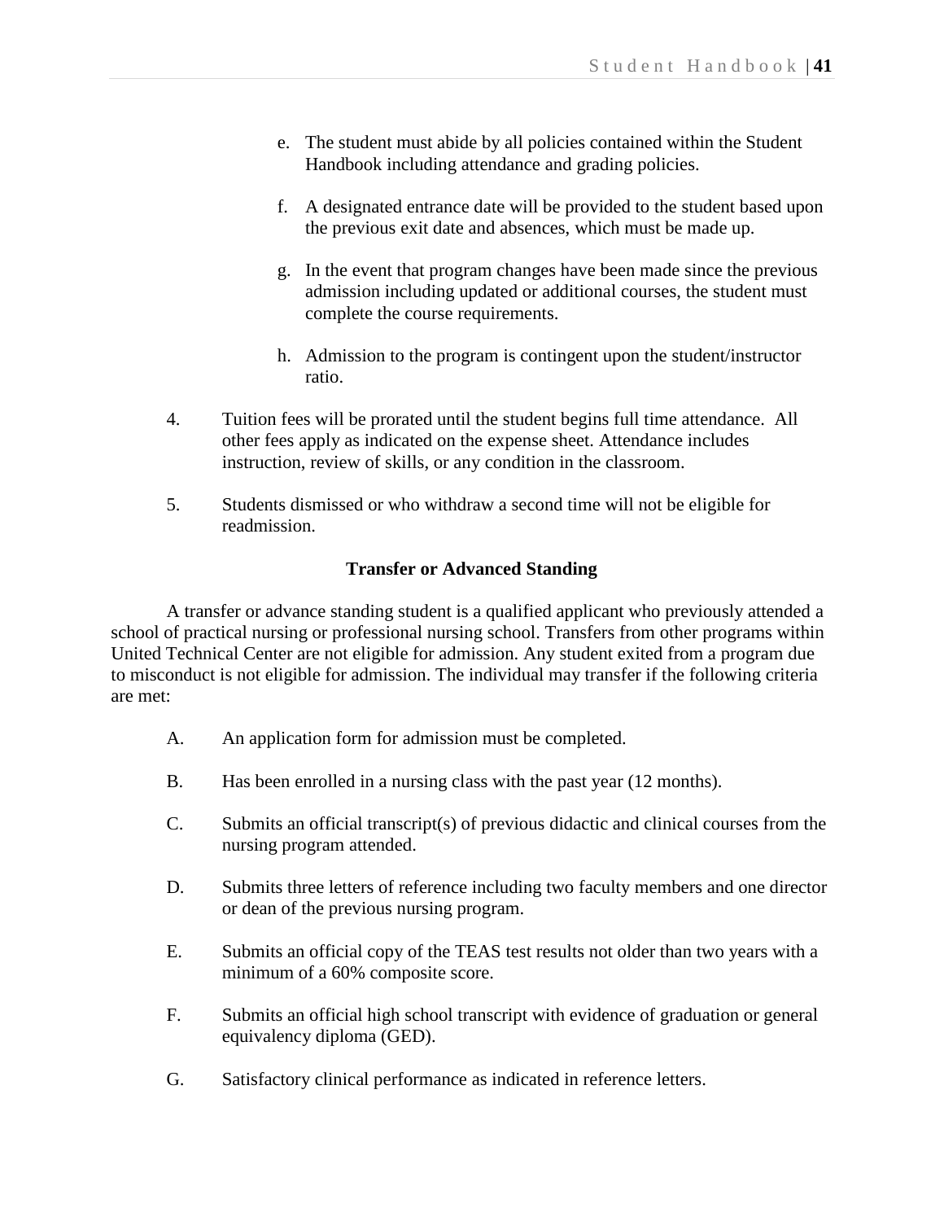e. The student must abide by all policies contained within the Student Handbook including attendance and grading policies.

f. A designated entrance date will be provided to the student based upon the previous exit date and absences, which must be made up.

g. In the event that program changes have been made since the previous admission including updated or additional courses, the student must complete the course requirements.

h. Admission to the program is contingent upon the student/instructor ratio.

4. Tuition fees will be prorated until the student begins full time attendance. All other fees apply as indicated on the expense sheet. Attendance includes instruction, review of skills, or any condition in the classroom.

5. Students dismissed or who withdraw a second time will not be eligible for readmission.

**Transfer or Advanced Standing**

A transfer or advance standing student is a qualified applicant who previously attended a school of practical nursing or professional nursing school. Transfers from other programs within United Technical Center are not eligible for admission. Any student exited from a program due to misconduct is not eligible for admission. The individual may transfer if the following criteria are met:

A. An application form for admission must be completed.

B. Has been enrolled in a nursing class with the past year (12 months).

C. Submits an official transcript(s) of previous didactic and clinical courses from the nursing program attended.

D. Submits three letters of reference including two faculty members and one director or dean of the previous nursing program.

E. Submits an official copy of the TEAS test results not older than two years with a minimum of a 60% composite score.

F. Submits an official high school transcript with evidence of graduation or general equivalency diploma (GED).

G. Satisfactory clinical performance as indicated in reference letters.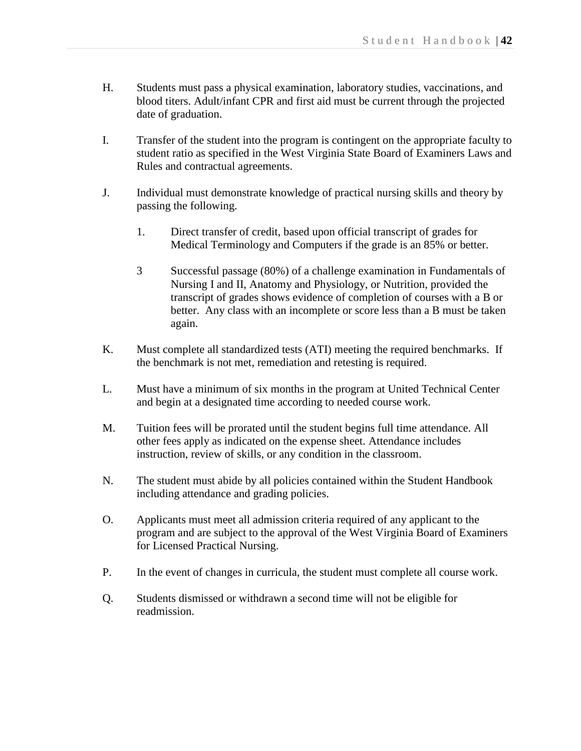H. Students must pass a physical examination, laboratory studies, vaccinations, and blood titers. Adult/infant CPR and first aid must be current through the projected date of graduation.

I. Transfer of the student into the program is contingent on the appropriate faculty to student ratio as specified in the West Virginia State Board of Examiners Laws and Rules and contractual agreements.

J. Individual must demonstrate knowledge of practical nursing skills and theory by passing the following.

   1. Direct transfer of credit, based upon official transcript of grades for Medical Terminology and Computers if the grade is an 85% or better.

   3 Successful passage (80%) of a challenge examination in Fundamentals of Nursing I and II, Anatomy and Physiology, or Nutrition, provided the transcript of grades shows evidence of completion of courses with a B or better. Any class with an incomplete or score less than a B must be taken again.

K. Must complete all standardized tests (ATI) meeting the required benchmarks. If the benchmark is not met, remediation and retesting is required.

L. Must have a minimum of six months in the program at United Technical Center and begin at a designated time according to needed course work.

M. Tuition fees will be prorated until the student begins full time attendance. All other fees apply as indicated on the expense sheet. Attendance includes instruction, review of skills, or any condition in the classroom.

N. The student must abide by all policies contained within the Student Handbook including attendance and grading policies.

O. Applicants must meet all admission criteria required of any applicant to the program and are subject to the approval of the West Virginia Board of Examiners for Licensed Practical Nursing.

P. In the event of changes in curricula, the student must complete all course work.

Q. Students dismissed or withdrawn a second time will not be eligible for readmission.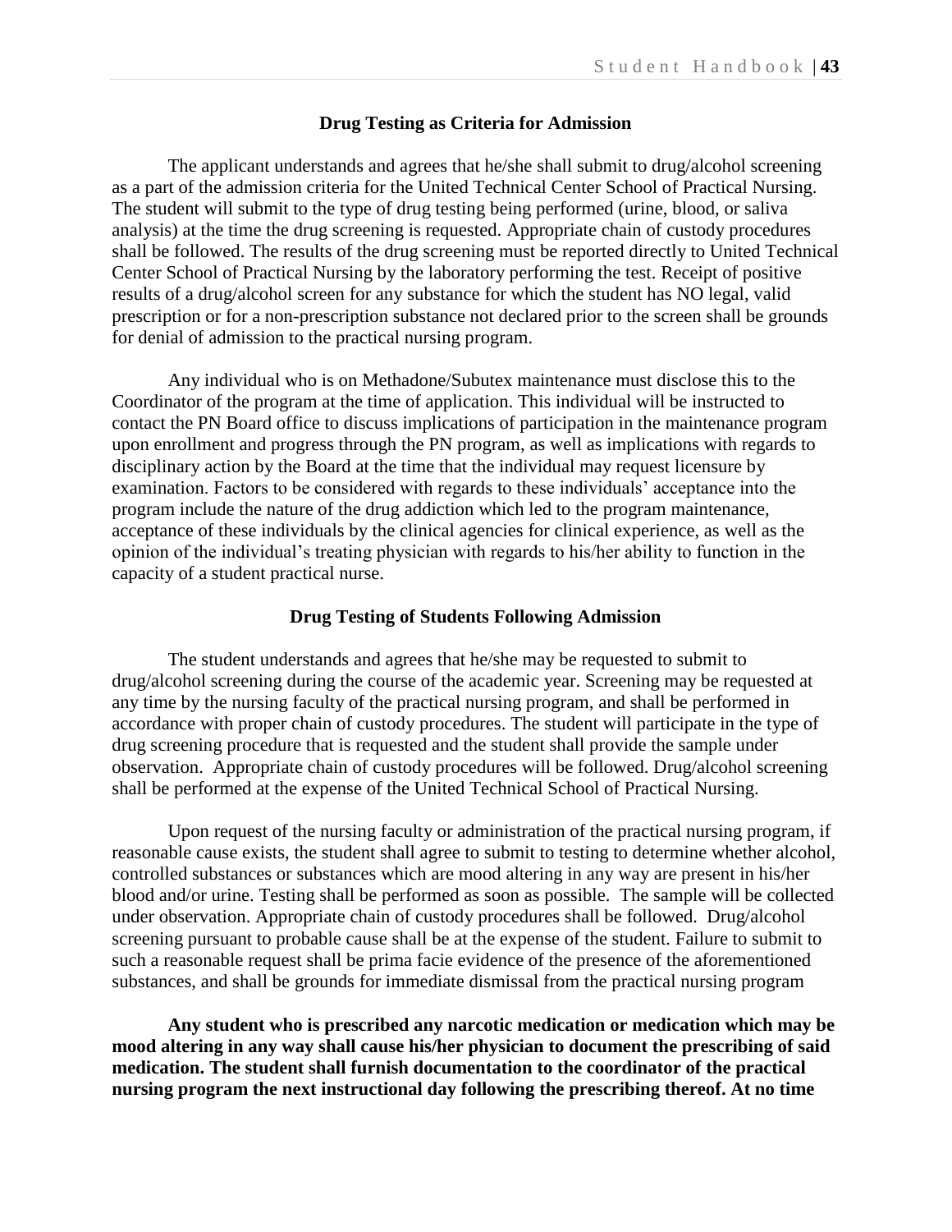## Drug Testing as Criteria for Admission

The applicant understands and agrees that he/she shall submit to drug/alcohol screening as a part of the admission criteria for the United Technical Center School of Practical Nursing. The student will submit to the type of drug testing being performed (urine, blood, or saliva analysis) at the time the drug screening is requested. Appropriate chain of custody procedures shall be followed. The results of the drug screening must be reported directly to United Technical Center School of Practical Nursing by the laboratory performing the test. Receipt of positive results of a drug/alcohol screen for any substance for which the student has NO legal, valid prescription or for a non-prescription substance not declared prior to the screen shall be grounds for denial of admission to the practical nursing program.

Any individual who is on Methadone/Subutex maintenance must disclose this to the Coordinator of the program at the time of application. This individual will be instructed to contact the PN Board office to discuss implications of participation in the maintenance program upon enrollment and progress through the PN program, as well as implications with regards to disciplinary action by the Board at the time that the individual may request licensure by examination. Factors to be considered with regards to these individuals' acceptance into the program include the nature of the drug addiction which led to the program maintenance, acceptance of these individuals by the clinical agencies for clinical experience, as well as the opinion of the individual's treating physician with regards to his/her ability to function in the capacity of a student practical nurse.

## Drug Testing of Students Following Admission

The student understands and agrees that he/she may be requested to submit to drug/alcohol screening during the course of the academic year. Screening may be requested at any time by the nursing faculty of the practical nursing program, and shall be performed in accordance with proper chain of custody procedures. The student will participate in the type of drug screening procedure that is requested and the student shall provide the sample under observation. Appropriate chain of custody procedures will be followed. Drug/alcohol screening shall be performed at the expense of the United Technical School of Practical Nursing.

Upon request of the nursing faculty or administration of the practical nursing program, if reasonable cause exists, the student shall agree to submit to testing to determine whether alcohol, controlled substances or substances which are mood altering in any way are present in his/her blood and/or urine. Testing shall be performed as soon as possible. The sample will be collected under observation. Appropriate chain of custody procedures shall be followed. Drug/alcohol screening pursuant to probable cause shall be at the expense of the student. Failure to submit to such a reasonable request shall be prima facie evidence of the presence of the aforementioned substances, and shall be grounds for immediate dismissal from the practical nursing program

**Any student who is prescribed any narcotic medication or medication which may be mood altering in any way shall cause his/her physician to document the prescribing of said medication. The student shall furnish documentation to the coordinator of the practical nursing program the next instructional day following the prescribing thereof. At no time**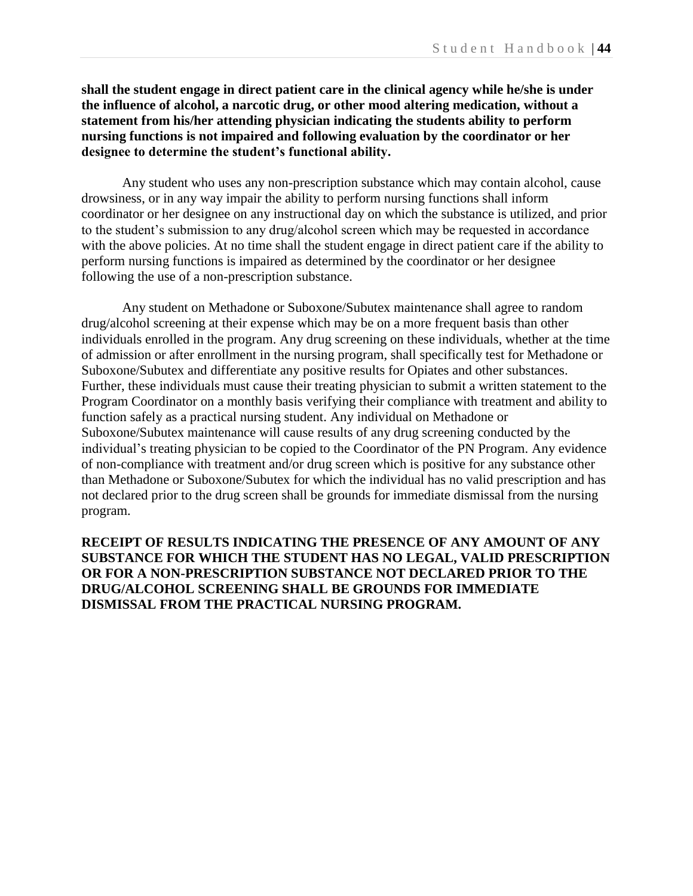**shall the student engage in direct patient care in the clinical agency while he/she is under the influence of alcohol, a narcotic drug, or other mood altering medication, without a statement from his/her attending physician indicating the students ability to perform nursing functions is not impaired and following evaluation by the coordinator or her designee to determine the student's functional ability.**

Any student who uses any non-prescription substance which may contain alcohol, cause drowsiness, or in any way impair the ability to perform nursing functions shall inform coordinator or her designee on any instructional day on which the substance is utilized, and prior to the student's submission to any drug/alcohol screen which may be requested in accordance with the above policies. At no time shall the student engage in direct patient care if the ability to perform nursing functions is impaired as determined by the coordinator or her designee following the use of a non-prescription substance.

Any student on Methadone or Suboxone/Subutex maintenance shall agree to random drug/alcohol screening at their expense which may be on a more frequent basis than other individuals enrolled in the program. Any drug screening on these individuals, whether at the time of admission or after enrollment in the nursing program, shall specifically test for Methadone or Suboxone/Subutex and differentiate any positive results for Opiates and other substances. Further, these individuals must cause their treating physician to submit a written statement to the Program Coordinator on a monthly basis verifying their compliance with treatment and ability to function safely as a practical nursing student. Any individual on Methadone or Suboxone/Subutex maintenance will cause results of any drug screening conducted by the individual's treating physician to be copied to the Coordinator of the PN Program. Any evidence of non-compliance with treatment and/or drug screen which is positive for any substance other than Methadone or Suboxone/Subutex for which the individual has no valid prescription and has not declared prior to the drug screen shall be grounds for immediate dismissal from the nursing program.

**RECEIPT OF RESULTS INDICATING THE PRESENCE OF ANY AMOUNT OF ANY SUBSTANCE FOR WHICH THE STUDENT HAS NO LEGAL, VALID PRESCRIPTION OR FOR A NON-PRESCRIPTION SUBSTANCE NOT DECLARED PRIOR TO THE DRUG/ALCOHOL SCREENING SHALL BE GROUNDS FOR IMMEDIATE DISMISSAL FROM THE PRACTICAL NURSING PROGRAM.**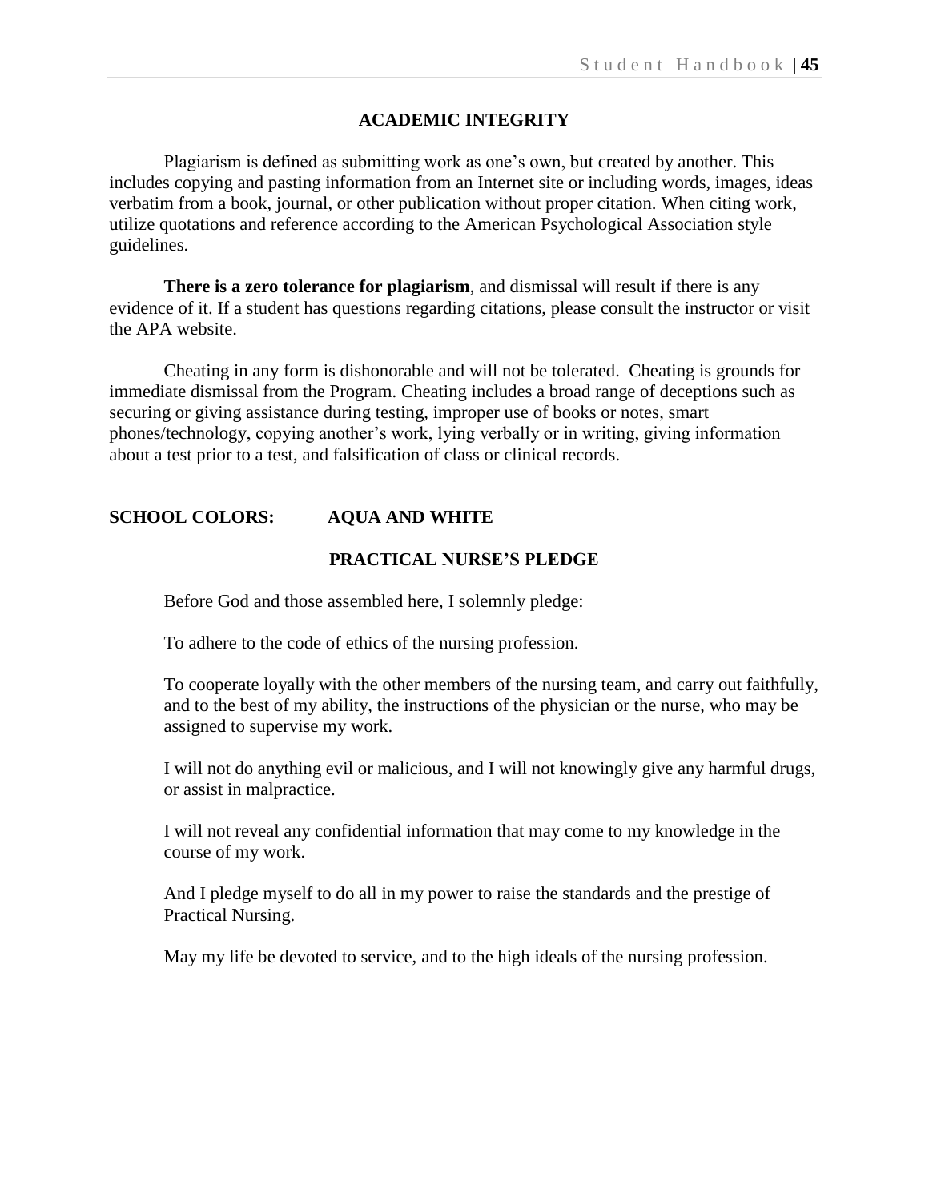## ACADEMIC INTEGRITY

Plagiarism is defined as submitting work as one's own, but created by another. This includes copying and pasting information from an Internet site or including words, images, ideas verbatim from a book, journal, or other publication without proper citation. When citing work, utilize quotations and reference according to the American Psychological Association style guidelines.

**There is a zero tolerance for plagiarism**, and dismissal will result if there is any evidence of it. If a student has questions regarding citations, please consult the instructor or visit the APA website.

Cheating in any form is dishonorable and will not be tolerated. Cheating is grounds for immediate dismissal from the Program. Cheating includes a broad range of deceptions such as securing or giving assistance during testing, improper use of books or notes, smart phones/technology, copying another's work, lying verbally or in writing, giving information about a test prior to a test, and falsification of class or clinical records.

**SCHOOL COLORS: AQUA AND WHITE**

## PRACTICAL NURSE'S PLEDGE

Before God and those assembled here, I solemnly pledge:

To adhere to the code of ethics of the nursing profession.

To cooperate loyally with the other members of the nursing team, and carry out faithfully, and to the best of my ability, the instructions of the physician or the nurse, who may be assigned to supervise my work.

I will not do anything evil or malicious, and I will not knowingly give any harmful drugs, or assist in malpractice.

I will not reveal any confidential information that may come to my knowledge in the course of my work.

And I pledge myself to do all in my power to raise the standards and the prestige of Practical Nursing.

May my life be devoted to service, and to the high ideals of the nursing profession.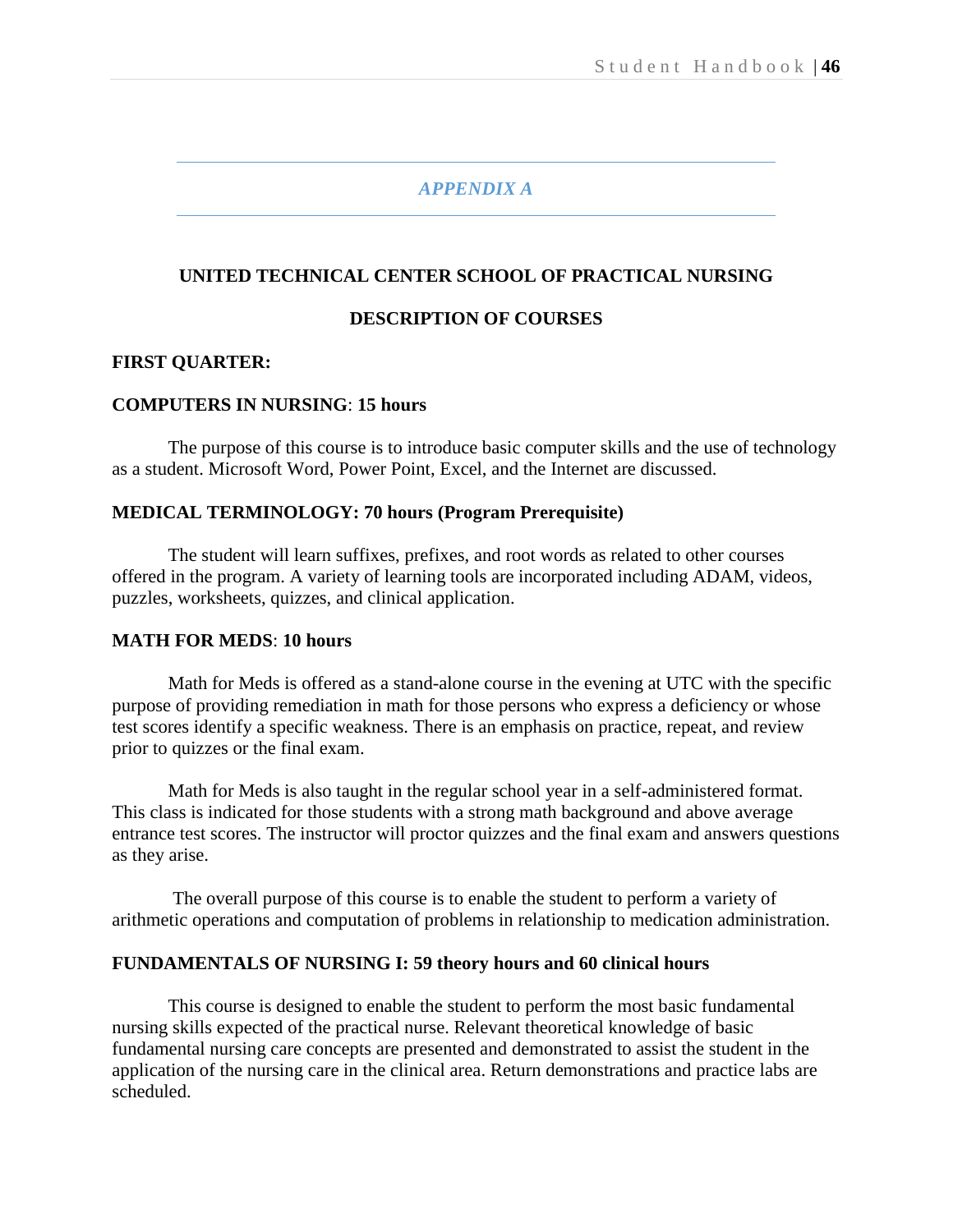## *APPENDIX A*

**UNITED TECHNICAL CENTER SCHOOL OF PRACTICAL NURSING**

**DESCRIPTION OF COURSES**

**FIRST QUARTER:**

**COMPUTERS IN NURSING**: **15 hours**

The purpose of this course is to introduce basic computer skills and the use of technology as a student. Microsoft Word, Power Point, Excel, and the Internet are discussed.

**MEDICAL TERMINOLOGY: 70 hours (Program Prerequisite)**

The student will learn suffixes, prefixes, and root words as related to other courses offered in the program. A variety of learning tools are incorporated including ADAM, videos, puzzles, worksheets, quizzes, and clinical application.

**MATH FOR MEDS**: **10 hours**

Math for Meds is offered as a stand-alone course in the evening at UTC with the specific purpose of providing remediation in math for those persons who express a deficiency or whose test scores identify a specific weakness. There is an emphasis on practice, repeat, and review prior to quizzes or the final exam.

Math for Meds is also taught in the regular school year in a self-administered format. This class is indicated for those students with a strong math background and above average entrance test scores. The instructor will proctor quizzes and the final exam and answers questions as they arise.

The overall purpose of this course is to enable the student to perform a variety of arithmetic operations and computation of problems in relationship to medication administration.

**FUNDAMENTALS OF NURSING I: 59 theory hours and 60 clinical hours**

This course is designed to enable the student to perform the most basic fundamental nursing skills expected of the practical nurse. Relevant theoretical knowledge of basic fundamental nursing care concepts are presented and demonstrated to assist the student in the application of the nursing care in the clinical area. Return demonstrations and practice labs are scheduled.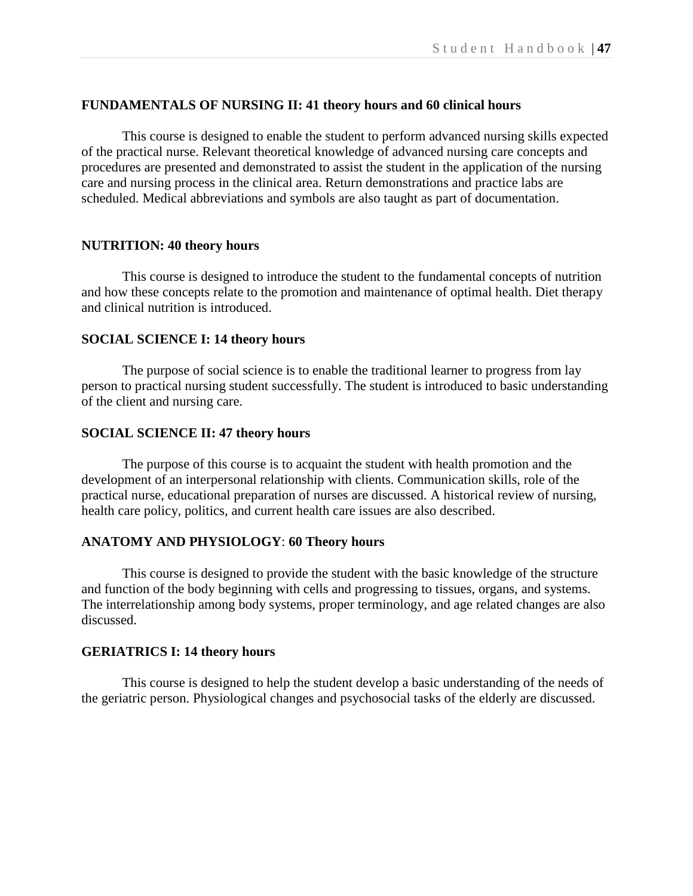**FUNDAMENTALS OF NURSING II: 41 theory hours and 60 clinical hours**

This course is designed to enable the student to perform advanced nursing skills expected of the practical nurse. Relevant theoretical knowledge of advanced nursing care concepts and procedures are presented and demonstrated to assist the student in the application of the nursing care and nursing process in the clinical area. Return demonstrations and practice labs are scheduled. Medical abbreviations and symbols are also taught as part of documentation.

**NUTRITION: 40 theory hours**

This course is designed to introduce the student to the fundamental concepts of nutrition and how these concepts relate to the promotion and maintenance of optimal health. Diet therapy and clinical nutrition is introduced.

**SOCIAL SCIENCE I: 14 theory hours**

The purpose of social science is to enable the traditional learner to progress from lay person to practical nursing student successfully. The student is introduced to basic understanding of the client and nursing care.

**SOCIAL SCIENCE II: 47 theory hours**

The purpose of this course is to acquaint the student with health promotion and the development of an interpersonal relationship with clients. Communication skills, role of the practical nurse, educational preparation of nurses are discussed. A historical review of nursing, health care policy, politics, and current health care issues are also described.

**ANATOMY AND PHYSIOLOGY**: **60 Theory hours**

This course is designed to provide the student with the basic knowledge of the structure and function of the body beginning with cells and progressing to tissues, organs, and systems. The interrelationship among body systems, proper terminology, and age related changes are also discussed.

**GERIATRICS I: 14 theory hours**

This course is designed to help the student develop a basic understanding of the needs of the geriatric person. Physiological changes and psychosocial tasks of the elderly are discussed.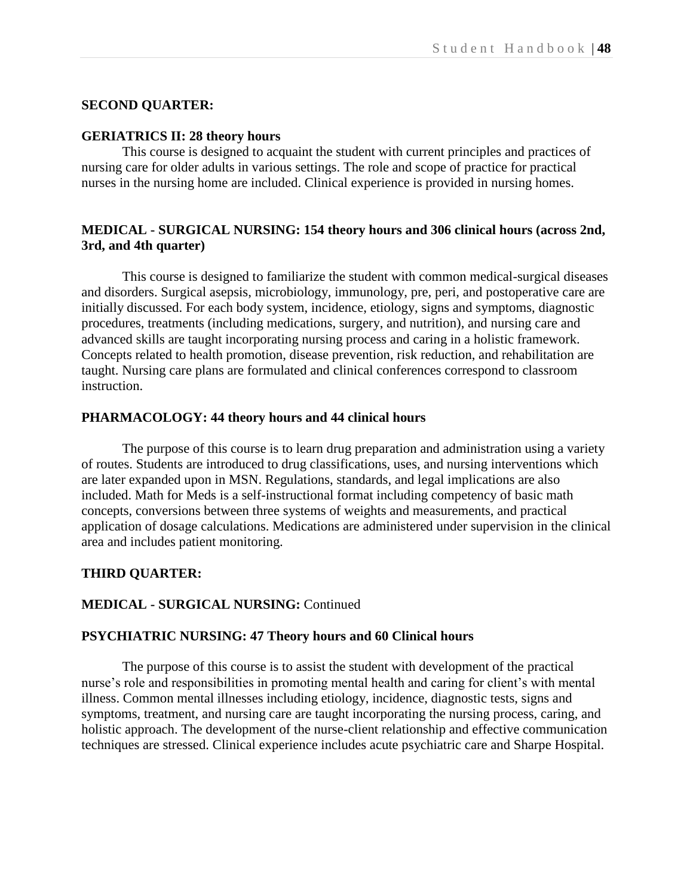**SECOND QUARTER:**

**GERIATRICS II: 28 theory hours**

This course is designed to acquaint the student with current principles and practices of nursing care for older adults in various settings. The role and scope of practice for practical nurses in the nursing home are included. Clinical experience is provided in nursing homes.

**MEDICAL - SURGICAL NURSING: 154 theory hours and 306 clinical hours (across 2nd, 3rd, and 4th quarter)**

This course is designed to familiarize the student with common medical-surgical diseases and disorders. Surgical asepsis, microbiology, immunology, pre, peri, and postoperative care are initially discussed. For each body system, incidence, etiology, signs and symptoms, diagnostic procedures, treatments (including medications, surgery, and nutrition), and nursing care and advanced skills are taught incorporating nursing process and caring in a holistic framework. Concepts related to health promotion, disease prevention, risk reduction, and rehabilitation are taught. Nursing care plans are formulated and clinical conferences correspond to classroom instruction.

**PHARMACOLOGY: 44 theory hours and 44 clinical hours**

The purpose of this course is to learn drug preparation and administration using a variety of routes. Students are introduced to drug classifications, uses, and nursing interventions which are later expanded upon in MSN. Regulations, standards, and legal implications are also included. Math for Meds is a self-instructional format including competency of basic math concepts, conversions between three systems of weights and measurements, and practical application of dosage calculations. Medications are administered under supervision in the clinical area and includes patient monitoring.

**THIRD QUARTER:**

**MEDICAL - SURGICAL NURSING:** Continued

**PSYCHIATRIC NURSING: 47 Theory hours and 60 Clinical hours**

The purpose of this course is to assist the student with development of the practical nurse's role and responsibilities in promoting mental health and caring for client's with mental illness. Common mental illnesses including etiology, incidence, diagnostic tests, signs and symptoms, treatment, and nursing care are taught incorporating the nursing process, caring, and holistic approach. The development of the nurse-client relationship and effective communication techniques are stressed. Clinical experience includes acute psychiatric care and Sharpe Hospital.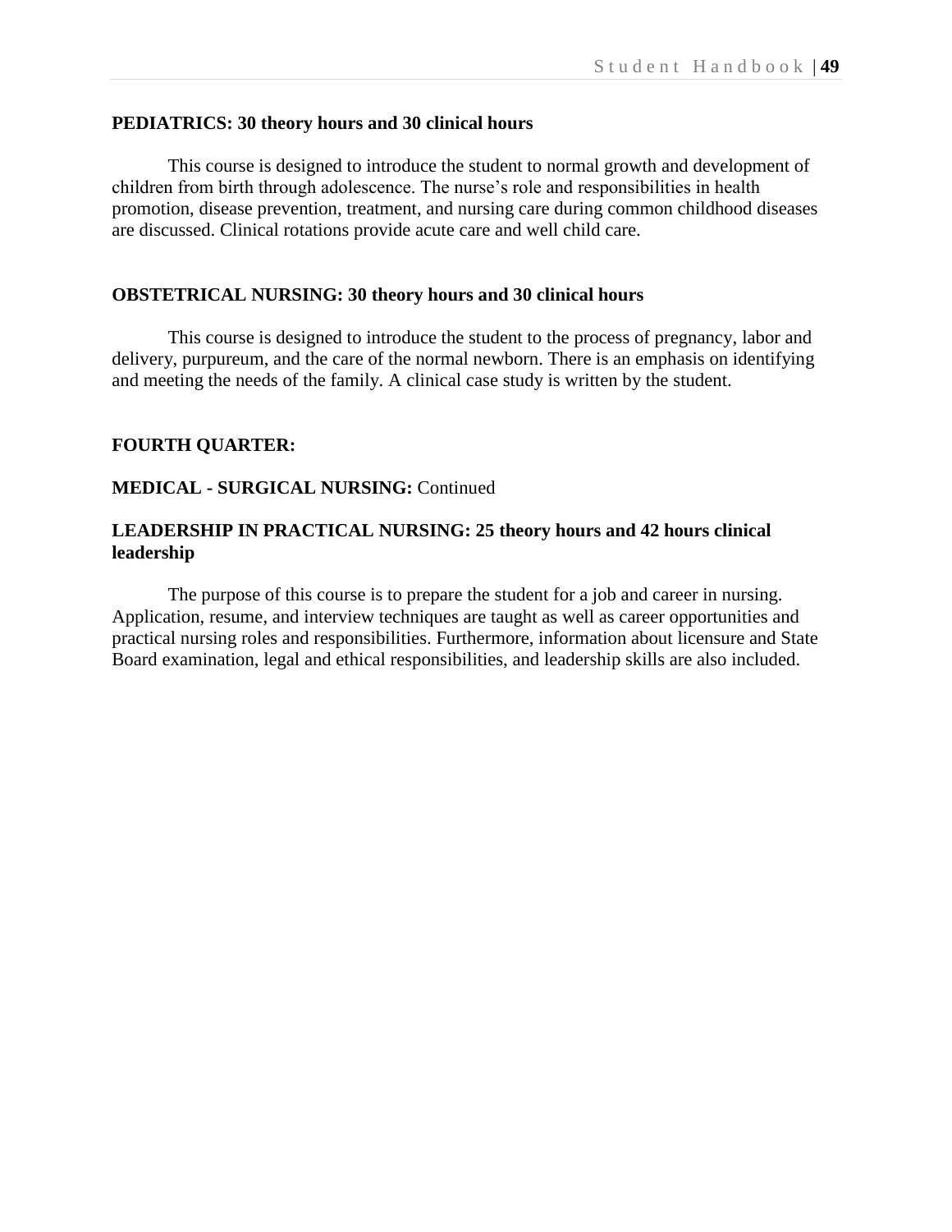**PEDIATRICS: 30 theory hours and 30 clinical hours**

This course is designed to introduce the student to normal growth and development of children from birth through adolescence. The nurse's role and responsibilities in health promotion, disease prevention, treatment, and nursing care during common childhood diseases are discussed. Clinical rotations provide acute care and well child care.

**OBSTETRICAL NURSING: 30 theory hours and 30 clinical hours**

This course is designed to introduce the student to the process of pregnancy, labor and delivery, purpureum, and the care of the normal newborn. There is an emphasis on identifying and meeting the needs of the family. A clinical case study is written by the student.

**FOURTH QUARTER:**

**MEDICAL - SURGICAL NURSING:** Continued

**LEADERSHIP IN PRACTICAL NURSING: 25 theory hours and 42 hours clinical leadership**

The purpose of this course is to prepare the student for a job and career in nursing. Application, resume, and interview techniques are taught as well as career opportunities and practical nursing roles and responsibilities. Furthermore, information about licensure and State Board examination, legal and ethical responsibilities, and leadership skills are also included.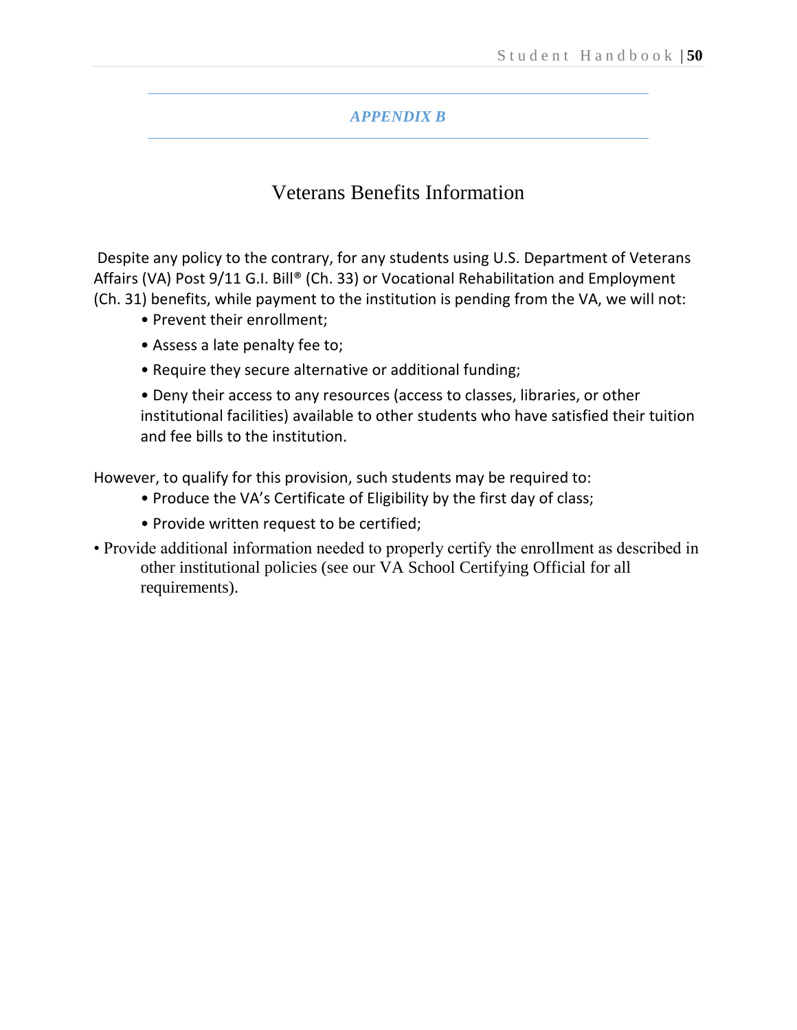## *APPENDIX B*

# Veterans Benefits Information

Despite any policy to the contrary, for any students using U.S. Department of Veterans Affairs (VA) Post 9/11 G.I. Bill® (Ch. 33) or Vocational Rehabilitation and Employment (Ch. 31) benefits, while payment to the institution is pending from the VA, we will not:

- Prevent their enrollment;
- Assess a late penalty fee to;
- Require they secure alternative or additional funding;
- Deny their access to any resources (access to classes, libraries, or other institutional facilities) available to other students who have satisfied their tuition and fee bills to the institution.

However, to qualify for this provision, such students may be required to:

- Produce the VA's Certificate of Eligibility by the first day of class;
- Provide written request to be certified;
- Provide additional information needed to properly certify the enrollment as described in other institutional policies (see our VA School Certifying Official for all requirements).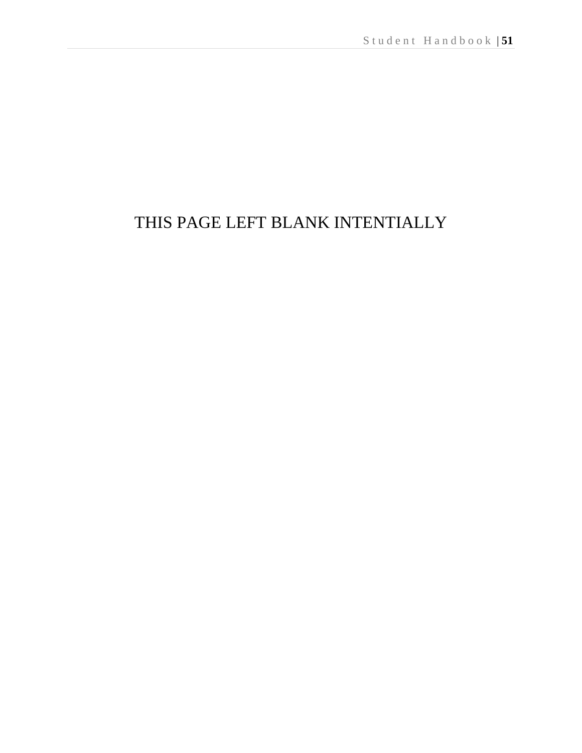THIS PAGE LEFT BLANK INTENTIALLY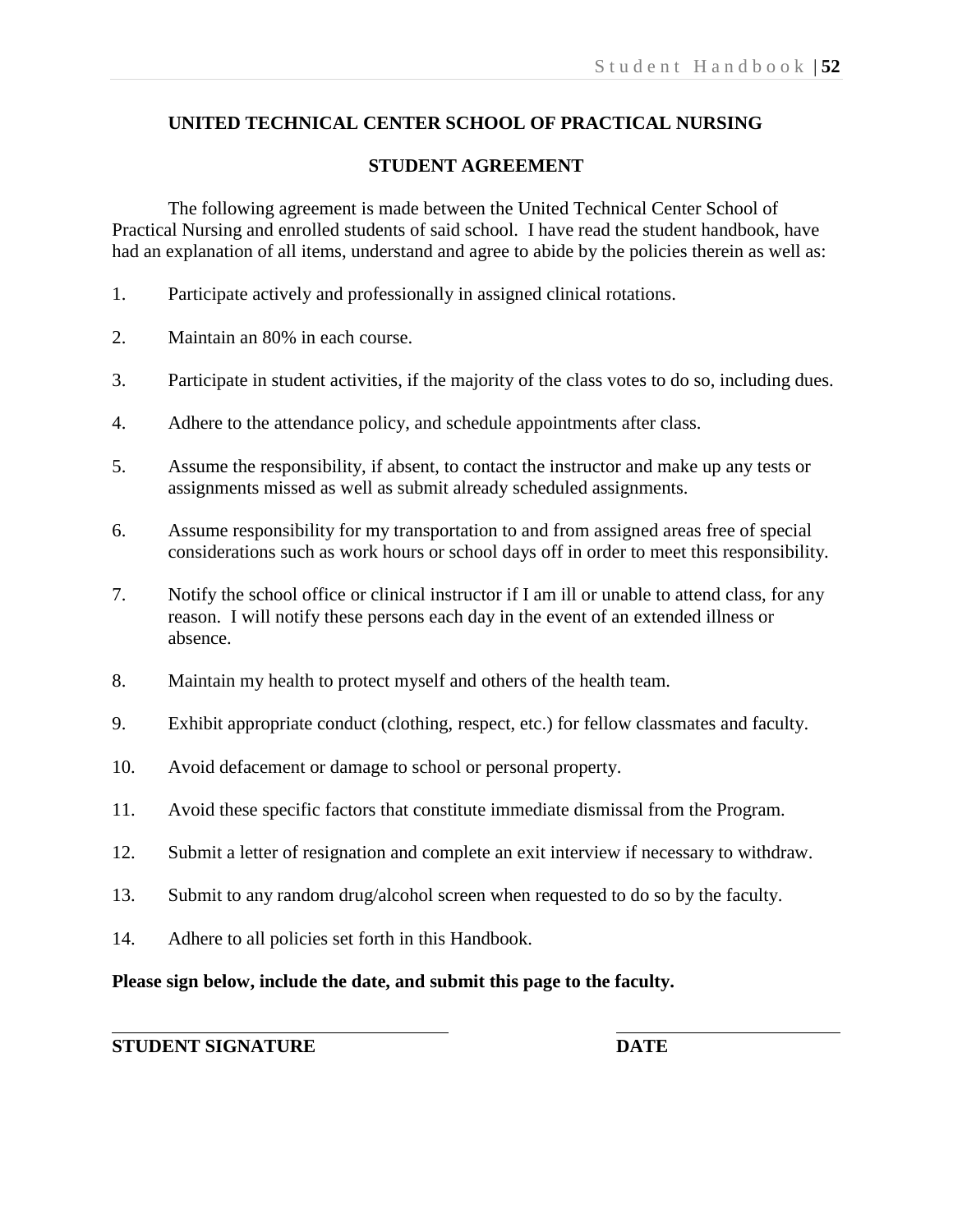## UNITED TECHNICAL CENTER SCHOOL OF PRACTICAL NURSING

## STUDENT AGREEMENT

The following agreement is made between the United Technical Center School of Practical Nursing and enrolled students of said school. I have read the student handbook, have had an explanation of all items, understand and agree to abide by the policies therein as well as:

1. Participate actively and professionally in assigned clinical rotations.
2. Maintain an 80% in each course.
3. Participate in student activities, if the majority of the class votes to do so, including dues.
4. Adhere to the attendance policy, and schedule appointments after class.
5. Assume the responsibility, if absent, to contact the instructor and make up any tests or assignments missed as well as submit already scheduled assignments.
6. Assume responsibility for my transportation to and from assigned areas free of special considerations such as work hours or school days off in order to meet this responsibility.
7. Notify the school office or clinical instructor if I am ill or unable to attend class, for any reason. I will notify these persons each day in the event of an extended illness or absence.
8. Maintain my health to protect myself and others of the health team.
9. Exhibit appropriate conduct (clothing, respect, etc.) for fellow classmates and faculty.
10. Avoid defacement or damage to school or personal property.
11. Avoid these specific factors that constitute immediate dismissal from the Program.
12. Submit a letter of resignation and complete an exit interview if necessary to withdraw.
13. Submit to any random drug/alcohol screen when requested to do so by the faculty.
14. Adhere to all policies set forth in this Handbook.

**Please sign below, include the date, and submit this page to the faculty.**

\_\_\_\_\_\_\_\_\_\_\_\_\_\_\_\_\_\_\_\_\_\_\_\_\_\_\_\_\_\_\_\_\_\_\_\_\_\_ \_\_\_\_\_\_\_\_\_\_\_\_\_\_\_\_\_\_\_\_\_\_\_\_\_\_

**STUDENT SIGNATURE** **DATE**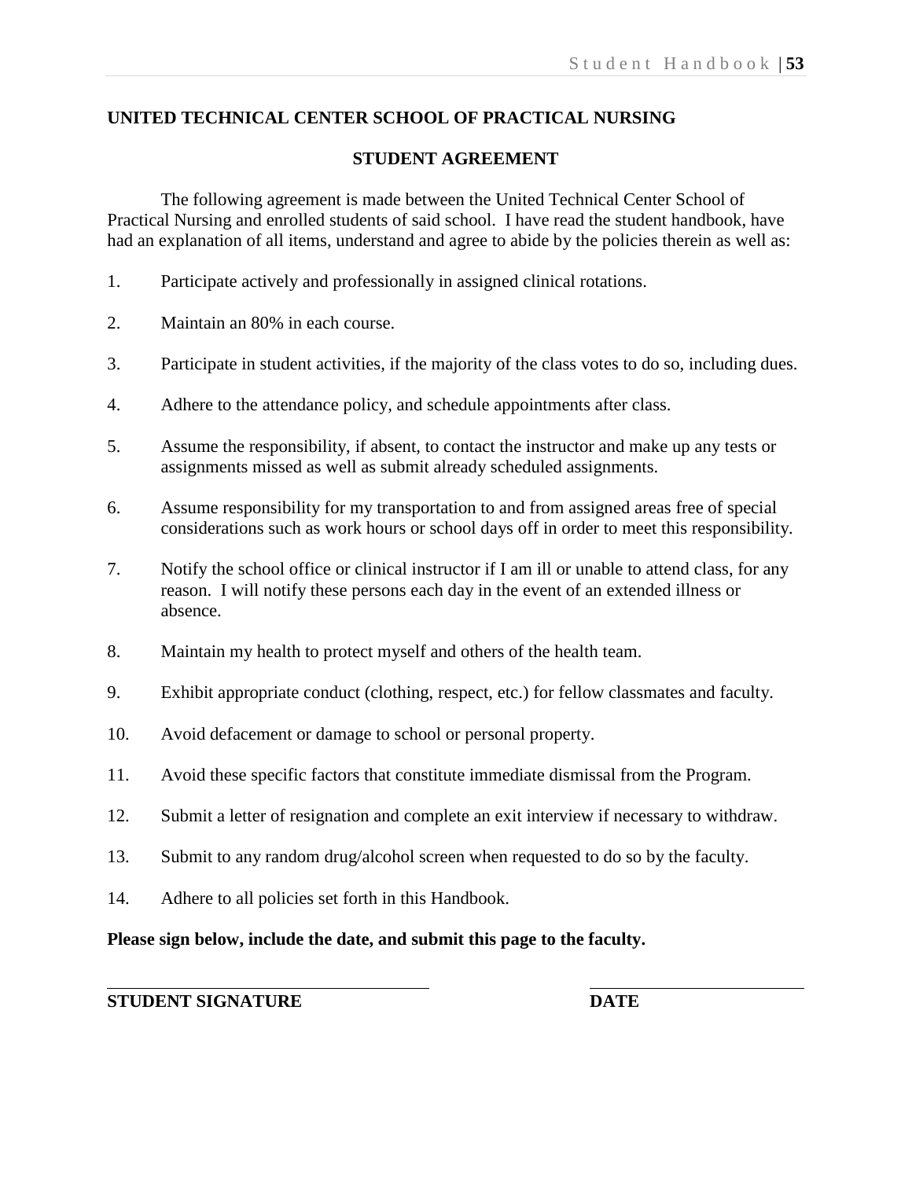**UNITED TECHNICAL CENTER SCHOOL OF PRACTICAL NURSING**

**STUDENT AGREEMENT**

The following agreement is made between the United Technical Center School of Practical Nursing and enrolled students of said school. I have read the student handbook, have had an explanation of all items, understand and agree to abide by the policies therein as well as:

1. Participate actively and professionally in assigned clinical rotations.
2. Maintain an 80% in each course.
3. Participate in student activities, if the majority of the class votes to do so, including dues.
4. Adhere to the attendance policy, and schedule appointments after class.
5. Assume the responsibility, if absent, to contact the instructor and make up any tests or assignments missed as well as submit already scheduled assignments.
6. Assume responsibility for my transportation to and from assigned areas free of special considerations such as work hours or school days off in order to meet this responsibility.
7. Notify the school office or clinical instructor if I am ill or unable to attend class, for any reason. I will notify these persons each day in the event of an extended illness or absence.
8. Maintain my health to protect myself and others of the health team.
9. Exhibit appropriate conduct (clothing, respect, etc.) for fellow classmates and faculty.
10. Avoid defacement or damage to school or personal property.
11. Avoid these specific factors that constitute immediate dismissal from the Program.
12. Submit a letter of resignation and complete an exit interview if necessary to withdraw.
13. Submit to any random drug/alcohol screen when requested to do so by the faculty.
14. Adhere to all policies set forth in this Handbook.

**Please sign below, include the date, and submit this page to the faculty.**

\_\_\_\_\_\_\_\_\_\_\_\_\_\_\_\_\_\_\_\_\_\_\_\_\_\_\_\_\_\_\_\_\_\_\_\_ \_\_\_\_\_\_\_\_\_\_\_\_\_\_\_\_\_\_\_\_\_\_\_\_

**STUDENT SIGNATURE** **DATE**